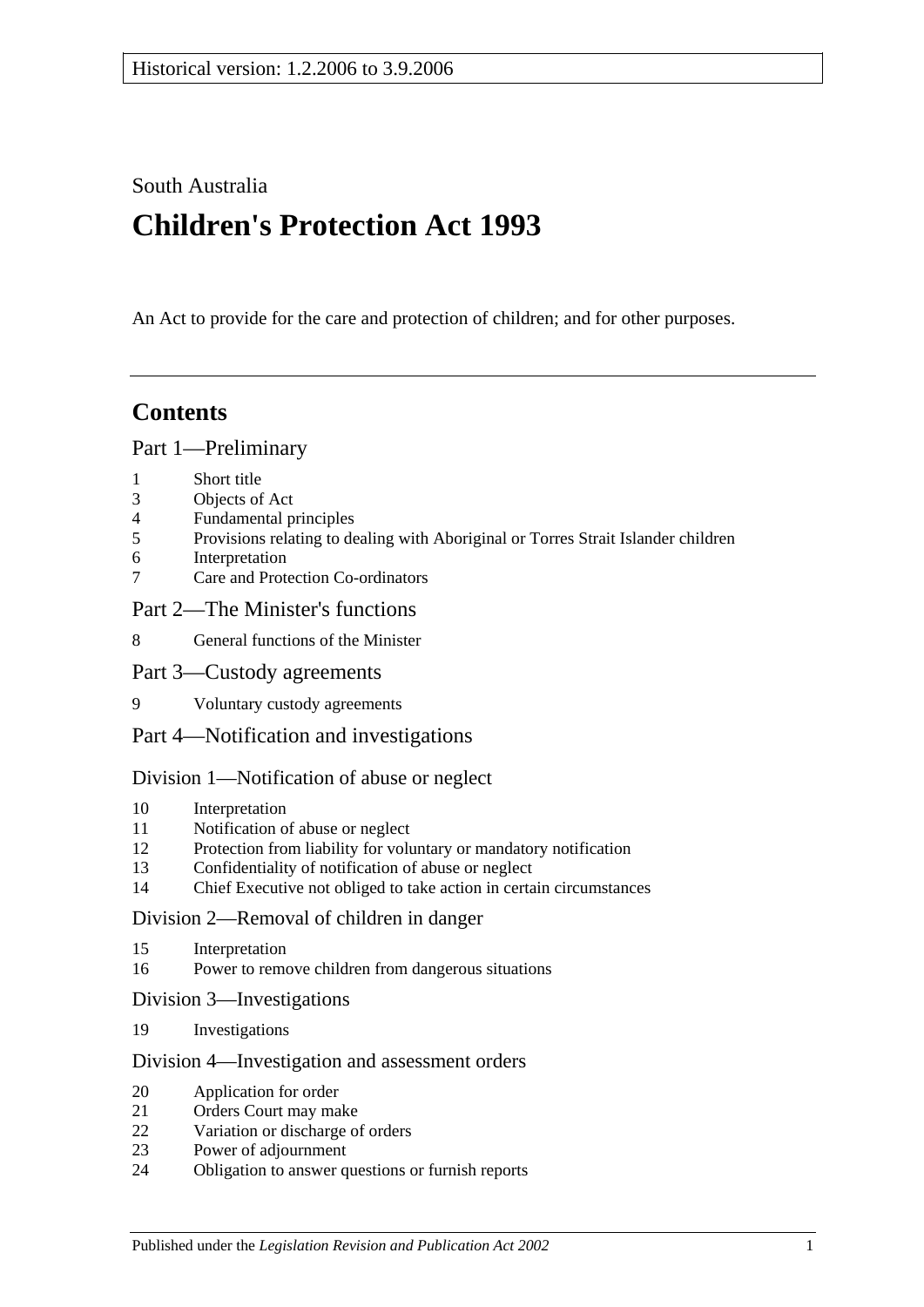Historical version: 1.2.2006 to 3.9.2006

South Australia

# Children's Protection Act 1993

An Act to provide for the care and protection of children; and for other purposes.

---

## Contents

### Part 1—Preliminary

1 Short title
3 Objects of Act
4 Fundamental principles
5 Provisions relating to dealing with Aboriginal or Torres Strait Islander children
6 Interpretation
7 Care and Protection Co-ordinators

### Part 2—The Minister's functions

8 General functions of the Minister

### Part 3—Custody agreements

9 Voluntary custody agreements

### Part 4—Notification and investigations

#### Division 1—Notification of abuse or neglect

10 Interpretation
11 Notification of abuse or neglect
12 Protection from liability for voluntary or mandatory notification
13 Confidentiality of notification of abuse or neglect
14 Chief Executive not obliged to take action in certain circumstances

#### Division 2—Removal of children in danger

15 Interpretation
16 Power to remove children from dangerous situations

#### Division 3—Investigations

19 Investigations

#### Division 4—Investigation and assessment orders

20 Application for order
21 Orders Court may make
22 Variation or discharge of orders
23 Power of adjournment
24 Obligation to answer questions or furnish reports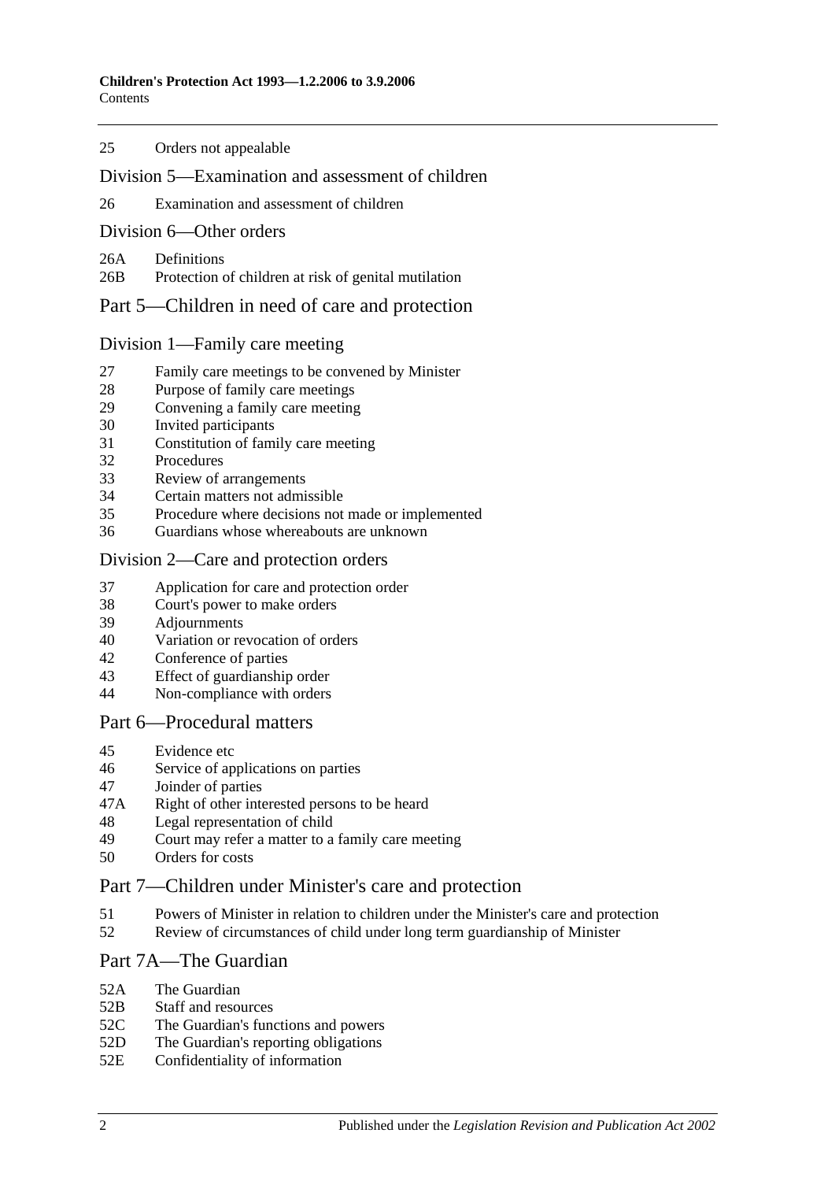25 Orders not appealable

## Division 5—Examination and assessment of children

26 Examination and assessment of children

## Division 6—Other orders

26A Definitions
26B Protection of children at risk of genital mutilation

# Part 5—Children in need of care and protection

## Division 1—Family care meeting

27 Family care meetings to be convened by Minister
28 Purpose of family care meetings
29 Convening a family care meeting
30 Invited participants
31 Constitution of family care meeting
32 Procedures
33 Review of arrangements
34 Certain matters not admissible
35 Procedure where decisions not made or implemented
36 Guardians whose whereabouts are unknown

## Division 2—Care and protection orders

37 Application for care and protection order
38 Court's power to make orders
39 Adjournments
40 Variation or revocation of orders
42 Conference of parties
43 Effect of guardianship order
44 Non-compliance with orders

# Part 6—Procedural matters

45 Evidence etc
46 Service of applications on parties
47 Joinder of parties
47A Right of other interested persons to be heard
48 Legal representation of child
49 Court may refer a matter to a family care meeting
50 Orders for costs

# Part 7—Children under Minister's care and protection

51 Powers of Minister in relation to children under the Minister's care and protection
52 Review of circumstances of child under long term guardianship of Minister

# Part 7A—The Guardian

52A The Guardian
52B Staff and resources
52C The Guardian's functions and powers
52D The Guardian's reporting obligations
52E Confidentiality of information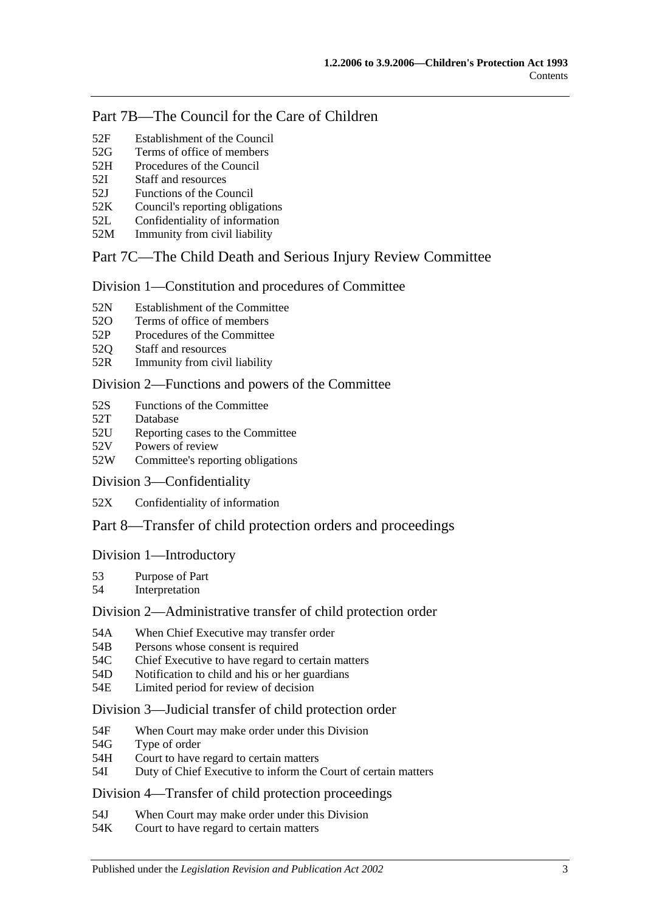## Part 7B—The Council for the Care of Children

52F Establishment of the Council
52G Terms of office of members
52H Procedures of the Council
52I Staff and resources
52J Functions of the Council
52K Council's reporting obligations
52L Confidentiality of information
52M Immunity from civil liability

## Part 7C—The Child Death and Serious Injury Review Committee

### Division 1—Constitution and procedures of Committee

52N Establishment of the Committee
52O Terms of office of members
52P Procedures of the Committee
52Q Staff and resources
52R Immunity from civil liability

### Division 2—Functions and powers of the Committee

52S Functions of the Committee
52T Database
52U Reporting cases to the Committee
52V Powers of review
52W Committee's reporting obligations

### Division 3—Confidentiality

52X Confidentiality of information

## Part 8—Transfer of child protection orders and proceedings

### Division 1—Introductory

53 Purpose of Part
54 Interpretation

### Division 2—Administrative transfer of child protection order

54A When Chief Executive may transfer order
54B Persons whose consent is required
54C Chief Executive to have regard to certain matters
54D Notification to child and his or her guardians
54E Limited period for review of decision

### Division 3—Judicial transfer of child protection order

54F When Court may make order under this Division
54G Type of order
54H Court to have regard to certain matters
54I Duty of Chief Executive to inform the Court of certain matters

### Division 4—Transfer of child protection proceedings

54J When Court may make order under this Division
54K Court to have regard to certain matters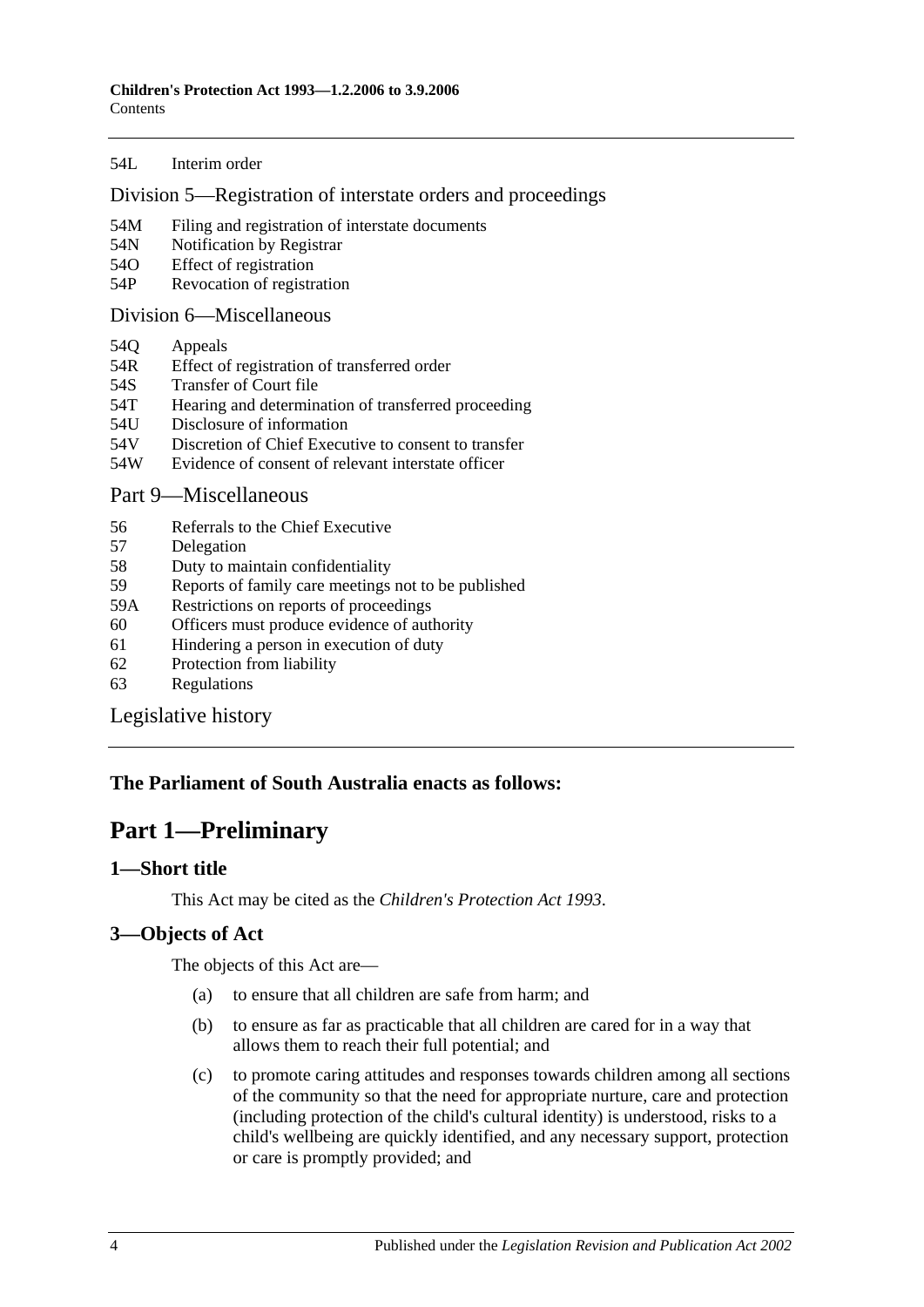54L Interim order

Division 5—Registration of interstate orders and proceedings

54M Filing and registration of interstate documents
54N Notification by Registrar
54O Effect of registration
54P Revocation of registration

Division 6—Miscellaneous

54Q Appeals
54R Effect of registration of transferred order
54S Transfer of Court file
54T Hearing and determination of transferred proceeding
54U Disclosure of information
54V Discretion of Chief Executive to consent to transfer
54W Evidence of consent of relevant interstate officer

Part 9—Miscellaneous

56 Referrals to the Chief Executive
57 Delegation
58 Duty to maintain confidentiality
59 Reports of family care meetings not to be published
59A Restrictions on reports of proceedings
60 Officers must produce evidence of authority
61 Hindering a person in execution of duty
62 Protection from liability
63 Regulations

Legislative history

**The Parliament of South Australia enacts as follows:**

# Part 1—Preliminary

## 1—Short title

This Act may be cited as the *Children's Protection Act 1993*.

## 3—Objects of Act

The objects of this Act are—

(a) to ensure that all children are safe from harm; and

(b) to ensure as far as practicable that all children are cared for in a way that allows them to reach their full potential; and

(c) to promote caring attitudes and responses towards children among all sections of the community so that the need for appropriate nurture, care and protection (including protection of the child's cultural identity) is understood, risks to a child's wellbeing are quickly identified, and any necessary support, protection or care is promptly provided; and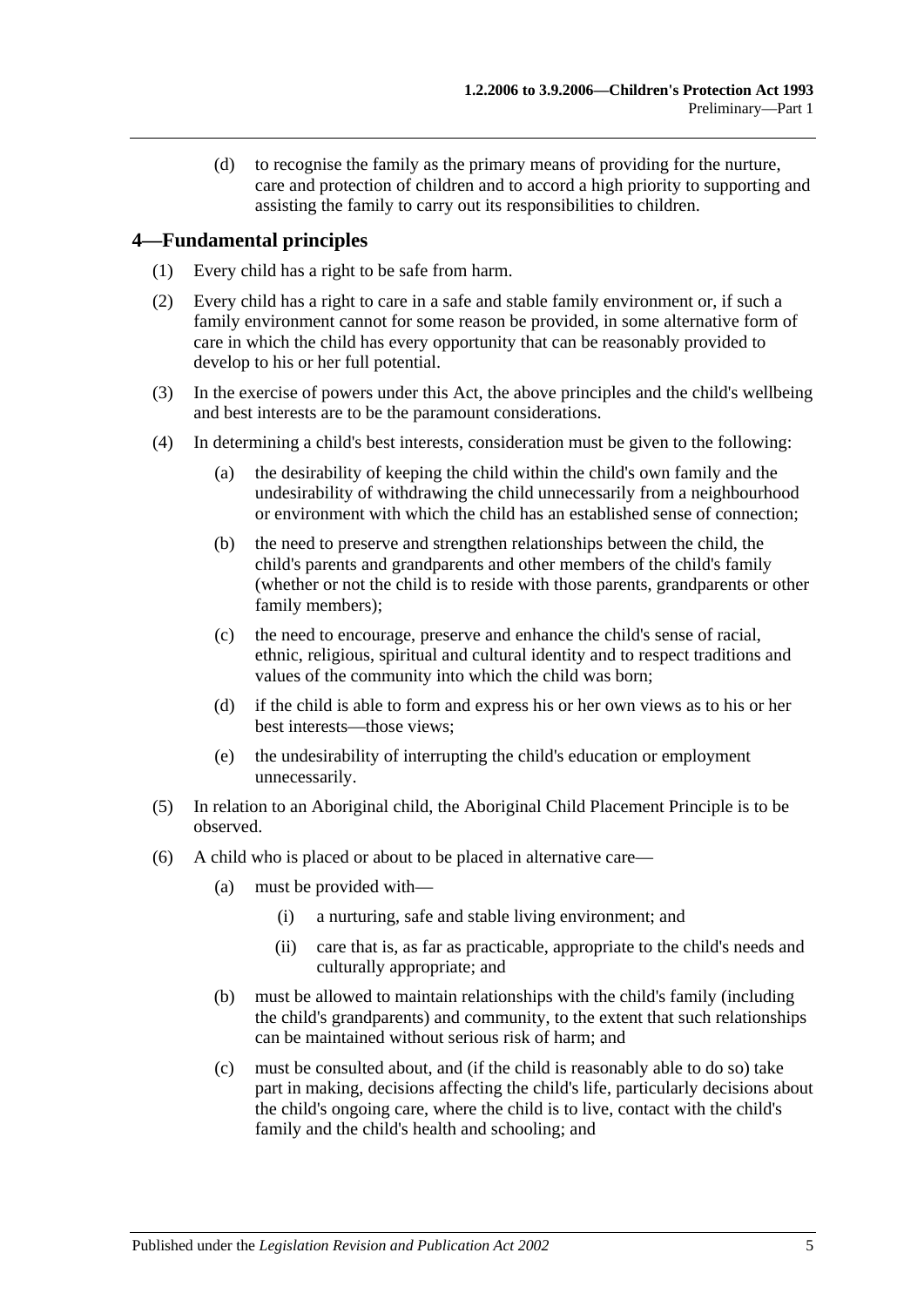(d) to recognise the family as the primary means of providing for the nurture, care and protection of children and to accord a high priority to supporting and assisting the family to carry out its responsibilities to children.

## 4—Fundamental principles

(1) Every child has a right to be safe from harm.

(2) Every child has a right to care in a safe and stable family environment or, if such a family environment cannot for some reason be provided, in some alternative form of care in which the child has every opportunity that can be reasonably provided to develop to his or her full potential.

(3) In the exercise of powers under this Act, the above principles and the child's wellbeing and best interests are to be the paramount considerations.

(4) In determining a child's best interests, consideration must be given to the following:

- (a) the desirability of keeping the child within the child's own family and the undesirability of withdrawing the child unnecessarily from a neighbourhood or environment with which the child has an established sense of connection;
- (b) the need to preserve and strengthen relationships between the child, the child's parents and grandparents and other members of the child's family (whether or not the child is to reside with those parents, grandparents or other family members);
- (c) the need to encourage, preserve and enhance the child's sense of racial, ethnic, religious, spiritual and cultural identity and to respect traditions and values of the community into which the child was born;
- (d) if the child is able to form and express his or her own views as to his or her best interests—those views;
- (e) the undesirability of interrupting the child's education or employment unnecessarily.

(5) In relation to an Aboriginal child, the Aboriginal Child Placement Principle is to be observed.

(6) A child who is placed or about to be placed in alternative care—

- (a) must be provided with—
  - (i) a nurturing, safe and stable living environment; and
  - (ii) care that is, as far as practicable, appropriate to the child's needs and culturally appropriate; and
- (b) must be allowed to maintain relationships with the child's family (including the child's grandparents) and community, to the extent that such relationships can be maintained without serious risk of harm; and
- (c) must be consulted about, and (if the child is reasonably able to do so) take part in making, decisions affecting the child's life, particularly decisions about the child's ongoing care, where the child is to live, contact with the child's family and the child's health and schooling; and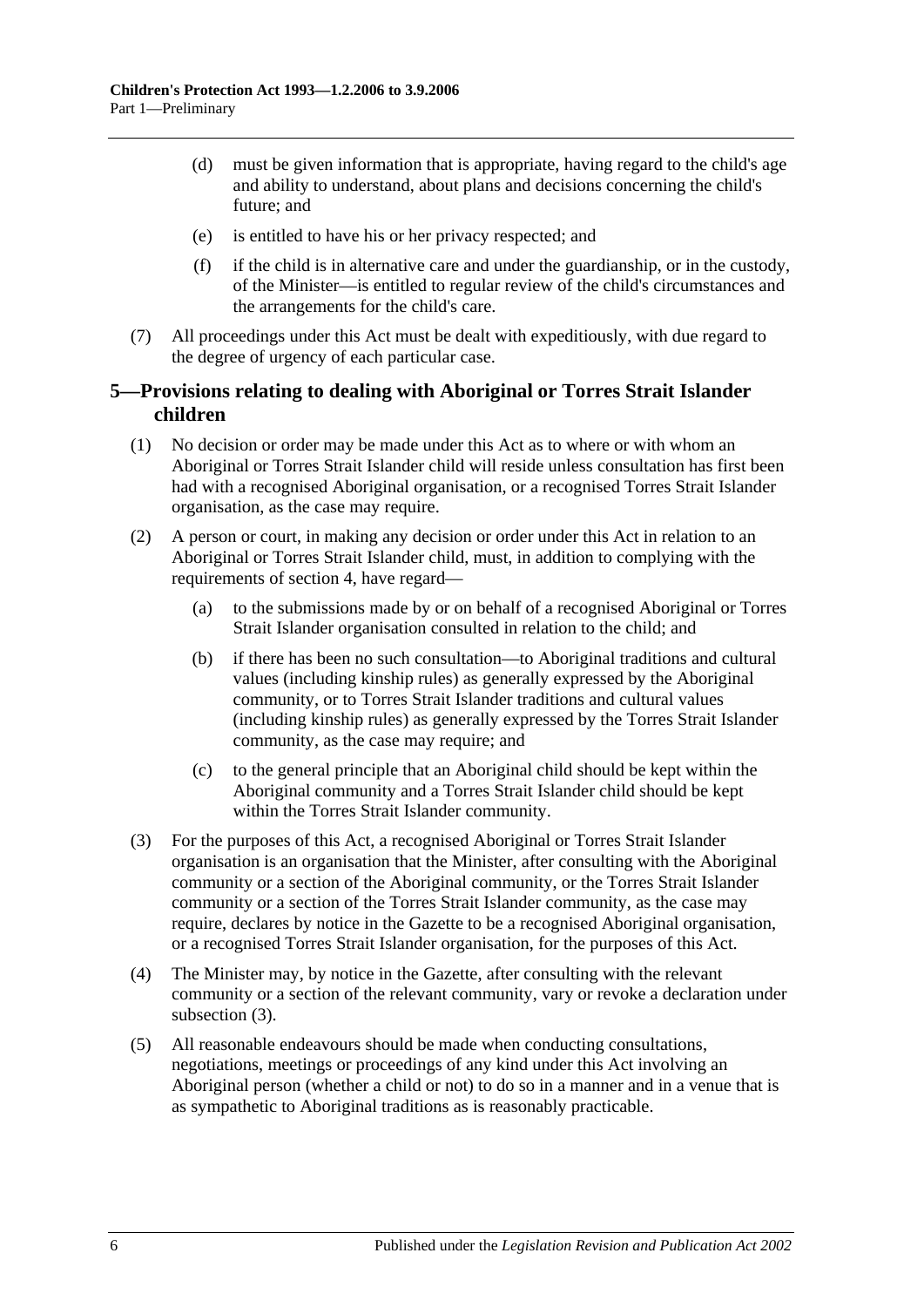(d) must be given information that is appropriate, having regard to the child's age and ability to understand, about plans and decisions concerning the child's future; and

(e) is entitled to have his or her privacy respected; and

(f) if the child is in alternative care and under the guardianship, or in the custody, of the Minister—is entitled to regular review of the child's circumstances and the arrangements for the child's care.

(7) All proceedings under this Act must be dealt with expeditiously, with due regard to the degree of urgency of each particular case.

## 5—Provisions relating to dealing with Aboriginal or Torres Strait Islander children

(1) No decision or order may be made under this Act as to where or with whom an Aboriginal or Torres Strait Islander child will reside unless consultation has first been had with a recognised Aboriginal organisation, or a recognised Torres Strait Islander organisation, as the case may require.

(2) A person or court, in making any decision or order under this Act in relation to an Aboriginal or Torres Strait Islander child, must, in addition to complying with the requirements of section 4, have regard—

(a) to the submissions made by or on behalf of a recognised Aboriginal or Torres Strait Islander organisation consulted in relation to the child; and

(b) if there has been no such consultation—to Aboriginal traditions and cultural values (including kinship rules) as generally expressed by the Aboriginal community, or to Torres Strait Islander traditions and cultural values (including kinship rules) as generally expressed by the Torres Strait Islander community, as the case may require; and

(c) to the general principle that an Aboriginal child should be kept within the Aboriginal community and a Torres Strait Islander child should be kept within the Torres Strait Islander community.

(3) For the purposes of this Act, a recognised Aboriginal or Torres Strait Islander organisation is an organisation that the Minister, after consulting with the Aboriginal community or a section of the Aboriginal community, or the Torres Strait Islander community or a section of the Torres Strait Islander community, as the case may require, declares by notice in the Gazette to be a recognised Aboriginal organisation, or a recognised Torres Strait Islander organisation, for the purposes of this Act.

(4) The Minister may, by notice in the Gazette, after consulting with the relevant community or a section of the relevant community, vary or revoke a declaration under subsection (3).

(5) All reasonable endeavours should be made when conducting consultations, negotiations, meetings or proceedings of any kind under this Act involving an Aboriginal person (whether a child or not) to do so in a manner and in a venue that is as sympathetic to Aboriginal traditions as is reasonably practicable.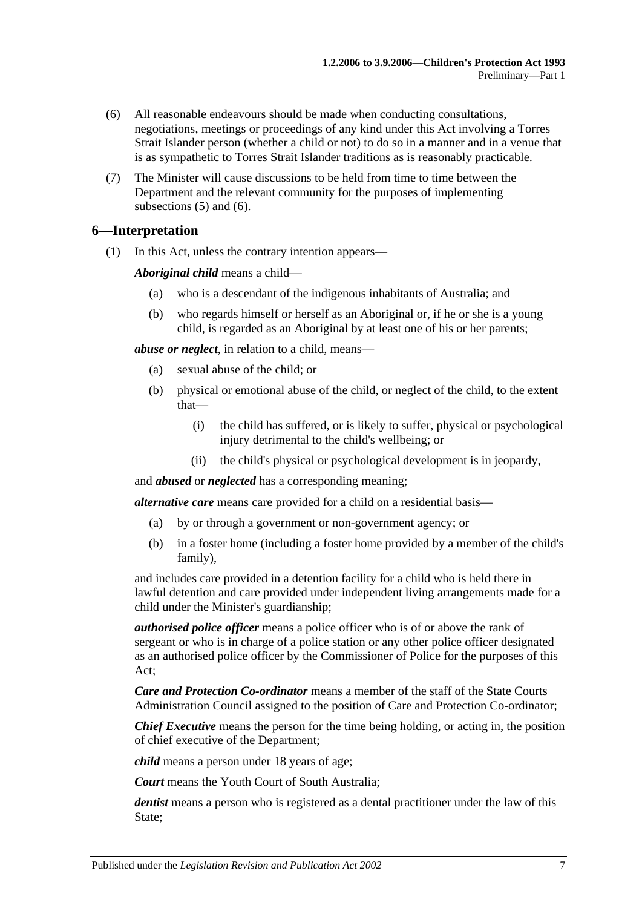(6) All reasonable endeavours should be made when conducting consultations, negotiations, meetings or proceedings of any kind under this Act involving a Torres Strait Islander person (whether a child or not) to do so in a manner and in a venue that is as sympathetic to Torres Strait Islander traditions as is reasonably practicable.

(7) The Minister will cause discussions to be held from time to time between the Department and the relevant community for the purposes of implementing subsections (5) and (6).

## 6—Interpretation

(1) In this Act, unless the contrary intention appears—

***Aboriginal child*** means a child—

(a) who is a descendant of the indigenous inhabitants of Australia; and

(b) who regards himself or herself as an Aboriginal or, if he or she is a young child, is regarded as an Aboriginal by at least one of his or her parents;

***abuse or neglect***, in relation to a child, means—

(a) sexual abuse of the child; or

(b) physical or emotional abuse of the child, or neglect of the child, to the extent that—

(i) the child has suffered, or is likely to suffer, physical or psychological injury detrimental to the child's wellbeing; or

(ii) the child's physical or psychological development is in jeopardy,

and ***abused*** or ***neglected*** has a corresponding meaning;

***alternative care*** means care provided for a child on a residential basis—

(a) by or through a government or non-government agency; or

(b) in a foster home (including a foster home provided by a member of the child's family),

and includes care provided in a detention facility for a child who is held there in lawful detention and care provided under independent living arrangements made for a child under the Minister's guardianship;

***authorised police officer*** means a police officer who is of or above the rank of sergeant or who is in charge of a police station or any other police officer designated as an authorised police officer by the Commissioner of Police for the purposes of this Act;

***Care and Protection Co-ordinator*** means a member of the staff of the State Courts Administration Council assigned to the position of Care and Protection Co-ordinator;

***Chief Executive*** means the person for the time being holding, or acting in, the position of chief executive of the Department;

***child*** means a person under 18 years of age;

***Court*** means the Youth Court of South Australia;

***dentist*** means a person who is registered as a dental practitioner under the law of this State;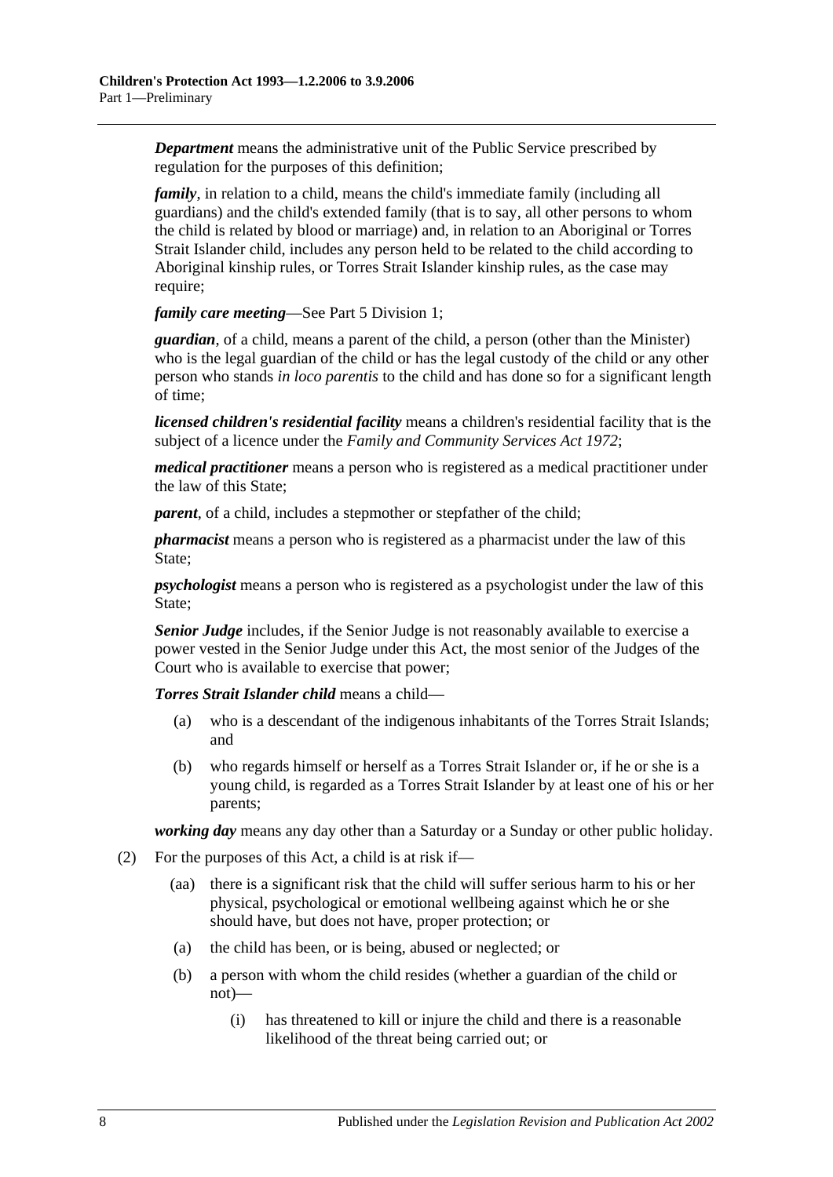***Department*** means the administrative unit of the Public Service prescribed by regulation for the purposes of this definition;

***family***, in relation to a child, means the child's immediate family (including all guardians) and the child's extended family (that is to say, all other persons to whom the child is related by blood or marriage) and, in relation to an Aboriginal or Torres Strait Islander child, includes any person held to be related to the child according to Aboriginal kinship rules, or Torres Strait Islander kinship rules, as the case may require;

***family care meeting***—See Part 5 Division 1;

***guardian***, of a child, means a parent of the child, a person (other than the Minister) who is the legal guardian of the child or has the legal custody of the child or any other person who stands *in loco parentis* to the child and has done so for a significant length of time;

***licensed children's residential facility*** means a children's residential facility that is the subject of a licence under the *Family and Community Services Act 1972*;

***medical practitioner*** means a person who is registered as a medical practitioner under the law of this State;

***parent***, of a child, includes a stepmother or stepfather of the child;

***pharmacist*** means a person who is registered as a pharmacist under the law of this State;

***psychologist*** means a person who is registered as a psychologist under the law of this State;

***Senior Judge*** includes, if the Senior Judge is not reasonably available to exercise a power vested in the Senior Judge under this Act, the most senior of the Judges of the Court who is available to exercise that power;

***Torres Strait Islander child*** means a child—

(a) who is a descendant of the indigenous inhabitants of the Torres Strait Islands; and

(b) who regards himself or herself as a Torres Strait Islander or, if he or she is a young child, is regarded as a Torres Strait Islander by at least one of his or her parents;

***working day*** means any day other than a Saturday or a Sunday or other public holiday.

(2) For the purposes of this Act, a child is at risk if—

(aa) there is a significant risk that the child will suffer serious harm to his or her physical, psychological or emotional wellbeing against which he or she should have, but does not have, proper protection; or

(a) the child has been, or is being, abused or neglected; or

(b) a person with whom the child resides (whether a guardian of the child or not)—

(i) has threatened to kill or injure the child and there is a reasonable likelihood of the threat being carried out; or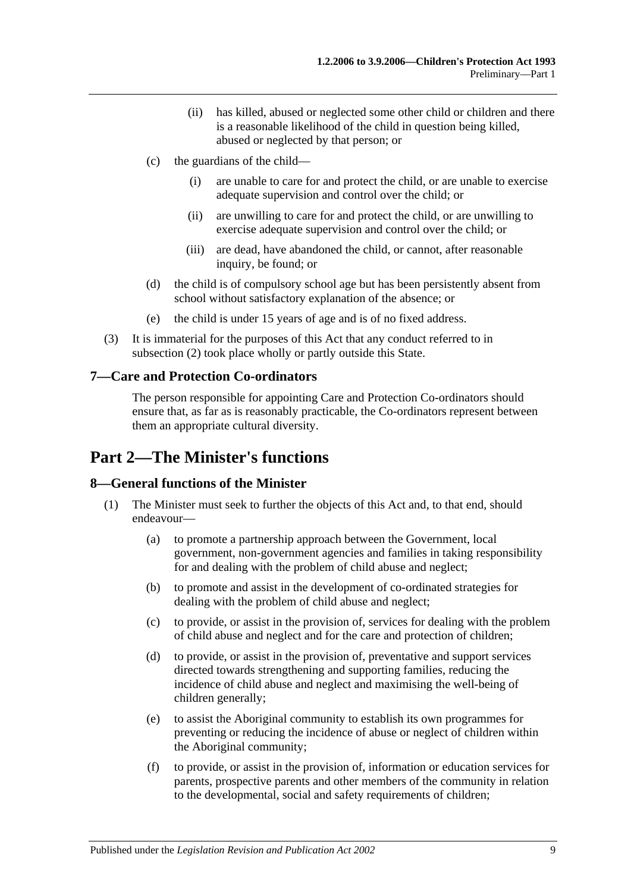(ii) has killed, abused or neglected some other child or children and there is a reasonable likelihood of the child in question being killed, abused or neglected by that person; or

(c) the guardians of the child—

(i) are unable to care for and protect the child, or are unable to exercise adequate supervision and control over the child; or

(ii) are unwilling to care for and protect the child, or are unwilling to exercise adequate supervision and control over the child; or

(iii) are dead, have abandoned the child, or cannot, after reasonable inquiry, be found; or

(d) the child is of compulsory school age but has been persistently absent from school without satisfactory explanation of the absence; or

(e) the child is under 15 years of age and is of no fixed address.

(3) It is immaterial for the purposes of this Act that any conduct referred to in subsection (2) took place wholly or partly outside this State.

### 7—Care and Protection Co-ordinators

The person responsible for appointing Care and Protection Co-ordinators should ensure that, as far as is reasonably practicable, the Co-ordinators represent between them an appropriate cultural diversity.

## Part 2—The Minister's functions

### 8—General functions of the Minister

(1) The Minister must seek to further the objects of this Act and, to that end, should endeavour—

(a) to promote a partnership approach between the Government, local government, non-government agencies and families in taking responsibility for and dealing with the problem of child abuse and neglect;

(b) to promote and assist in the development of co-ordinated strategies for dealing with the problem of child abuse and neglect;

(c) to provide, or assist in the provision of, services for dealing with the problem of child abuse and neglect and for the care and protection of children;

(d) to provide, or assist in the provision of, preventative and support services directed towards strengthening and supporting families, reducing the incidence of child abuse and neglect and maximising the well-being of children generally;

(e) to assist the Aboriginal community to establish its own programmes for preventing or reducing the incidence of abuse or neglect of children within the Aboriginal community;

(f) to provide, or assist in the provision of, information or education services for parents, prospective parents and other members of the community in relation to the developmental, social and safety requirements of children;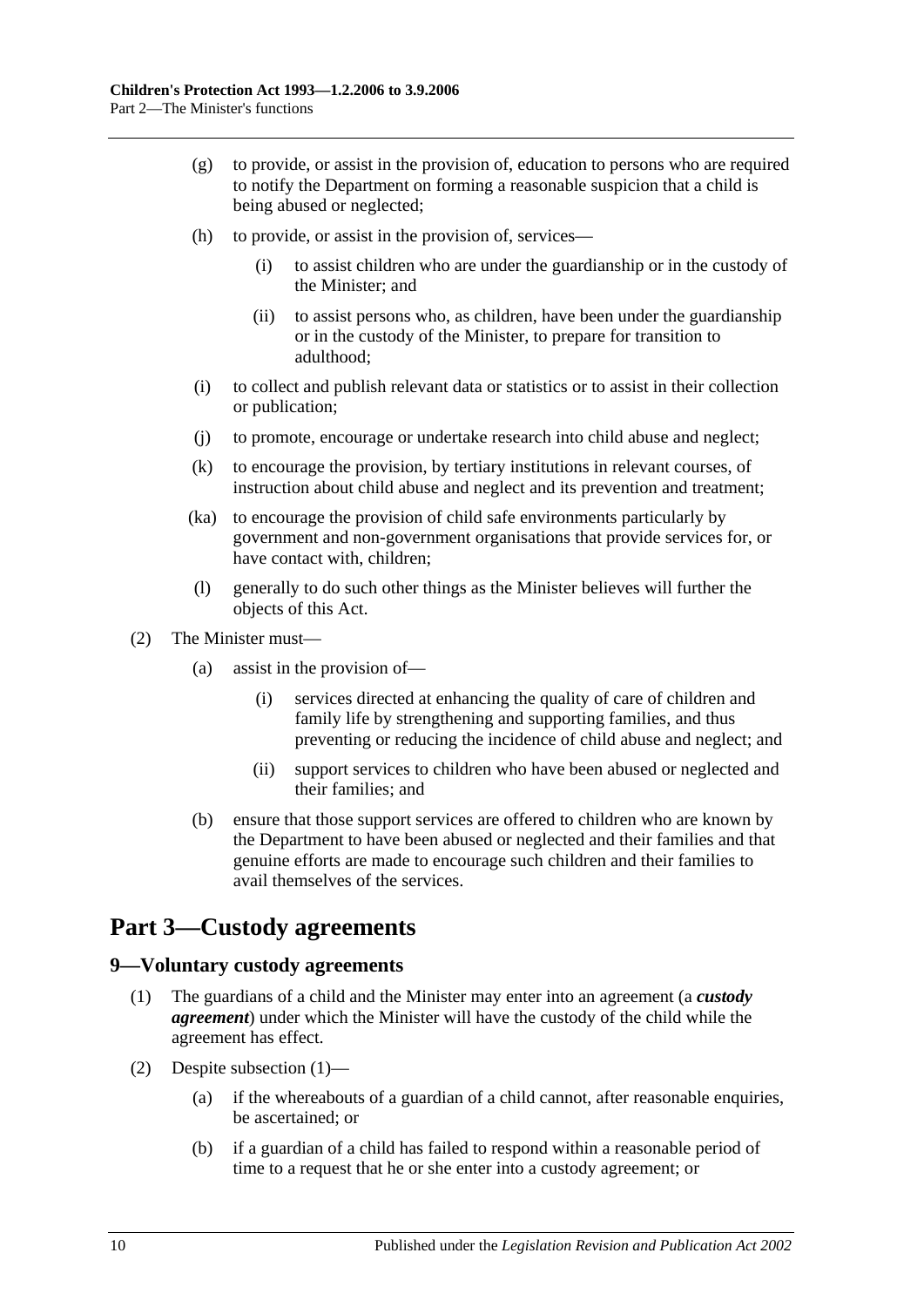(g) to provide, or assist in the provision of, education to persons who are required to notify the Department on forming a reasonable suspicion that a child is being abused or neglected;

(h) to provide, or assist in the provision of, services—

(i) to assist children who are under the guardianship or in the custody of the Minister; and

(ii) to assist persons who, as children, have been under the guardianship or in the custody of the Minister, to prepare for transition to adulthood;

(i) to collect and publish relevant data or statistics or to assist in their collection or publication;

(j) to promote, encourage or undertake research into child abuse and neglect;

(k) to encourage the provision, by tertiary institutions in relevant courses, of instruction about child abuse and neglect and its prevention and treatment;

(ka) to encourage the provision of child safe environments particularly by government and non-government organisations that provide services for, or have contact with, children;

(l) generally to do such other things as the Minister believes will further the objects of this Act.

(2) The Minister must—

(a) assist in the provision of—

(i) services directed at enhancing the quality of care of children and family life by strengthening and supporting families, and thus preventing or reducing the incidence of child abuse and neglect; and

(ii) support services to children who have been abused or neglected and their families; and

(b) ensure that those support services are offered to children who are known by the Department to have been abused or neglected and their families and that genuine efforts are made to encourage such children and their families to avail themselves of the services.

# Part 3—Custody agreements

## 9—Voluntary custody agreements

(1) The guardians of a child and the Minister may enter into an agreement (a ***custody agreement***) under which the Minister will have the custody of the child while the agreement has effect.

(2) Despite subsection (1)—

(a) if the whereabouts of a guardian of a child cannot, after reasonable enquiries, be ascertained; or

(b) if a guardian of a child has failed to respond within a reasonable period of time to a request that he or she enter into a custody agreement; or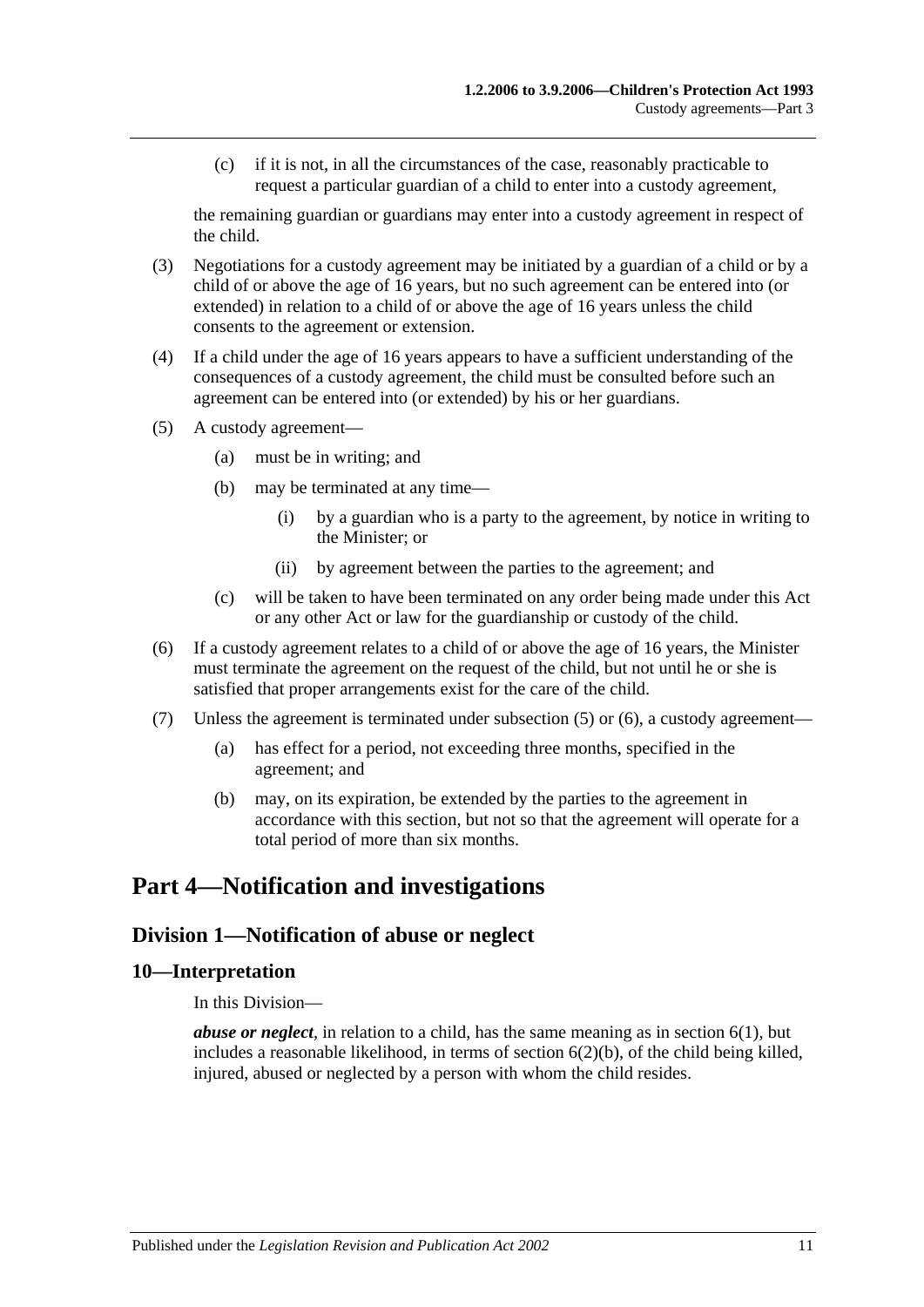(c) if it is not, in all the circumstances of the case, reasonably practicable to request a particular guardian of a child to enter into a custody agreement,

the remaining guardian or guardians may enter into a custody agreement in respect of the child.

(3) Negotiations for a custody agreement may be initiated by a guardian of a child or by a child of or above the age of 16 years, but no such agreement can be entered into (or extended) in relation to a child of or above the age of 16 years unless the child consents to the agreement or extension.

(4) If a child under the age of 16 years appears to have a sufficient understanding of the consequences of a custody agreement, the child must be consulted before such an agreement can be entered into (or extended) by his or her guardians.

(5) A custody agreement—

(a) must be in writing; and

(b) may be terminated at any time—

(i) by a guardian who is a party to the agreement, by notice in writing to the Minister; or

(ii) by agreement between the parties to the agreement; and

(c) will be taken to have been terminated on any order being made under this Act or any other Act or law for the guardianship or custody of the child.

(6) If a custody agreement relates to a child of or above the age of 16 years, the Minister must terminate the agreement on the request of the child, but not until he or she is satisfied that proper arrangements exist for the care of the child.

(7) Unless the agreement is terminated under subsection (5) or (6), a custody agreement—

(a) has effect for a period, not exceeding three months, specified in the agreement; and

(b) may, on its expiration, be extended by the parties to the agreement in accordance with this section, but not so that the agreement will operate for a total period of more than six months.

# Part 4—Notification and investigations

## Division 1—Notification of abuse or neglect

### 10—Interpretation

In this Division—

***abuse or neglect***, in relation to a child, has the same meaning as in section 6(1), but includes a reasonable likelihood, in terms of section 6(2)(b), of the child being killed, injured, abused or neglected by a person with whom the child resides.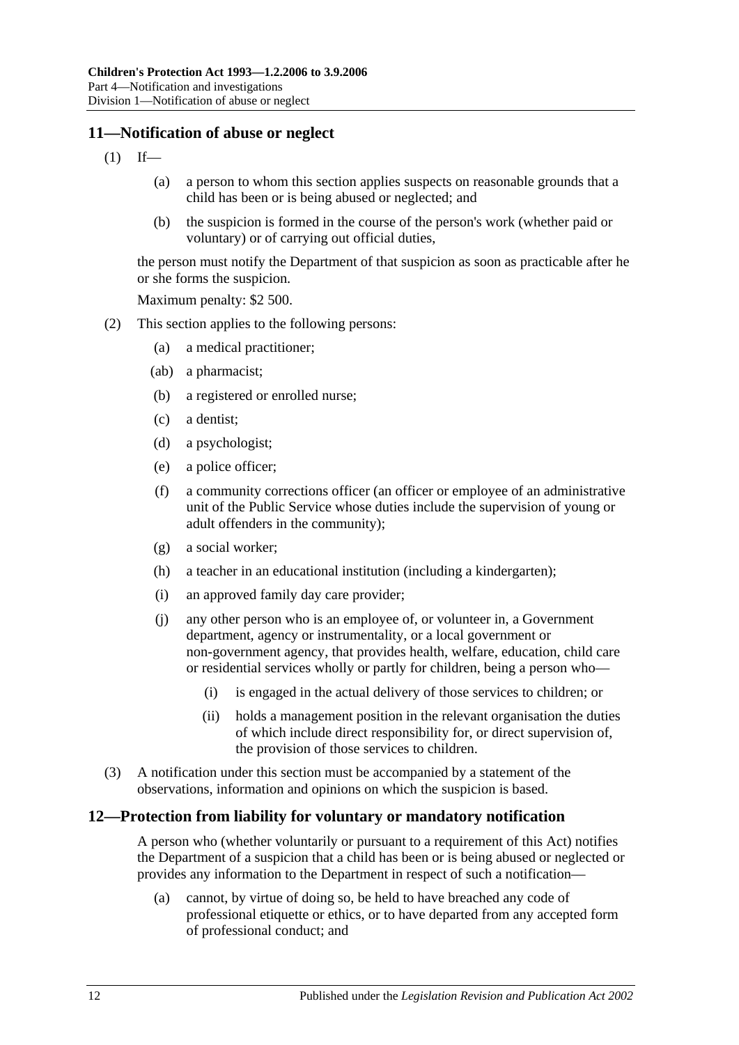## 11—Notification of abuse or neglect

(1) If—

(a) a person to whom this section applies suspects on reasonable grounds that a child has been or is being abused or neglected; and

(b) the suspicion is formed in the course of the person's work (whether paid or voluntary) or of carrying out official duties,

the person must notify the Department of that suspicion as soon as practicable after he or she forms the suspicion.

Maximum penalty: $2 500.

(2) This section applies to the following persons:

(a) a medical practitioner;

(ab) a pharmacist;

(b) a registered or enrolled nurse;

(c) a dentist;

(d) a psychologist;

(e) a police officer;

(f) a community corrections officer (an officer or employee of an administrative unit of the Public Service whose duties include the supervision of young or adult offenders in the community);

(g) a social worker;

(h) a teacher in an educational institution (including a kindergarten);

(i) an approved family day care provider;

(j) any other person who is an employee of, or volunteer in, a Government department, agency or instrumentality, or a local government or non-government agency, that provides health, welfare, education, child care or residential services wholly or partly for children, being a person who—

(i) is engaged in the actual delivery of those services to children; or

(ii) holds a management position in the relevant organisation the duties of which include direct responsibility for, or direct supervision of, the provision of those services to children.

(3) A notification under this section must be accompanied by a statement of the observations, information and opinions on which the suspicion is based.

## 12—Protection from liability for voluntary or mandatory notification

A person who (whether voluntarily or pursuant to a requirement of this Act) notifies the Department of a suspicion that a child has been or is being abused or neglected or provides any information to the Department in respect of such a notification—

(a) cannot, by virtue of doing so, be held to have breached any code of professional etiquette or ethics, or to have departed from any accepted form of professional conduct; and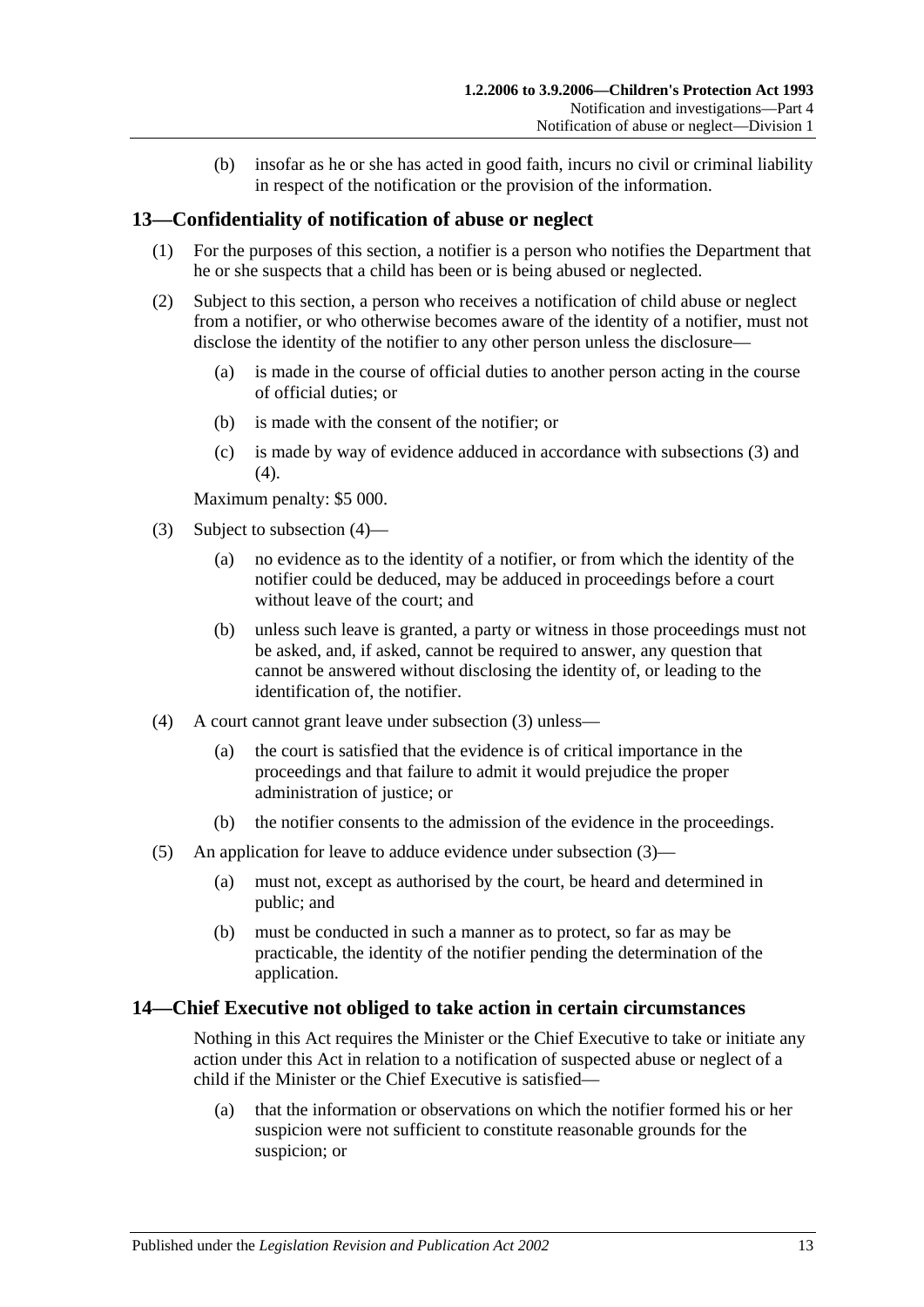(b) insofar as he or she has acted in good faith, incurs no civil or criminal liability in respect of the notification or the provision of the information.

## 13—Confidentiality of notification of abuse or neglect

(1) For the purposes of this section, a notifier is a person who notifies the Department that he or she suspects that a child has been or is being abused or neglected.

(2) Subject to this section, a person who receives a notification of child abuse or neglect from a notifier, or who otherwise becomes aware of the identity of a notifier, must not disclose the identity of the notifier to any other person unless the disclosure—

(a) is made in the course of official duties to another person acting in the course of official duties; or

(b) is made with the consent of the notifier; or

(c) is made by way of evidence adduced in accordance with subsections (3) and (4).

Maximum penalty: $5 000.

(3) Subject to subsection (4)—

(a) no evidence as to the identity of a notifier, or from which the identity of the notifier could be deduced, may be adduced in proceedings before a court without leave of the court; and

(b) unless such leave is granted, a party or witness in those proceedings must not be asked, and, if asked, cannot be required to answer, any question that cannot be answered without disclosing the identity of, or leading to the identification of, the notifier.

(4) A court cannot grant leave under subsection (3) unless—

(a) the court is satisfied that the evidence is of critical importance in the proceedings and that failure to admit it would prejudice the proper administration of justice; or

(b) the notifier consents to the admission of the evidence in the proceedings.

(5) An application for leave to adduce evidence under subsection (3)—

(a) must not, except as authorised by the court, be heard and determined in public; and

(b) must be conducted in such a manner as to protect, so far as may be practicable, the identity of the notifier pending the determination of the application.

## 14—Chief Executive not obliged to take action in certain circumstances

Nothing in this Act requires the Minister or the Chief Executive to take or initiate any action under this Act in relation to a notification of suspected abuse or neglect of a child if the Minister or the Chief Executive is satisfied—

(a) that the information or observations on which the notifier formed his or her suspicion were not sufficient to constitute reasonable grounds for the suspicion; or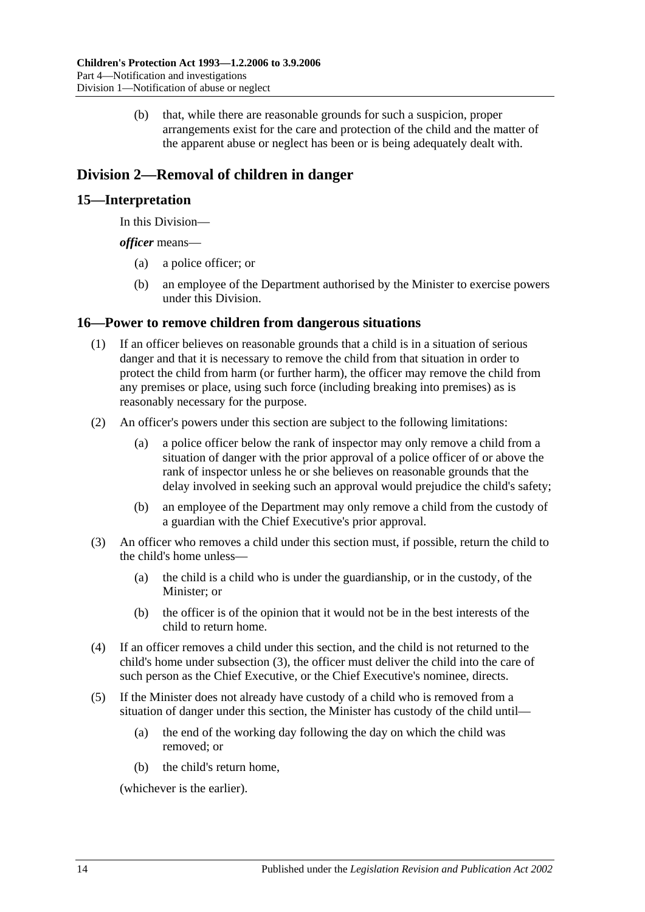(b) that, while there are reasonable grounds for such a suspicion, proper arrangements exist for the care and protection of the child and the matter of the apparent abuse or neglect has been or is being adequately dealt with.

## Division 2—Removal of children in danger

### 15—Interpretation

In this Division—

***officer*** means—

(a) a police officer; or

(b) an employee of the Department authorised by the Minister to exercise powers under this Division.

### 16—Power to remove children from dangerous situations

(1) If an officer believes on reasonable grounds that a child is in a situation of serious danger and that it is necessary to remove the child from that situation in order to protect the child from harm (or further harm), the officer may remove the child from any premises or place, using such force (including breaking into premises) as is reasonably necessary for the purpose.

(2) An officer's powers under this section are subject to the following limitations:

(a) a police officer below the rank of inspector may only remove a child from a situation of danger with the prior approval of a police officer of or above the rank of inspector unless he or she believes on reasonable grounds that the delay involved in seeking such an approval would prejudice the child's safety;

(b) an employee of the Department may only remove a child from the custody of a guardian with the Chief Executive's prior approval.

(3) An officer who removes a child under this section must, if possible, return the child to the child's home unless—

(a) the child is a child who is under the guardianship, or in the custody, of the Minister; or

(b) the officer is of the opinion that it would not be in the best interests of the child to return home.

(4) If an officer removes a child under this section, and the child is not returned to the child's home under subsection (3), the officer must deliver the child into the care of such person as the Chief Executive, or the Chief Executive's nominee, directs.

(5) If the Minister does not already have custody of a child who is removed from a situation of danger under this section, the Minister has custody of the child until—

(a) the end of the working day following the day on which the child was removed; or

(b) the child's return home,

(whichever is the earlier).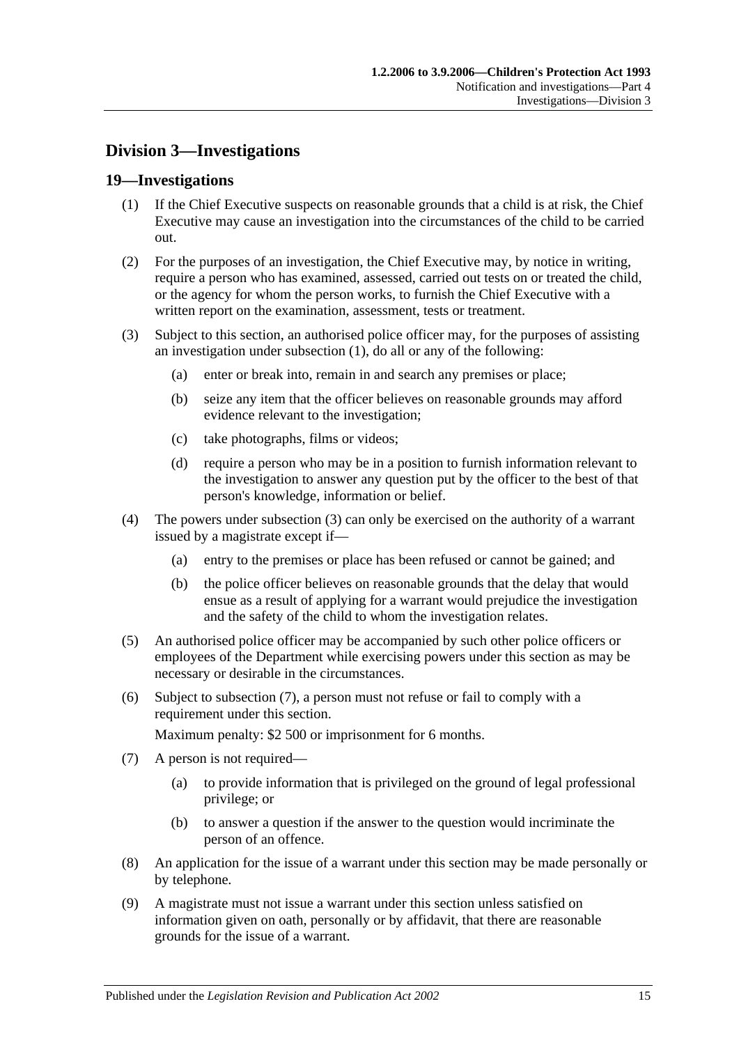## Division 3—Investigations

### 19—Investigations

(1) If the Chief Executive suspects on reasonable grounds that a child is at risk, the Chief Executive may cause an investigation into the circumstances of the child to be carried out.

(2) For the purposes of an investigation, the Chief Executive may, by notice in writing, require a person who has examined, assessed, carried out tests on or treated the child, or the agency for whom the person works, to furnish the Chief Executive with a written report on the examination, assessment, tests or treatment.

(3) Subject to this section, an authorised police officer may, for the purposes of assisting an investigation under subsection (1), do all or any of the following:

(a) enter or break into, remain in and search any premises or place;

(b) seize any item that the officer believes on reasonable grounds may afford evidence relevant to the investigation;

(c) take photographs, films or videos;

(d) require a person who may be in a position to furnish information relevant to the investigation to answer any question put by the officer to the best of that person's knowledge, information or belief.

(4) The powers under subsection (3) can only be exercised on the authority of a warrant issued by a magistrate except if—

(a) entry to the premises or place has been refused or cannot be gained; and

(b) the police officer believes on reasonable grounds that the delay that would ensue as a result of applying for a warrant would prejudice the investigation and the safety of the child to whom the investigation relates.

(5) An authorised police officer may be accompanied by such other police officers or employees of the Department while exercising powers under this section as may be necessary or desirable in the circumstances.

(6) Subject to subsection (7), a person must not refuse or fail to comply with a requirement under this section.

Maximum penalty: $2 500 or imprisonment for 6 months.

(7) A person is not required—

(a) to provide information that is privileged on the ground of legal professional privilege; or

(b) to answer a question if the answer to the question would incriminate the person of an offence.

(8) An application for the issue of a warrant under this section may be made personally or by telephone.

(9) A magistrate must not issue a warrant under this section unless satisfied on information given on oath, personally or by affidavit, that there are reasonable grounds for the issue of a warrant.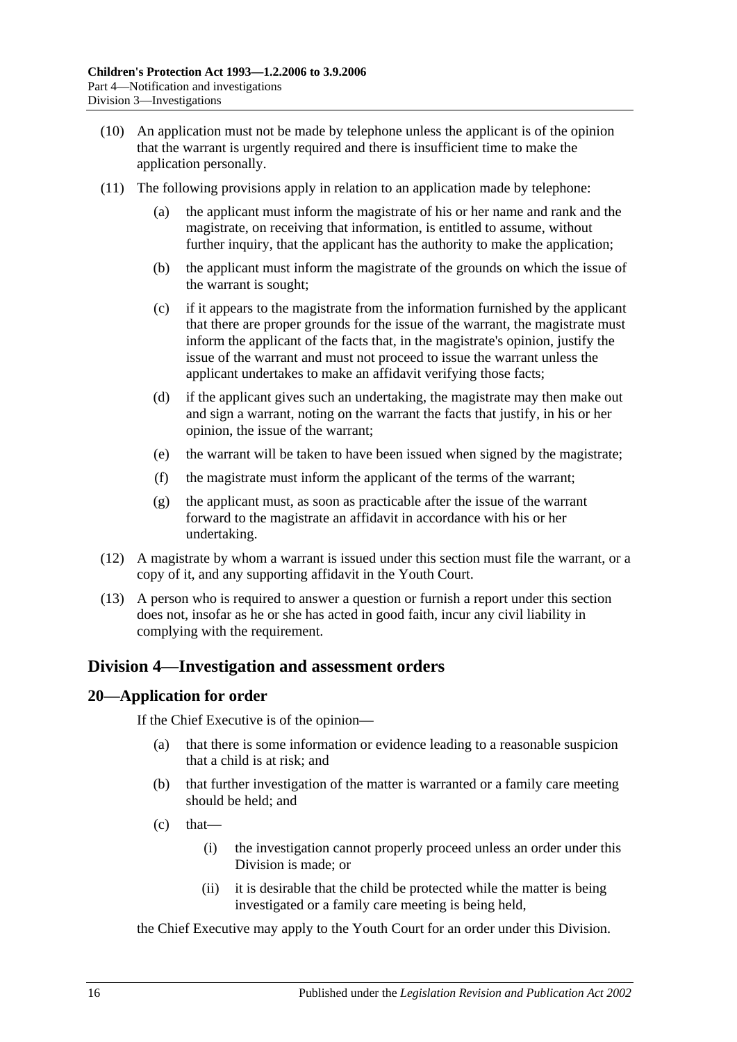(10) An application must not be made by telephone unless the applicant is of the opinion that the warrant is urgently required and there is insufficient time to make the application personally.

(11) The following provisions apply in relation to an application made by telephone:

(a) the applicant must inform the magistrate of his or her name and rank and the magistrate, on receiving that information, is entitled to assume, without further inquiry, that the applicant has the authority to make the application;

(b) the applicant must inform the magistrate of the grounds on which the issue of the warrant is sought;

(c) if it appears to the magistrate from the information furnished by the applicant that there are proper grounds for the issue of the warrant, the magistrate must inform the applicant of the facts that, in the magistrate's opinion, justify the issue of the warrant and must not proceed to issue the warrant unless the applicant undertakes to make an affidavit verifying those facts;

(d) if the applicant gives such an undertaking, the magistrate may then make out and sign a warrant, noting on the warrant the facts that justify, in his or her opinion, the issue of the warrant;

(e) the warrant will be taken to have been issued when signed by the magistrate;

(f) the magistrate must inform the applicant of the terms of the warrant;

(g) the applicant must, as soon as practicable after the issue of the warrant forward to the magistrate an affidavit in accordance with his or her undertaking.

(12) A magistrate by whom a warrant is issued under this section must file the warrant, or a copy of it, and any supporting affidavit in the Youth Court.

(13) A person who is required to answer a question or furnish a report under this section does not, insofar as he or she has acted in good faith, incur any civil liability in complying with the requirement.

## Division 4—Investigation and assessment orders

### 20—Application for order

If the Chief Executive is of the opinion—

(a) that there is some information or evidence leading to a reasonable suspicion that a child is at risk; and

(b) that further investigation of the matter is warranted or a family care meeting should be held; and

(c) that—

(i) the investigation cannot properly proceed unless an order under this Division is made; or

(ii) it is desirable that the child be protected while the matter is being investigated or a family care meeting is being held,

the Chief Executive may apply to the Youth Court for an order under this Division.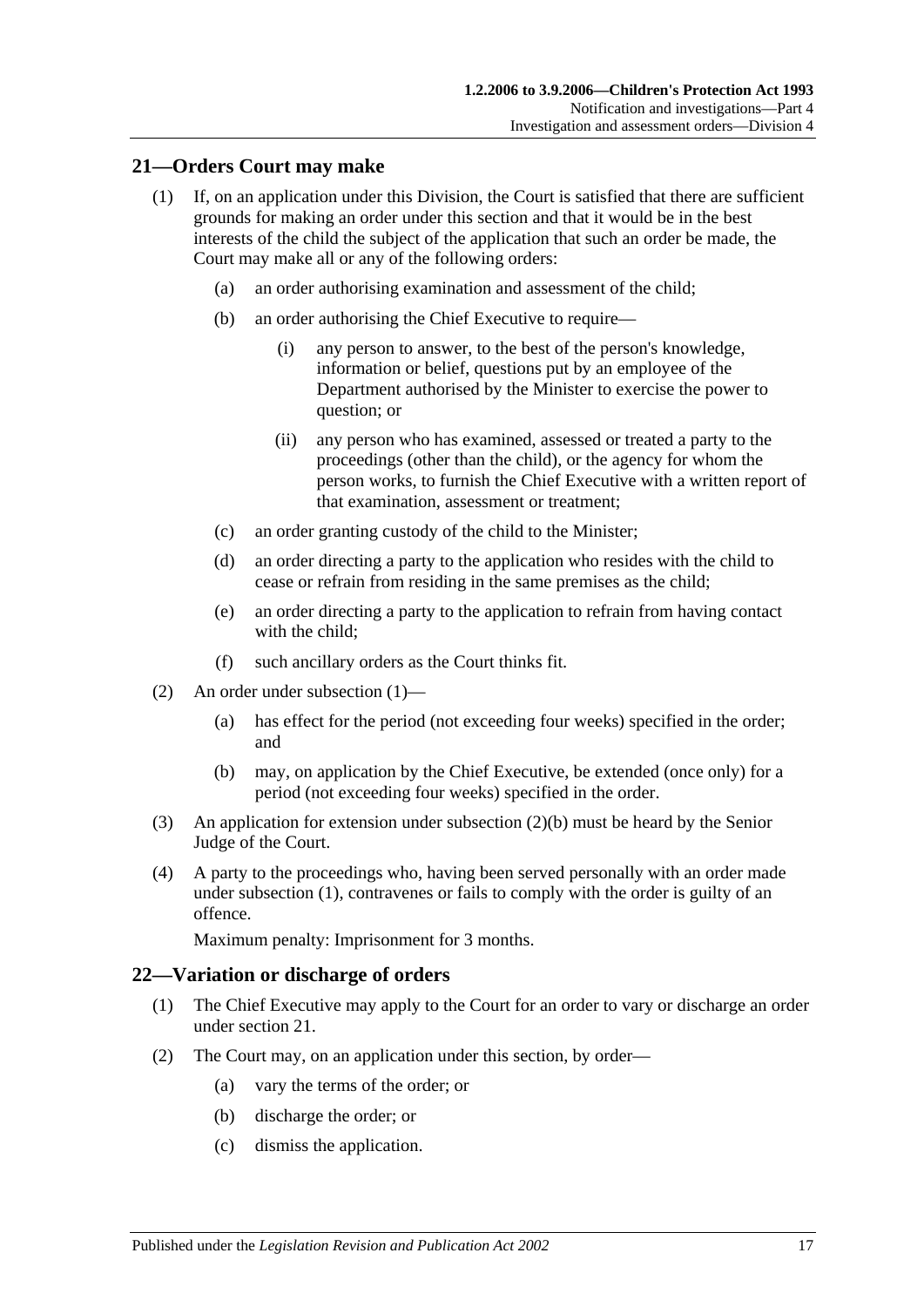## 21—Orders Court may make

(1) If, on an application under this Division, the Court is satisfied that there are sufficient grounds for making an order under this section and that it would be in the best interests of the child the subject of the application that such an order be made, the Court may make all or any of the following orders:

- (a) an order authorising examination and assessment of the child;
- (b) an order authorising the Chief Executive to require—
  - (i) any person to answer, to the best of the person's knowledge, information or belief, questions put by an employee of the Department authorised by the Minister to exercise the power to question; or
  - (ii) any person who has examined, assessed or treated a party to the proceedings (other than the child), or the agency for whom the person works, to furnish the Chief Executive with a written report of that examination, assessment or treatment;
- (c) an order granting custody of the child to the Minister;
- (d) an order directing a party to the application who resides with the child to cease or refrain from residing in the same premises as the child;
- (e) an order directing a party to the application to refrain from having contact with the child;
- (f) such ancillary orders as the Court thinks fit.

(2) An order under subsection (1)—

- (a) has effect for the period (not exceeding four weeks) specified in the order; and
- (b) may, on application by the Chief Executive, be extended (once only) for a period (not exceeding four weeks) specified in the order.

(3) An application for extension under subsection (2)(b) must be heard by the Senior Judge of the Court.

(4) A party to the proceedings who, having been served personally with an order made under subsection (1), contravenes or fails to comply with the order is guilty of an offence.

Maximum penalty: Imprisonment for 3 months.

## 22—Variation or discharge of orders

(1) The Chief Executive may apply to the Court for an order to vary or discharge an order under section 21.

(2) The Court may, on an application under this section, by order—

- (a) vary the terms of the order; or
- (b) discharge the order; or
- (c) dismiss the application.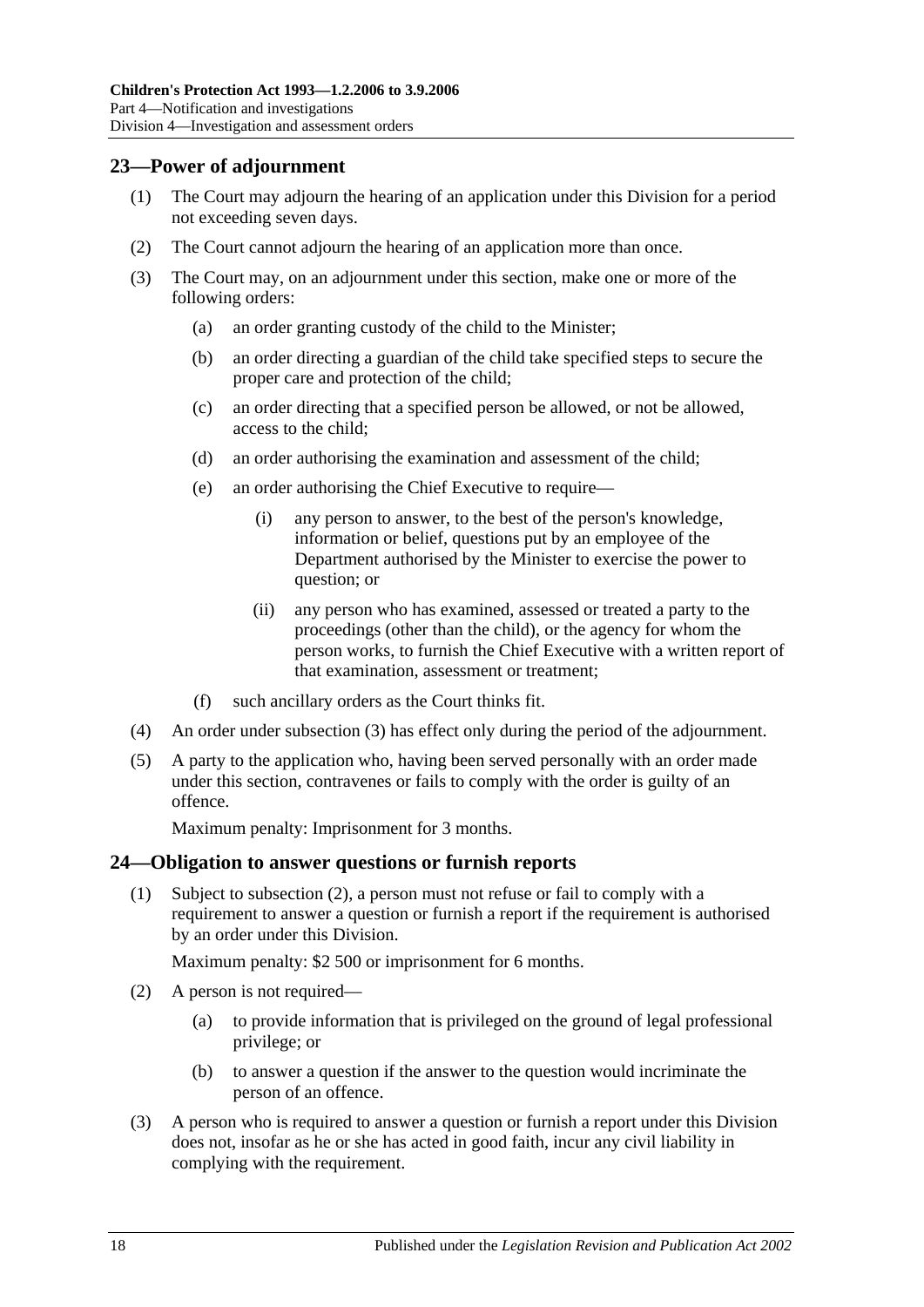## 23—Power of adjournment

(1) The Court may adjourn the hearing of an application under this Division for a period not exceeding seven days.

(2) The Court cannot adjourn the hearing of an application more than once.

(3) The Court may, on an adjournment under this section, make one or more of the following orders:

(a) an order granting custody of the child to the Minister;

(b) an order directing a guardian of the child take specified steps to secure the proper care and protection of the child;

(c) an order directing that a specified person be allowed, or not be allowed, access to the child;

(d) an order authorising the examination and assessment of the child;

(e) an order authorising the Chief Executive to require—

(i) any person to answer, to the best of the person's knowledge, information or belief, questions put by an employee of the Department authorised by the Minister to exercise the power to question; or

(ii) any person who has examined, assessed or treated a party to the proceedings (other than the child), or the agency for whom the person works, to furnish the Chief Executive with a written report of that examination, assessment or treatment;

(f) such ancillary orders as the Court thinks fit.

(4) An order under subsection (3) has effect only during the period of the adjournment.

(5) A party to the application who, having been served personally with an order made under this section, contravenes or fails to comply with the order is guilty of an offence.

Maximum penalty: Imprisonment for 3 months.

## 24—Obligation to answer questions or furnish reports

(1) Subject to subsection (2), a person must not refuse or fail to comply with a requirement to answer a question or furnish a report if the requirement is authorised by an order under this Division.

Maximum penalty: $2 500 or imprisonment for 6 months.

(2) A person is not required—

(a) to provide information that is privileged on the ground of legal professional privilege; or

(b) to answer a question if the answer to the question would incriminate the person of an offence.

(3) A person who is required to answer a question or furnish a report under this Division does not, insofar as he or she has acted in good faith, incur any civil liability in complying with the requirement.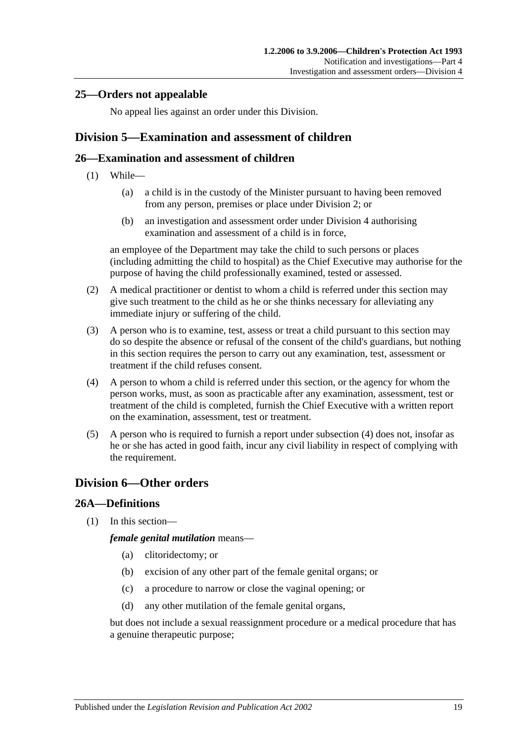### 25—Orders not appealable

No appeal lies against an order under this Division.

## Division 5—Examination and assessment of children

### 26—Examination and assessment of children

(1) While—

(a) a child is in the custody of the Minister pursuant to having been removed from any person, premises or place under Division 2; or

(b) an investigation and assessment order under Division 4 authorising examination and assessment of a child is in force,

an employee of the Department may take the child to such persons or places (including admitting the child to hospital) as the Chief Executive may authorise for the purpose of having the child professionally examined, tested or assessed.

(2) A medical practitioner or dentist to whom a child is referred under this section may give such treatment to the child as he or she thinks necessary for alleviating any immediate injury or suffering of the child.

(3) A person who is to examine, test, assess or treat a child pursuant to this section may do so despite the absence or refusal of the consent of the child's guardians, but nothing in this section requires the person to carry out any examination, test, assessment or treatment if the child refuses consent.

(4) A person to whom a child is referred under this section, or the agency for whom the person works, must, as soon as practicable after any examination, assessment, test or treatment of the child is completed, furnish the Chief Executive with a written report on the examination, assessment, test or treatment.

(5) A person who is required to furnish a report under subsection (4) does not, insofar as he or she has acted in good faith, incur any civil liability in respect of complying with the requirement.

## Division 6—Other orders

### 26A—Definitions

(1) In this section—

***female genital mutilation*** means—

(a) clitoridectomy; or

(b) excision of any other part of the female genital organs; or

(c) a procedure to narrow or close the vaginal opening; or

(d) any other mutilation of the female genital organs,

but does not include a sexual reassignment procedure or a medical procedure that has a genuine therapeutic purpose;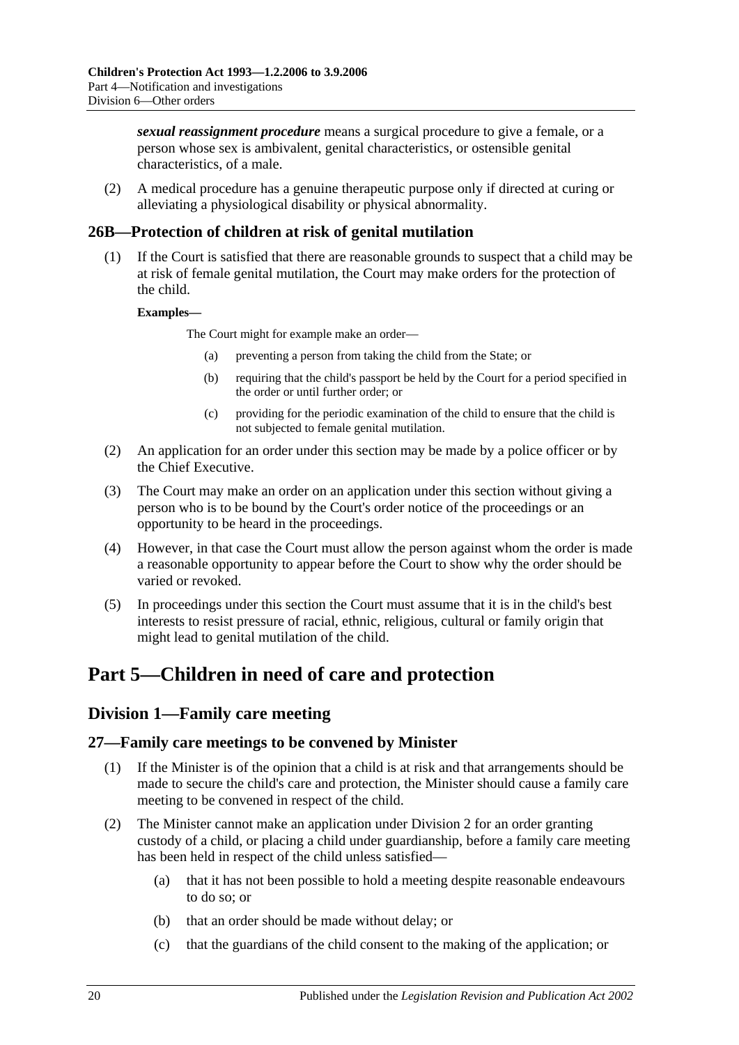***sexual reassignment procedure*** means a surgical procedure to give a female, or a person whose sex is ambivalent, genital characteristics, or ostensible genital characteristics, of a male.

(2) A medical procedure has a genuine therapeutic purpose only if directed at curing or alleviating a physiological disability or physical abnormality.

### 26B—Protection of children at risk of genital mutilation

(1) If the Court is satisfied that there are reasonable grounds to suspect that a child may be at risk of female genital mutilation, the Court may make orders for the protection of the child.

**Examples—**

The Court might for example make an order—

(a) preventing a person from taking the child from the State; or

(b) requiring that the child's passport be held by the Court for a period specified in the order or until further order; or

(c) providing for the periodic examination of the child to ensure that the child is not subjected to female genital mutilation.

(2) An application for an order under this section may be made by a police officer or by the Chief Executive.

(3) The Court may make an order on an application under this section without giving a person who is to be bound by the Court's order notice of the proceedings or an opportunity to be heard in the proceedings.

(4) However, in that case the Court must allow the person against whom the order is made a reasonable opportunity to appear before the Court to show why the order should be varied or revoked.

(5) In proceedings under this section the Court must assume that it is in the child's best interests to resist pressure of racial, ethnic, religious, cultural or family origin that might lead to genital mutilation of the child.

# Part 5—Children in need of care and protection

## Division 1—Family care meeting

### 27—Family care meetings to be convened by Minister

(1) If the Minister is of the opinion that a child is at risk and that arrangements should be made to secure the child's care and protection, the Minister should cause a family care meeting to be convened in respect of the child.

(2) The Minister cannot make an application under Division 2 for an order granting custody of a child, or placing a child under guardianship, before a family care meeting has been held in respect of the child unless satisfied—

(a) that it has not been possible to hold a meeting despite reasonable endeavours to do so; or

(b) that an order should be made without delay; or

(c) that the guardians of the child consent to the making of the application; or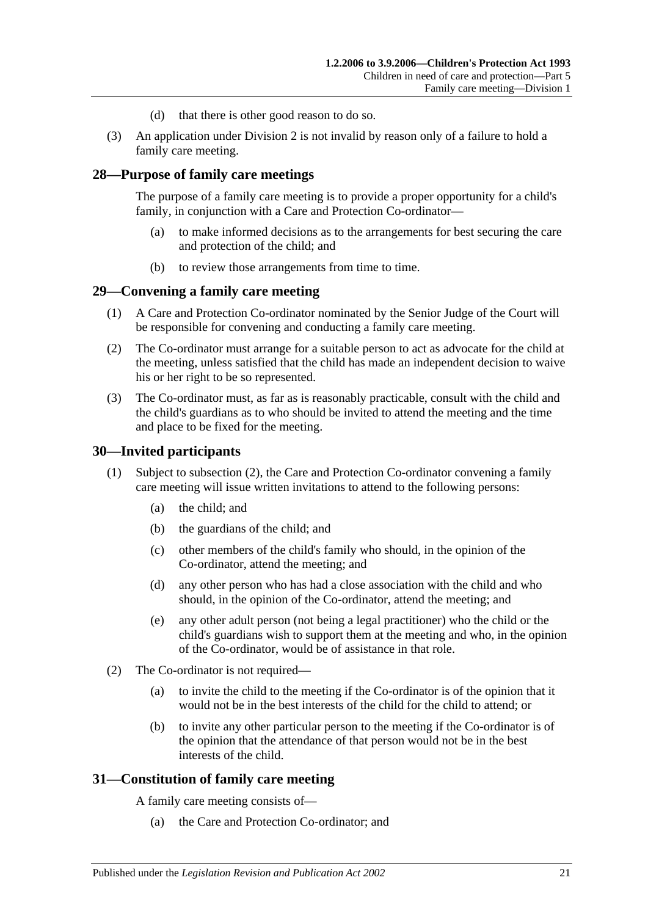(d) that there is other good reason to do so.

(3) An application under Division 2 is not invalid by reason only of a failure to hold a family care meeting.

## 28—Purpose of family care meetings

The purpose of a family care meeting is to provide a proper opportunity for a child's family, in conjunction with a Care and Protection Co-ordinator—

(a) to make informed decisions as to the arrangements for best securing the care and protection of the child; and

(b) to review those arrangements from time to time.

## 29—Convening a family care meeting

(1) A Care and Protection Co-ordinator nominated by the Senior Judge of the Court will be responsible for convening and conducting a family care meeting.

(2) The Co-ordinator must arrange for a suitable person to act as advocate for the child at the meeting, unless satisfied that the child has made an independent decision to waive his or her right to be so represented.

(3) The Co-ordinator must, as far as is reasonably practicable, consult with the child and the child's guardians as to who should be invited to attend the meeting and the time and place to be fixed for the meeting.

## 30—Invited participants

(1) Subject to subsection (2), the Care and Protection Co-ordinator convening a family care meeting will issue written invitations to attend to the following persons:

(a) the child; and

(b) the guardians of the child; and

(c) other members of the child's family who should, in the opinion of the Co-ordinator, attend the meeting; and

(d) any other person who has had a close association with the child and who should, in the opinion of the Co-ordinator, attend the meeting; and

(e) any other adult person (not being a legal practitioner) who the child or the child's guardians wish to support them at the meeting and who, in the opinion of the Co-ordinator, would be of assistance in that role.

(2) The Co-ordinator is not required—

(a) to invite the child to the meeting if the Co-ordinator is of the opinion that it would not be in the best interests of the child for the child to attend; or

(b) to invite any other particular person to the meeting if the Co-ordinator is of the opinion that the attendance of that person would not be in the best interests of the child.

## 31—Constitution of family care meeting

A family care meeting consists of—

(a) the Care and Protection Co-ordinator; and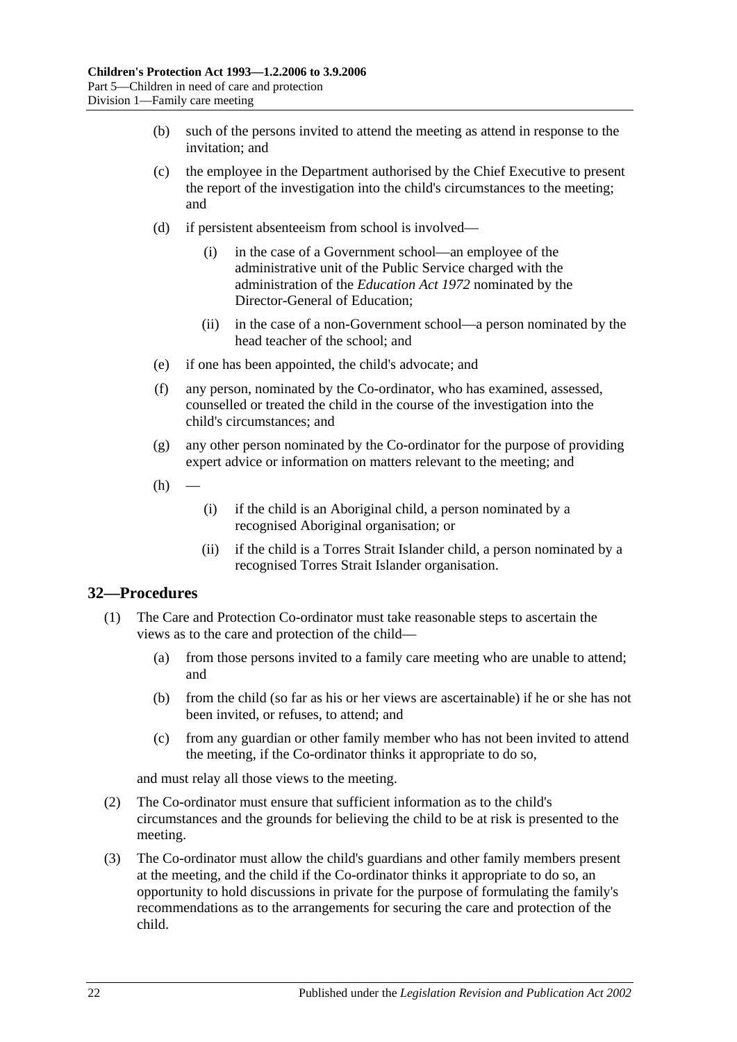(b) such of the persons invited to attend the meeting as attend in response to the invitation; and

(c) the employee in the Department authorised by the Chief Executive to present the report of the investigation into the child's circumstances to the meeting; and

(d) if persistent absenteeism from school is involved—

(i) in the case of a Government school—an employee of the administrative unit of the Public Service charged with the administration of the *Education Act 1972* nominated by the Director-General of Education;

(ii) in the case of a non-Government school—a person nominated by the head teacher of the school; and

(e) if one has been appointed, the child's advocate; and

(f) any person, nominated by the Co-ordinator, who has examined, assessed, counselled or treated the child in the course of the investigation into the child's circumstances; and

(g) any other person nominated by the Co-ordinator for the purpose of providing expert advice or information on matters relevant to the meeting; and

(h) —

(i) if the child is an Aboriginal child, a person nominated by a recognised Aboriginal organisation; or

(ii) if the child is a Torres Strait Islander child, a person nominated by a recognised Torres Strait Islander organisation.

## 32—Procedures

(1) The Care and Protection Co-ordinator must take reasonable steps to ascertain the views as to the care and protection of the child—

(a) from those persons invited to a family care meeting who are unable to attend; and

(b) from the child (so far as his or her views are ascertainable) if he or she has not been invited, or refuses, to attend; and

(c) from any guardian or other family member who has not been invited to attend the meeting, if the Co-ordinator thinks it appropriate to do so,

and must relay all those views to the meeting.

(2) The Co-ordinator must ensure that sufficient information as to the child's circumstances and the grounds for believing the child to be at risk is presented to the meeting.

(3) The Co-ordinator must allow the child's guardians and other family members present at the meeting, and the child if the Co-ordinator thinks it appropriate to do so, an opportunity to hold discussions in private for the purpose of formulating the family's recommendations as to the arrangements for securing the care and protection of the child.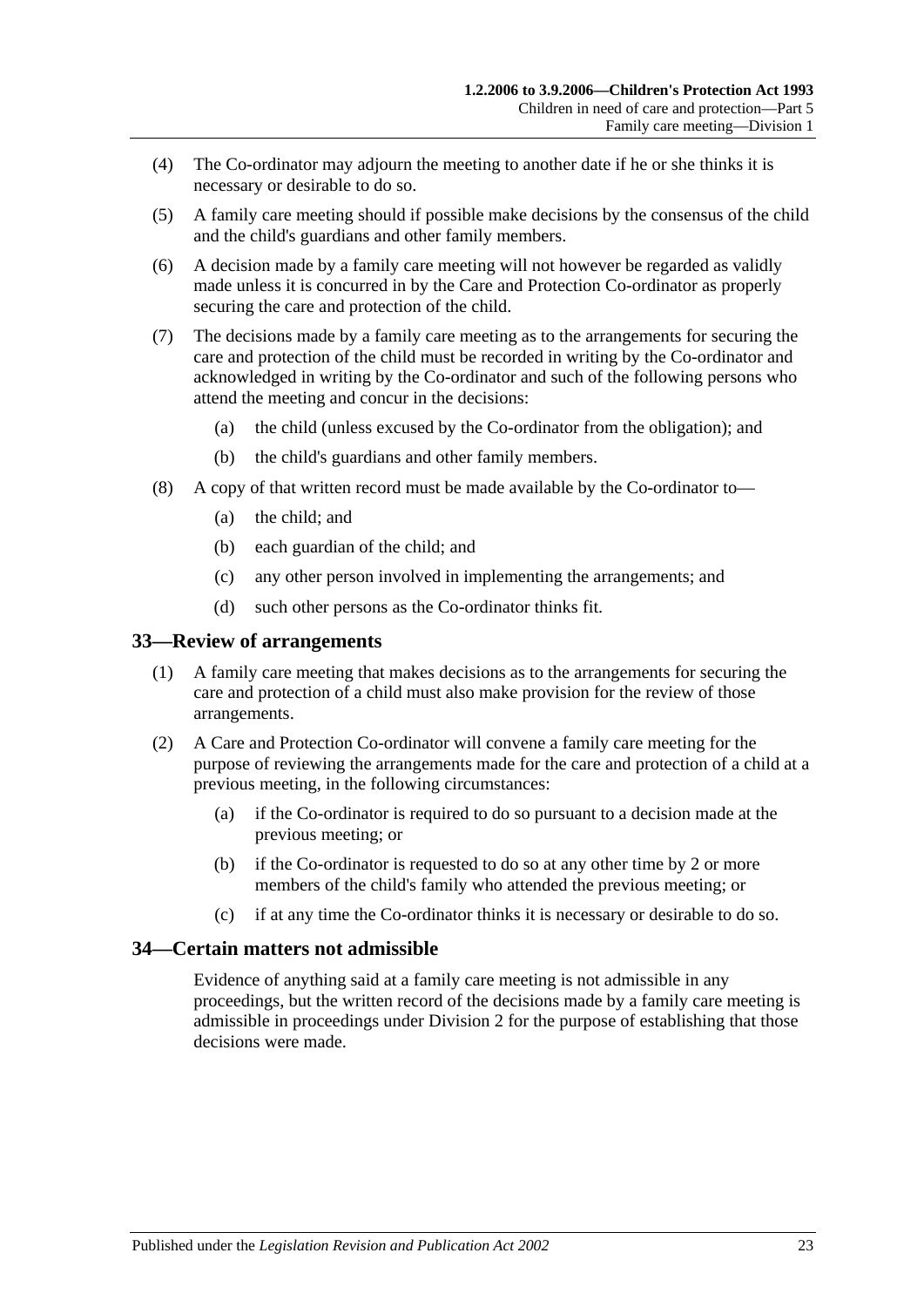(4) The Co-ordinator may adjourn the meeting to another date if he or she thinks it is necessary or desirable to do so.

(5) A family care meeting should if possible make decisions by the consensus of the child and the child's guardians and other family members.

(6) A decision made by a family care meeting will not however be regarded as validly made unless it is concurred in by the Care and Protection Co-ordinator as properly securing the care and protection of the child.

(7) The decisions made by a family care meeting as to the arrangements for securing the care and protection of the child must be recorded in writing by the Co-ordinator and acknowledged in writing by the Co-ordinator and such of the following persons who attend the meeting and concur in the decisions:

   (a) the child (unless excused by the Co-ordinator from the obligation); and

   (b) the child's guardians and other family members.

(8) A copy of that written record must be made available by the Co-ordinator to—

   (a) the child; and

   (b) each guardian of the child; and

   (c) any other person involved in implementing the arrangements; and

   (d) such other persons as the Co-ordinator thinks fit.

## 33—Review of arrangements

(1) A family care meeting that makes decisions as to the arrangements for securing the care and protection of a child must also make provision for the review of those arrangements.

(2) A Care and Protection Co-ordinator will convene a family care meeting for the purpose of reviewing the arrangements made for the care and protection of a child at a previous meeting, in the following circumstances:

   (a) if the Co-ordinator is required to do so pursuant to a decision made at the previous meeting; or

   (b) if the Co-ordinator is requested to do so at any other time by 2 or more members of the child's family who attended the previous meeting; or

   (c) if at any time the Co-ordinator thinks it is necessary or desirable to do so.

## 34—Certain matters not admissible

Evidence of anything said at a family care meeting is not admissible in any proceedings, but the written record of the decisions made by a family care meeting is admissible in proceedings under Division 2 for the purpose of establishing that those decisions were made.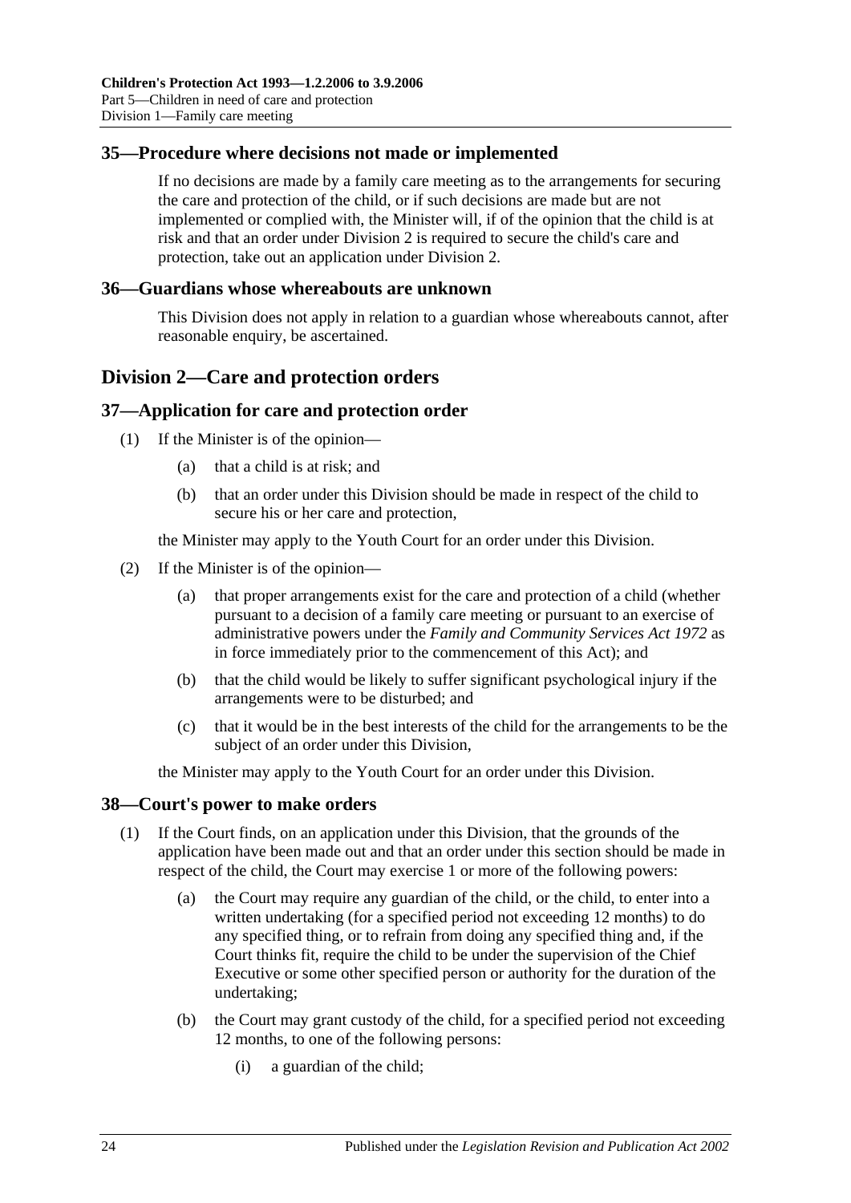## 35—Procedure where decisions not made or implemented

If no decisions are made by a family care meeting as to the arrangements for securing the care and protection of the child, or if such decisions are made but are not implemented or complied with, the Minister will, if of the opinion that the child is at risk and that an order under Division 2 is required to secure the child's care and protection, take out an application under Division 2.

## 36—Guardians whose whereabouts are unknown

This Division does not apply in relation to a guardian whose whereabouts cannot, after reasonable enquiry, be ascertained.

# Division 2—Care and protection orders

## 37—Application for care and protection order

(1) If the Minister is of the opinion—

(a) that a child is at risk; and

(b) that an order under this Division should be made in respect of the child to secure his or her care and protection,

the Minister may apply to the Youth Court for an order under this Division.

(2) If the Minister is of the opinion—

(a) that proper arrangements exist for the care and protection of a child (whether pursuant to a decision of a family care meeting or pursuant to an exercise of administrative powers under the *Family and Community Services Act 1972* as in force immediately prior to the commencement of this Act); and

(b) that the child would be likely to suffer significant psychological injury if the arrangements were to be disturbed; and

(c) that it would be in the best interests of the child for the arrangements to be the subject of an order under this Division,

the Minister may apply to the Youth Court for an order under this Division.

## 38—Court's power to make orders

(1) If the Court finds, on an application under this Division, that the grounds of the application have been made out and that an order under this section should be made in respect of the child, the Court may exercise 1 or more of the following powers:

(a) the Court may require any guardian of the child, or the child, to enter into a written undertaking (for a specified period not exceeding 12 months) to do any specified thing, or to refrain from doing any specified thing and, if the Court thinks fit, require the child to be under the supervision of the Chief Executive or some other specified person or authority for the duration of the undertaking;

(b) the Court may grant custody of the child, for a specified period not exceeding 12 months, to one of the following persons:

(i) a guardian of the child;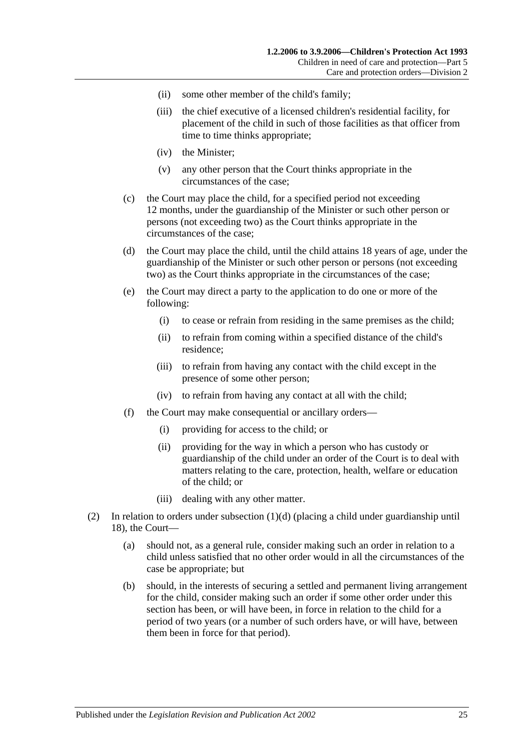(ii) some other member of the child's family;

(iii) the chief executive of a licensed children's residential facility, for placement of the child in such of those facilities as that officer from time to time thinks appropriate;

(iv) the Minister;

(v) any other person that the Court thinks appropriate in the circumstances of the case;

(c) the Court may place the child, for a specified period not exceeding 12 months, under the guardianship of the Minister or such other person or persons (not exceeding two) as the Court thinks appropriate in the circumstances of the case;

(d) the Court may place the child, until the child attains 18 years of age, under the guardianship of the Minister or such other person or persons (not exceeding two) as the Court thinks appropriate in the circumstances of the case;

(e) the Court may direct a party to the application to do one or more of the following:

(i) to cease or refrain from residing in the same premises as the child;

(ii) to refrain from coming within a specified distance of the child's residence;

(iii) to refrain from having any contact with the child except in the presence of some other person;

(iv) to refrain from having any contact at all with the child;

(f) the Court may make consequential or ancillary orders—

(i) providing for access to the child; or

(ii) providing for the way in which a person who has custody or guardianship of the child under an order of the Court is to deal with matters relating to the care, protection, health, welfare or education of the child; or

(iii) dealing with any other matter.

(2) In relation to orders under subsection (1)(d) (placing a child under guardianship until 18), the Court—

(a) should not, as a general rule, consider making such an order in relation to a child unless satisfied that no other order would in all the circumstances of the case be appropriate; but

(b) should, in the interests of securing a settled and permanent living arrangement for the child, consider making such an order if some other order under this section has been, or will have been, in force in relation to the child for a period of two years (or a number of such orders have, or will have, between them been in force for that period).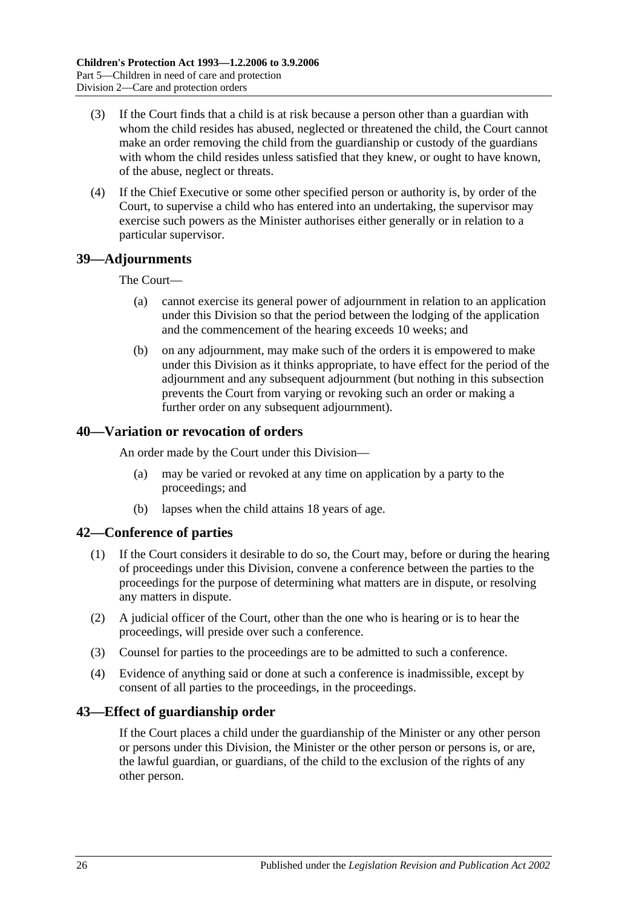(3) If the Court finds that a child is at risk because a person other than a guardian with whom the child resides has abused, neglected or threatened the child, the Court cannot make an order removing the child from the guardianship or custody of the guardians with whom the child resides unless satisfied that they knew, or ought to have known, of the abuse, neglect or threats.

(4) If the Chief Executive or some other specified person or authority is, by order of the Court, to supervise a child who has entered into an undertaking, the supervisor may exercise such powers as the Minister authorises either generally or in relation to a particular supervisor.

## 39—Adjournments

The Court—

(a) cannot exercise its general power of adjournment in relation to an application under this Division so that the period between the lodging of the application and the commencement of the hearing exceeds 10 weeks; and

(b) on any adjournment, may make such of the orders it is empowered to make under this Division as it thinks appropriate, to have effect for the period of the adjournment and any subsequent adjournment (but nothing in this subsection prevents the Court from varying or revoking such an order or making a further order on any subsequent adjournment).

## 40—Variation or revocation of orders

An order made by the Court under this Division—

(a) may be varied or revoked at any time on application by a party to the proceedings; and

(b) lapses when the child attains 18 years of age.

## 42—Conference of parties

(1) If the Court considers it desirable to do so, the Court may, before or during the hearing of proceedings under this Division, convene a conference between the parties to the proceedings for the purpose of determining what matters are in dispute, or resolving any matters in dispute.

(2) A judicial officer of the Court, other than the one who is hearing or is to hear the proceedings, will preside over such a conference.

(3) Counsel for parties to the proceedings are to be admitted to such a conference.

(4) Evidence of anything said or done at such a conference is inadmissible, except by consent of all parties to the proceedings, in the proceedings.

## 43—Effect of guardianship order

If the Court places a child under the guardianship of the Minister or any other person or persons under this Division, the Minister or the other person or persons is, or are, the lawful guardian, or guardians, of the child to the exclusion of the rights of any other person.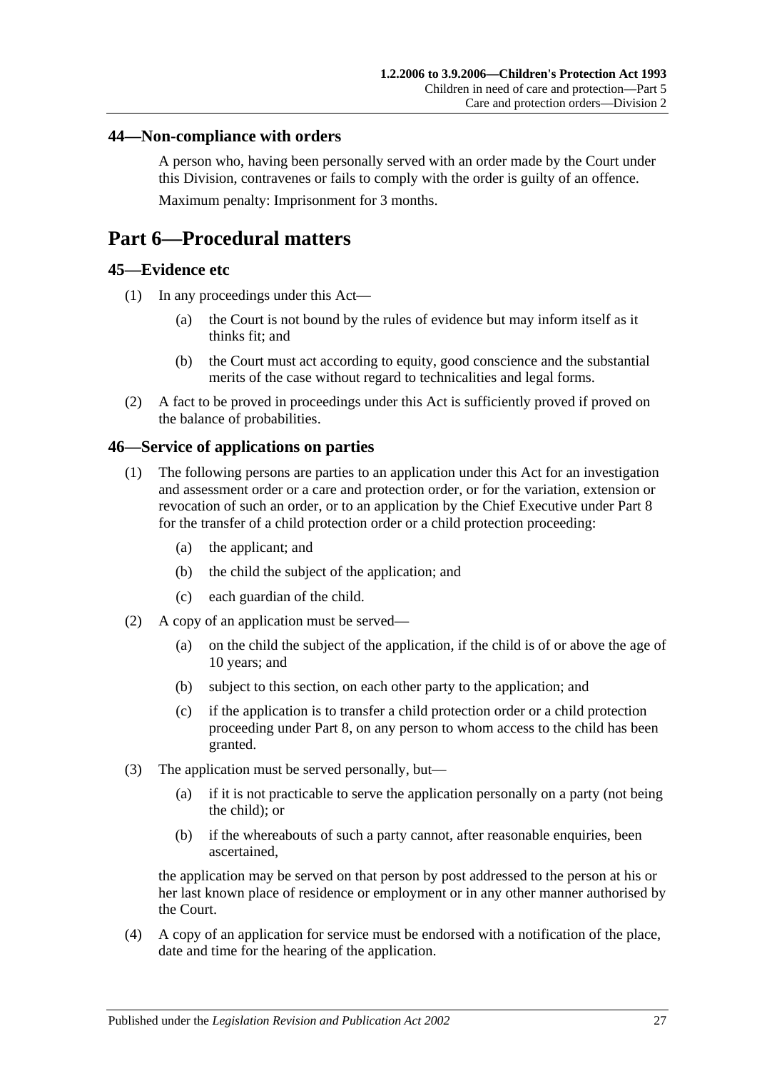## 44—Non-compliance with orders

A person who, having been personally served with an order made by the Court under this Division, contravenes or fails to comply with the order is guilty of an offence.

Maximum penalty: Imprisonment for 3 months.

# Part 6—Procedural matters

## 45—Evidence etc

(1) In any proceedings under this Act—

(a) the Court is not bound by the rules of evidence but may inform itself as it thinks fit; and

(b) the Court must act according to equity, good conscience and the substantial merits of the case without regard to technicalities and legal forms.

(2) A fact to be proved in proceedings under this Act is sufficiently proved if proved on the balance of probabilities.

## 46—Service of applications on parties

(1) The following persons are parties to an application under this Act for an investigation and assessment order or a care and protection order, or for the variation, extension or revocation of such an order, or to an application by the Chief Executive under Part 8 for the transfer of a child protection order or a child protection proceeding:

(a) the applicant; and

(b) the child the subject of the application; and

(c) each guardian of the child.

(2) A copy of an application must be served—

(a) on the child the subject of the application, if the child is of or above the age of 10 years; and

(b) subject to this section, on each other party to the application; and

(c) if the application is to transfer a child protection order or a child protection proceeding under Part 8, on any person to whom access to the child has been granted.

(3) The application must be served personally, but—

(a) if it is not practicable to serve the application personally on a party (not being the child); or

(b) if the whereabouts of such a party cannot, after reasonable enquiries, been ascertained,

the application may be served on that person by post addressed to the person at his or her last known place of residence or employment or in any other manner authorised by the Court.

(4) A copy of an application for service must be endorsed with a notification of the place, date and time for the hearing of the application.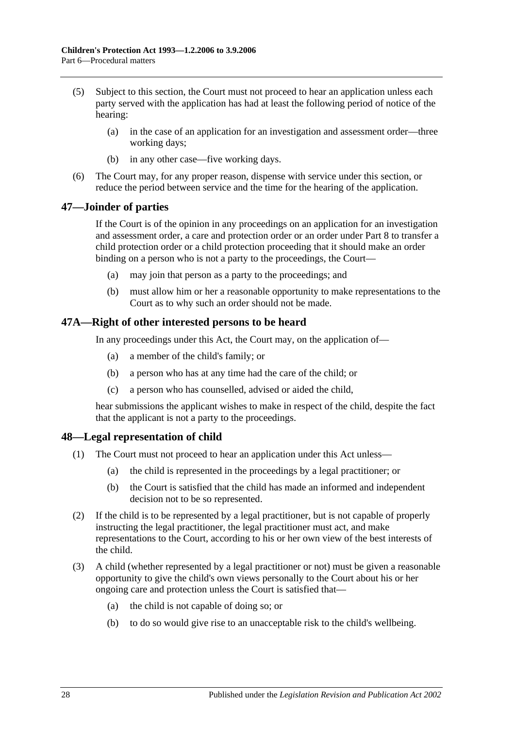(5) Subject to this section, the Court must not proceed to hear an application unless each party served with the application has had at least the following period of notice of the hearing:

- (a) in the case of an application for an investigation and assessment order—three working days;
- (b) in any other case—five working days.

(6) The Court may, for any proper reason, dispense with service under this section, or reduce the period between service and the time for the hearing of the application.

## 47—Joinder of parties

If the Court is of the opinion in any proceedings on an application for an investigation and assessment order, a care and protection order or an order under Part 8 to transfer a child protection order or a child protection proceeding that it should make an order binding on a person who is not a party to the proceedings, the Court—

- (a) may join that person as a party to the proceedings; and
- (b) must allow him or her a reasonable opportunity to make representations to the Court as to why such an order should not be made.

## 47A—Right of other interested persons to be heard

In any proceedings under this Act, the Court may, on the application of—

- (a) a member of the child's family; or
- (b) a person who has at any time had the care of the child; or
- (c) a person who has counselled, advised or aided the child,

hear submissions the applicant wishes to make in respect of the child, despite the fact that the applicant is not a party to the proceedings.

## 48—Legal representation of child

(1) The Court must not proceed to hear an application under this Act unless—

- (a) the child is represented in the proceedings by a legal practitioner; or
- (b) the Court is satisfied that the child has made an informed and independent decision not to be so represented.

(2) If the child is to be represented by a legal practitioner, but is not capable of properly instructing the legal practitioner, the legal practitioner must act, and make representations to the Court, according to his or her own view of the best interests of the child.

(3) A child (whether represented by a legal practitioner or not) must be given a reasonable opportunity to give the child's own views personally to the Court about his or her ongoing care and protection unless the Court is satisfied that—

- (a) the child is not capable of doing so; or
- (b) to do so would give rise to an unacceptable risk to the child's wellbeing.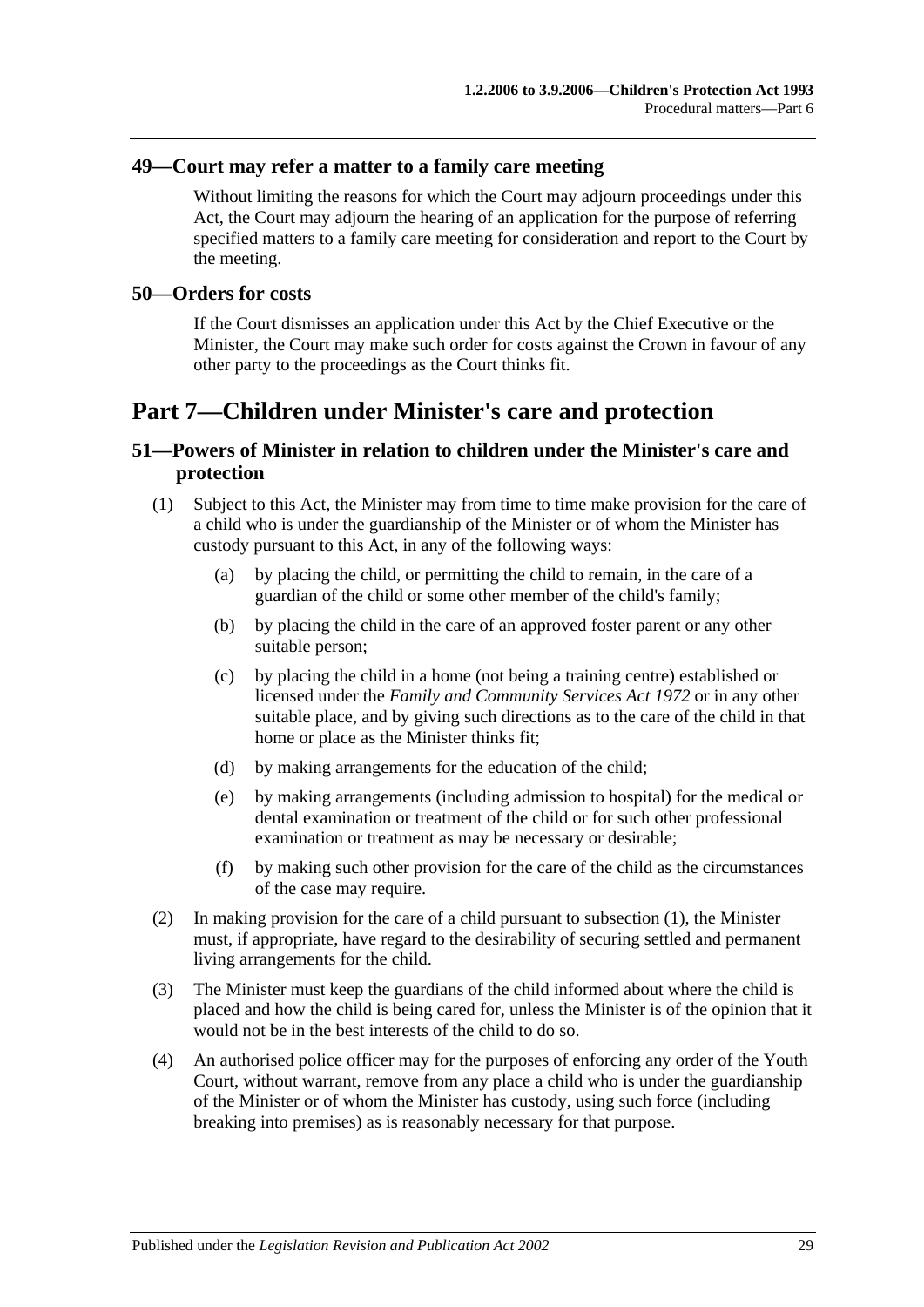### 49—Court may refer a matter to a family care meeting

Without limiting the reasons for which the Court may adjourn proceedings under this Act, the Court may adjourn the hearing of an application for the purpose of referring specified matters to a family care meeting for consideration and report to the Court by the meeting.

### 50—Orders for costs

If the Court dismisses an application under this Act by the Chief Executive or the Minister, the Court may make such order for costs against the Crown in favour of any other party to the proceedings as the Court thinks fit.

## Part 7—Children under Minister's care and protection

### 51—Powers of Minister in relation to children under the Minister's care and protection

(1) Subject to this Act, the Minister may from time to time make provision for the care of a child who is under the guardianship of the Minister or of whom the Minister has custody pursuant to this Act, in any of the following ways:

(a) by placing the child, or permitting the child to remain, in the care of a guardian of the child or some other member of the child's family;

(b) by placing the child in the care of an approved foster parent or any other suitable person;

(c) by placing the child in a home (not being a training centre) established or licensed under the *Family and Community Services Act 1972* or in any other suitable place, and by giving such directions as to the care of the child in that home or place as the Minister thinks fit;

(d) by making arrangements for the education of the child;

(e) by making arrangements (including admission to hospital) for the medical or dental examination or treatment of the child or for such other professional examination or treatment as may be necessary or desirable;

(f) by making such other provision for the care of the child as the circumstances of the case may require.

(2) In making provision for the care of a child pursuant to subsection (1), the Minister must, if appropriate, have regard to the desirability of securing settled and permanent living arrangements for the child.

(3) The Minister must keep the guardians of the child informed about where the child is placed and how the child is being cared for, unless the Minister is of the opinion that it would not be in the best interests of the child to do so.

(4) An authorised police officer may for the purposes of enforcing any order of the Youth Court, without warrant, remove from any place a child who is under the guardianship of the Minister or of whom the Minister has custody, using such force (including breaking into premises) as is reasonably necessary for that purpose.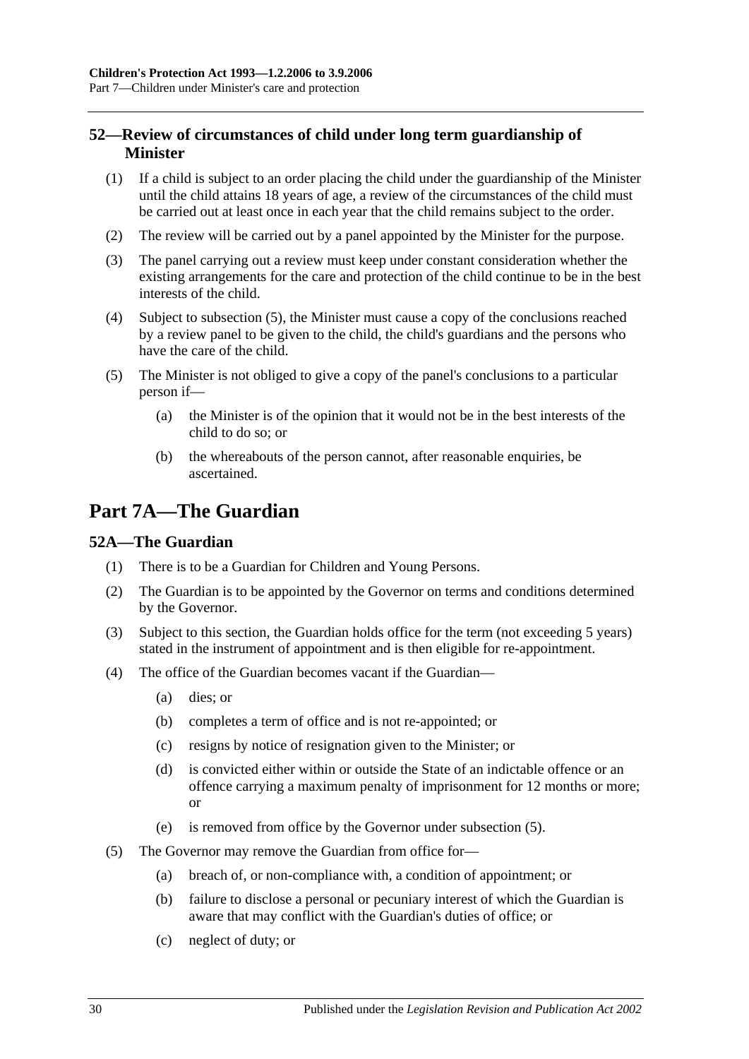## 52—Review of circumstances of child under long term guardianship of Minister

(1) If a child is subject to an order placing the child under the guardianship of the Minister until the child attains 18 years of age, a review of the circumstances of the child must be carried out at least once in each year that the child remains subject to the order.

(2) The review will be carried out by a panel appointed by the Minister for the purpose.

(3) The panel carrying out a review must keep under constant consideration whether the existing arrangements for the care and protection of the child continue to be in the best interests of the child.

(4) Subject to subsection (5), the Minister must cause a copy of the conclusions reached by a review panel to be given to the child, the child's guardians and the persons who have the care of the child.

(5) The Minister is not obliged to give a copy of the panel's conclusions to a particular person if—

(a) the Minister is of the opinion that it would not be in the best interests of the child to do so; or

(b) the whereabouts of the person cannot, after reasonable enquiries, be ascertained.

# Part 7A—The Guardian

## 52A—The Guardian

(1) There is to be a Guardian for Children and Young Persons.

(2) The Guardian is to be appointed by the Governor on terms and conditions determined by the Governor.

(3) Subject to this section, the Guardian holds office for the term (not exceeding 5 years) stated in the instrument of appointment and is then eligible for re-appointment.

(4) The office of the Guardian becomes vacant if the Guardian—

(a) dies; or

(b) completes a term of office and is not re-appointed; or

(c) resigns by notice of resignation given to the Minister; or

(d) is convicted either within or outside the State of an indictable offence or an offence carrying a maximum penalty of imprisonment for 12 months or more; or

(e) is removed from office by the Governor under subsection (5).

(5) The Governor may remove the Guardian from office for—

(a) breach of, or non-compliance with, a condition of appointment; or

(b) failure to disclose a personal or pecuniary interest of which the Guardian is aware that may conflict with the Guardian's duties of office; or

(c) neglect of duty; or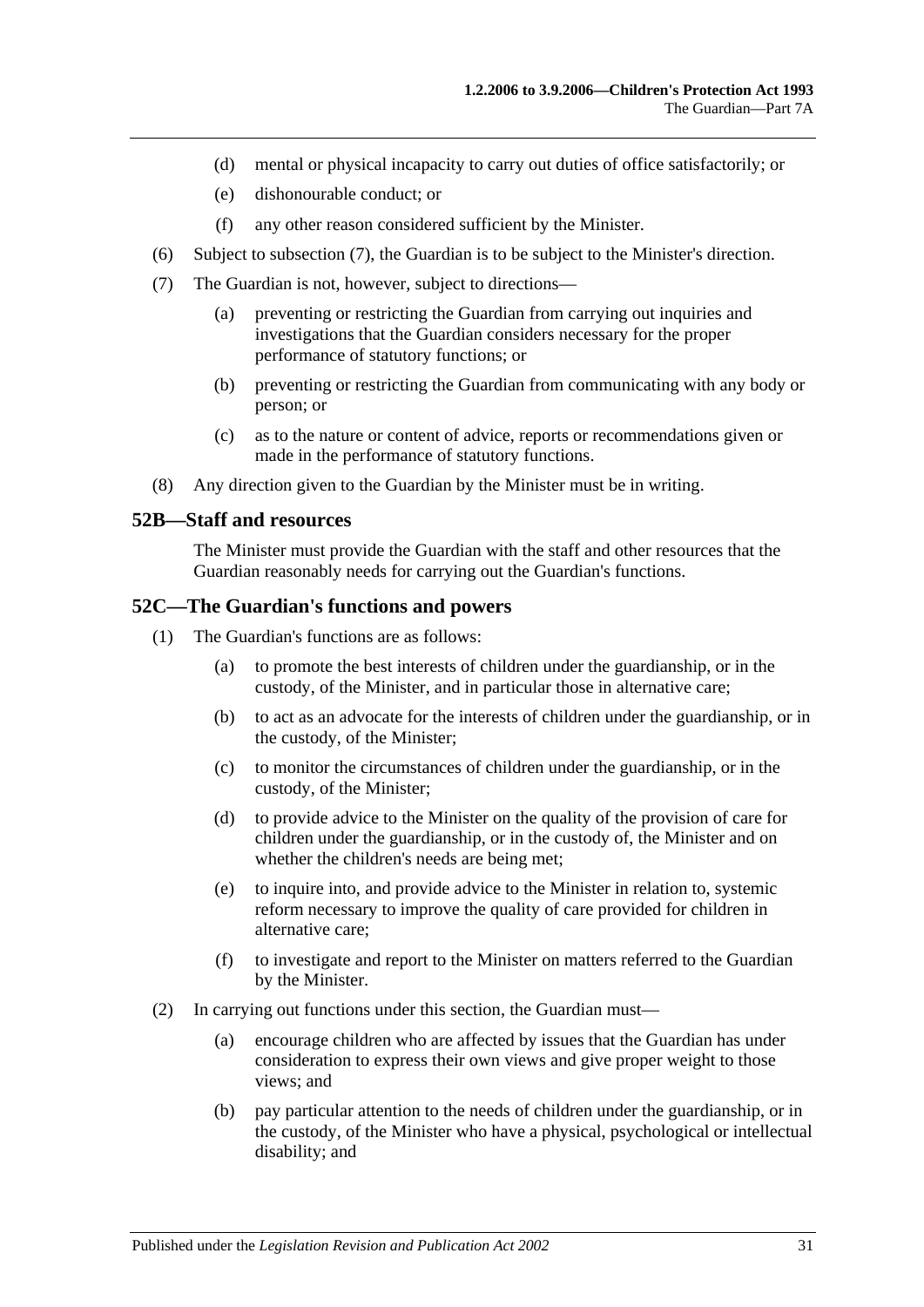(d) mental or physical incapacity to carry out duties of office satisfactorily; or

(e) dishonourable conduct; or

(f) any other reason considered sufficient by the Minister.

(6) Subject to subsection (7), the Guardian is to be subject to the Minister's direction.

(7) The Guardian is not, however, subject to directions—

(a) preventing or restricting the Guardian from carrying out inquiries and investigations that the Guardian considers necessary for the proper performance of statutory functions; or

(b) preventing or restricting the Guardian from communicating with any body or person; or

(c) as to the nature or content of advice, reports or recommendations given or made in the performance of statutory functions.

(8) Any direction given to the Guardian by the Minister must be in writing.

## 52B—Staff and resources

The Minister must provide the Guardian with the staff and other resources that the Guardian reasonably needs for carrying out the Guardian's functions.

## 52C—The Guardian's functions and powers

(1) The Guardian's functions are as follows:

(a) to promote the best interests of children under the guardianship, or in the custody, of the Minister, and in particular those in alternative care;

(b) to act as an advocate for the interests of children under the guardianship, or in the custody, of the Minister;

(c) to monitor the circumstances of children under the guardianship, or in the custody, of the Minister;

(d) to provide advice to the Minister on the quality of the provision of care for children under the guardianship, or in the custody of, the Minister and on whether the children's needs are being met;

(e) to inquire into, and provide advice to the Minister in relation to, systemic reform necessary to improve the quality of care provided for children in alternative care;

(f) to investigate and report to the Minister on matters referred to the Guardian by the Minister.

(2) In carrying out functions under this section, the Guardian must—

(a) encourage children who are affected by issues that the Guardian has under consideration to express their own views and give proper weight to those views; and

(b) pay particular attention to the needs of children under the guardianship, or in the custody, of the Minister who have a physical, psychological or intellectual disability; and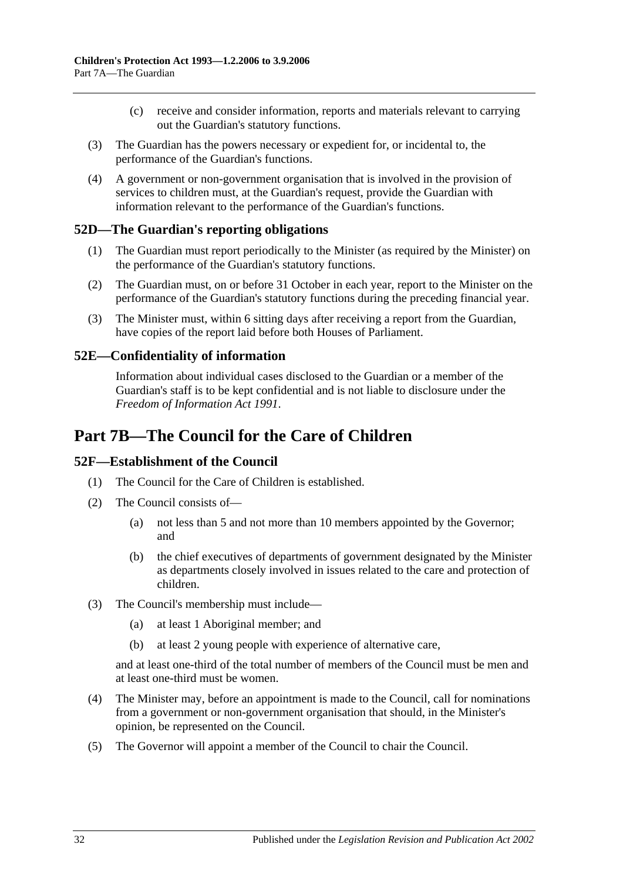(c) receive and consider information, reports and materials relevant to carrying out the Guardian's statutory functions.

(3) The Guardian has the powers necessary or expedient for, or incidental to, the performance of the Guardian's functions.

(4) A government or non-government organisation that is involved in the provision of services to children must, at the Guardian's request, provide the Guardian with information relevant to the performance of the Guardian's functions.

### 52D—The Guardian's reporting obligations

(1) The Guardian must report periodically to the Minister (as required by the Minister) on the performance of the Guardian's statutory functions.

(2) The Guardian must, on or before 31 October in each year, report to the Minister on the performance of the Guardian's statutory functions during the preceding financial year.

(3) The Minister must, within 6 sitting days after receiving a report from the Guardian, have copies of the report laid before both Houses of Parliament.

### 52E—Confidentiality of information

Information about individual cases disclosed to the Guardian or a member of the Guardian's staff is to be kept confidential and is not liable to disclosure under the *Freedom of Information Act 1991*.

## Part 7B—The Council for the Care of Children

### 52F—Establishment of the Council

(1) The Council for the Care of Children is established.

(2) The Council consists of—

(a) not less than 5 and not more than 10 members appointed by the Governor; and

(b) the chief executives of departments of government designated by the Minister as departments closely involved in issues related to the care and protection of children.

(3) The Council's membership must include—

(a) at least 1 Aboriginal member; and

(b) at least 2 young people with experience of alternative care,

and at least one-third of the total number of members of the Council must be men and at least one-third must be women.

(4) The Minister may, before an appointment is made to the Council, call for nominations from a government or non-government organisation that should, in the Minister's opinion, be represented on the Council.

(5) The Governor will appoint a member of the Council to chair the Council.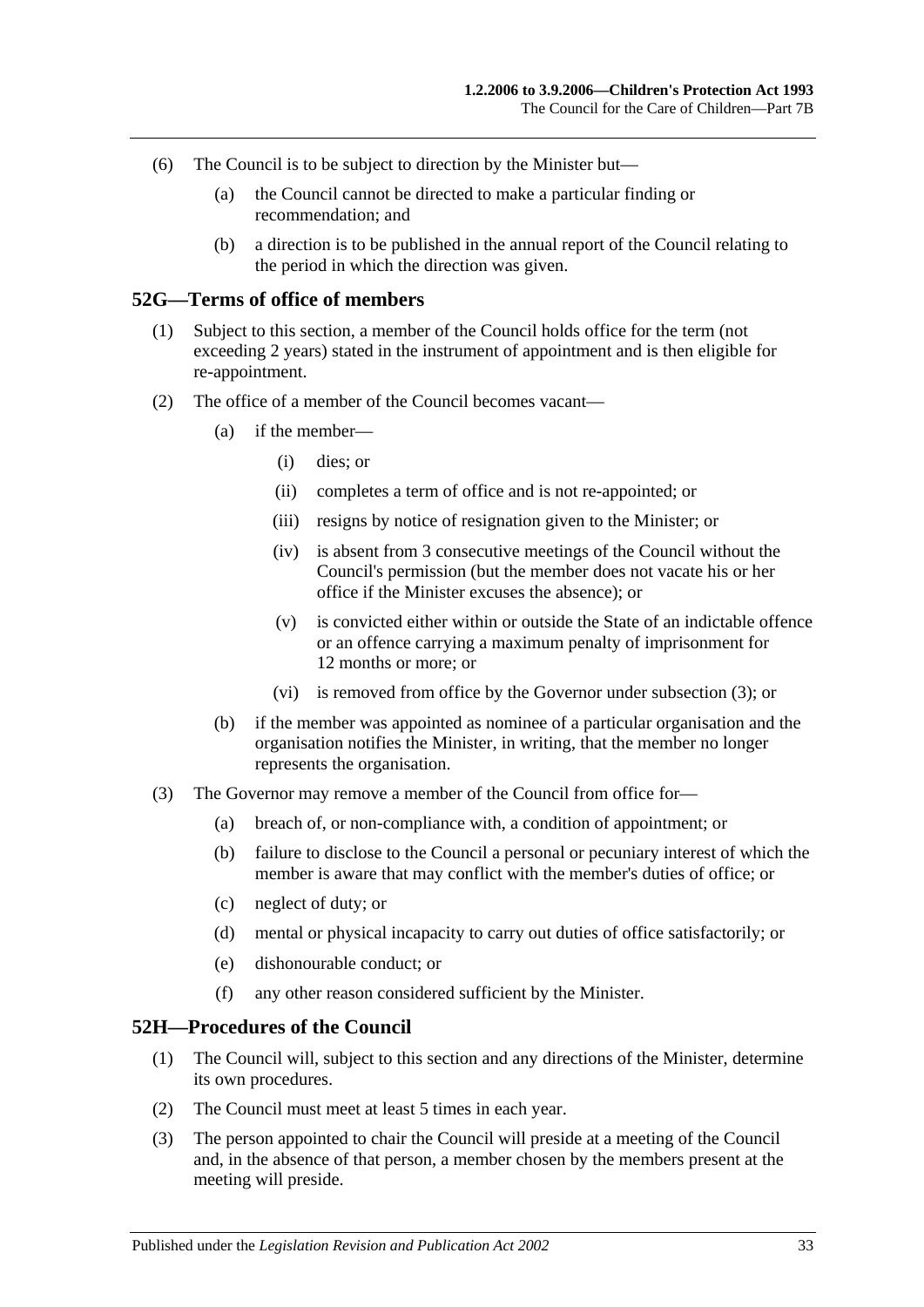(6) The Council is to be subject to direction by the Minister but—

(a) the Council cannot be directed to make a particular finding or recommendation; and

(b) a direction is to be published in the annual report of the Council relating to the period in which the direction was given.

## 52G—Terms of office of members

(1) Subject to this section, a member of the Council holds office for the term (not exceeding 2 years) stated in the instrument of appointment and is then eligible for re-appointment.

(2) The office of a member of the Council becomes vacant—

(a) if the member—

(i) dies; or

(ii) completes a term of office and is not re-appointed; or

(iii) resigns by notice of resignation given to the Minister; or

(iv) is absent from 3 consecutive meetings of the Council without the Council's permission (but the member does not vacate his or her office if the Minister excuses the absence); or

(v) is convicted either within or outside the State of an indictable offence or an offence carrying a maximum penalty of imprisonment for 12 months or more; or

(vi) is removed from office by the Governor under subsection (3); or

(b) if the member was appointed as nominee of a particular organisation and the organisation notifies the Minister, in writing, that the member no longer represents the organisation.

(3) The Governor may remove a member of the Council from office for—

(a) breach of, or non-compliance with, a condition of appointment; or

(b) failure to disclose to the Council a personal or pecuniary interest of which the member is aware that may conflict with the member's duties of office; or

(c) neglect of duty; or

(d) mental or physical incapacity to carry out duties of office satisfactorily; or

(e) dishonourable conduct; or

(f) any other reason considered sufficient by the Minister.

## 52H—Procedures of the Council

(1) The Council will, subject to this section and any directions of the Minister, determine its own procedures.

(2) The Council must meet at least 5 times in each year.

(3) The person appointed to chair the Council will preside at a meeting of the Council and, in the absence of that person, a member chosen by the members present at the meeting will preside.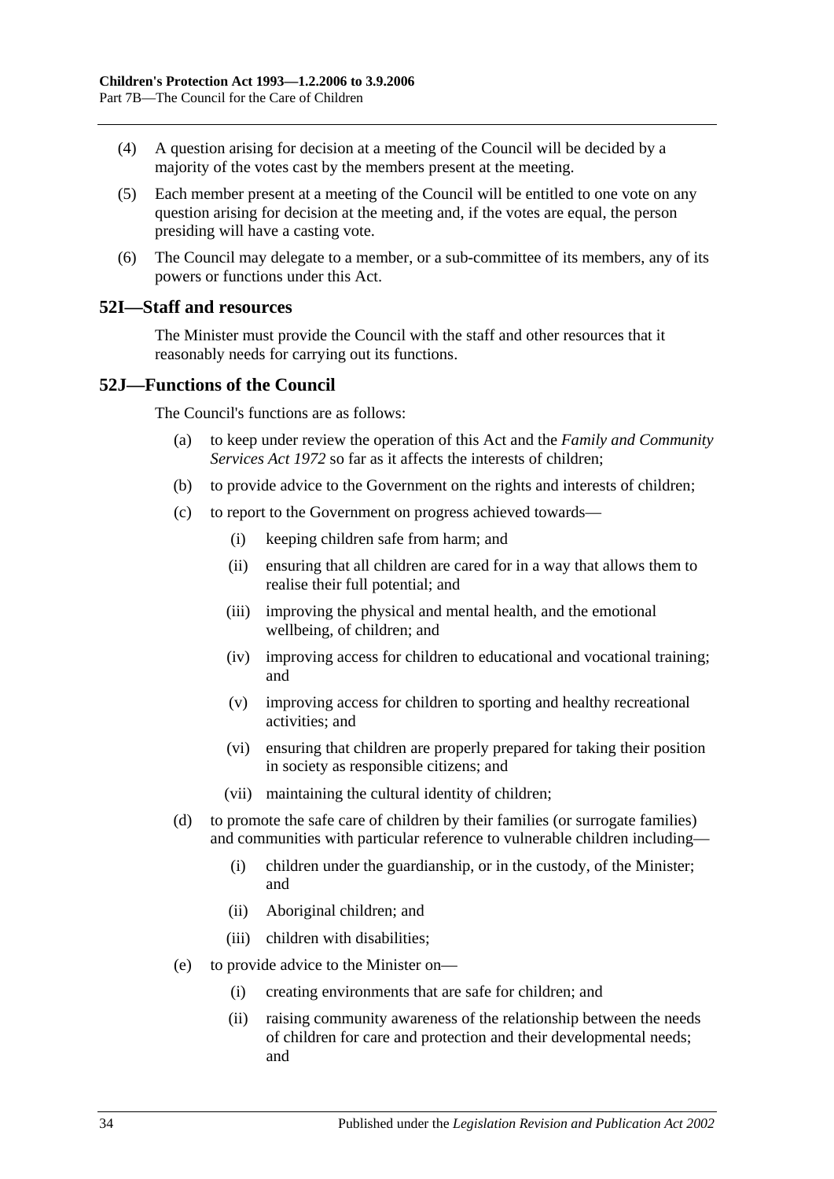(4) A question arising for decision at a meeting of the Council will be decided by a majority of the votes cast by the members present at the meeting.

(5) Each member present at a meeting of the Council will be entitled to one vote on any question arising for decision at the meeting and, if the votes are equal, the person presiding will have a casting vote.

(6) The Council may delegate to a member, or a sub-committee of its members, any of its powers or functions under this Act.

## 52I—Staff and resources

The Minister must provide the Council with the staff and other resources that it reasonably needs for carrying out its functions.

## 52J—Functions of the Council

The Council's functions are as follows:

- (a) to keep under review the operation of this Act and the *Family and Community Services Act 1972* so far as it affects the interests of children;
- (b) to provide advice to the Government on the rights and interests of children;
- (c) to report to the Government on progress achieved towards—
    - (i) keeping children safe from harm; and
    - (ii) ensuring that all children are cared for in a way that allows them to realise their full potential; and
    - (iii) improving the physical and mental health, and the emotional wellbeing, of children; and
    - (iv) improving access for children to educational and vocational training; and
    - (v) improving access for children to sporting and healthy recreational activities; and
    - (vi) ensuring that children are properly prepared for taking their position in society as responsible citizens; and
    - (vii) maintaining the cultural identity of children;
- (d) to promote the safe care of children by their families (or surrogate families) and communities with particular reference to vulnerable children including—
    - (i) children under the guardianship, or in the custody, of the Minister; and
    - (ii) Aboriginal children; and
    - (iii) children with disabilities;
- (e) to provide advice to the Minister on—
    - (i) creating environments that are safe for children; and
    - (ii) raising community awareness of the relationship between the needs of children for care and protection and their developmental needs; and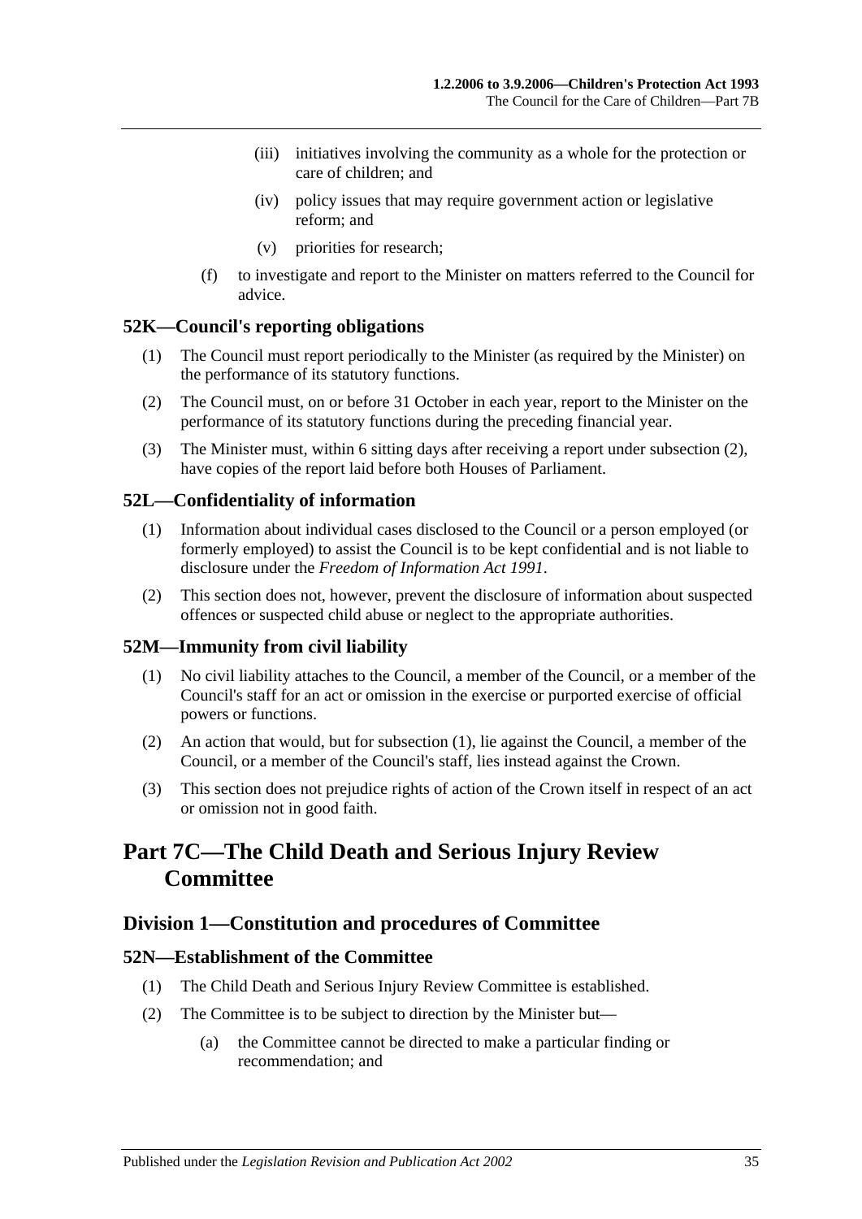(iii) initiatives involving the community as a whole for the protection or care of children; and

(iv) policy issues that may require government action or legislative reform; and

(v) priorities for research;

(f) to investigate and report to the Minister on matters referred to the Council for advice.

### 52K—Council's reporting obligations

(1) The Council must report periodically to the Minister (as required by the Minister) on the performance of its statutory functions.

(2) The Council must, on or before 31 October in each year, report to the Minister on the performance of its statutory functions during the preceding financial year.

(3) The Minister must, within 6 sitting days after receiving a report under subsection (2), have copies of the report laid before both Houses of Parliament.

### 52L—Confidentiality of information

(1) Information about individual cases disclosed to the Council or a person employed (or formerly employed) to assist the Council is to be kept confidential and is not liable to disclosure under the *Freedom of Information Act 1991*.

(2) This section does not, however, prevent the disclosure of information about suspected offences or suspected child abuse or neglect to the appropriate authorities.

### 52M—Immunity from civil liability

(1) No civil liability attaches to the Council, a member of the Council, or a member of the Council's staff for an act or omission in the exercise or purported exercise of official powers or functions.

(2) An action that would, but for subsection (1), lie against the Council, a member of the Council, or a member of the Council's staff, lies instead against the Crown.

(3) This section does not prejudice rights of action of the Crown itself in respect of an act or omission not in good faith.

# Part 7C—The Child Death and Serious Injury Review Committee

## Division 1—Constitution and procedures of Committee

### 52N—Establishment of the Committee

(1) The Child Death and Serious Injury Review Committee is established.

(2) The Committee is to be subject to direction by the Minister but—

(a) the Committee cannot be directed to make a particular finding or recommendation; and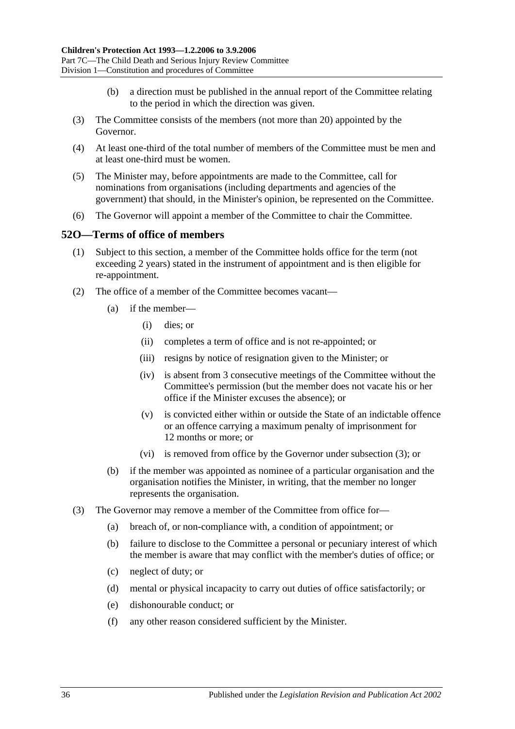(b) a direction must be published in the annual report of the Committee relating to the period in which the direction was given.

(3) The Committee consists of the members (not more than 20) appointed by the Governor.

(4) At least one-third of the total number of members of the Committee must be men and at least one-third must be women.

(5) The Minister may, before appointments are made to the Committee, call for nominations from organisations (including departments and agencies of the government) that should, in the Minister's opinion, be represented on the Committee.

(6) The Governor will appoint a member of the Committee to chair the Committee.

## 52O—Terms of office of members

(1) Subject to this section, a member of the Committee holds office for the term (not exceeding 2 years) stated in the instrument of appointment and is then eligible for re-appointment.

(2) The office of a member of the Committee becomes vacant—

(a) if the member—

(i) dies; or

(ii) completes a term of office and is not re-appointed; or

(iii) resigns by notice of resignation given to the Minister; or

(iv) is absent from 3 consecutive meetings of the Committee without the Committee's permission (but the member does not vacate his or her office if the Minister excuses the absence); or

(v) is convicted either within or outside the State of an indictable offence or an offence carrying a maximum penalty of imprisonment for 12 months or more; or

(vi) is removed from office by the Governor under subsection (3); or

(b) if the member was appointed as nominee of a particular organisation and the organisation notifies the Minister, in writing, that the member no longer represents the organisation.

(3) The Governor may remove a member of the Committee from office for—

(a) breach of, or non-compliance with, a condition of appointment; or

(b) failure to disclose to the Committee a personal or pecuniary interest of which the member is aware that may conflict with the member's duties of office; or

(c) neglect of duty; or

(d) mental or physical incapacity to carry out duties of office satisfactorily; or

(e) dishonourable conduct; or

(f) any other reason considered sufficient by the Minister.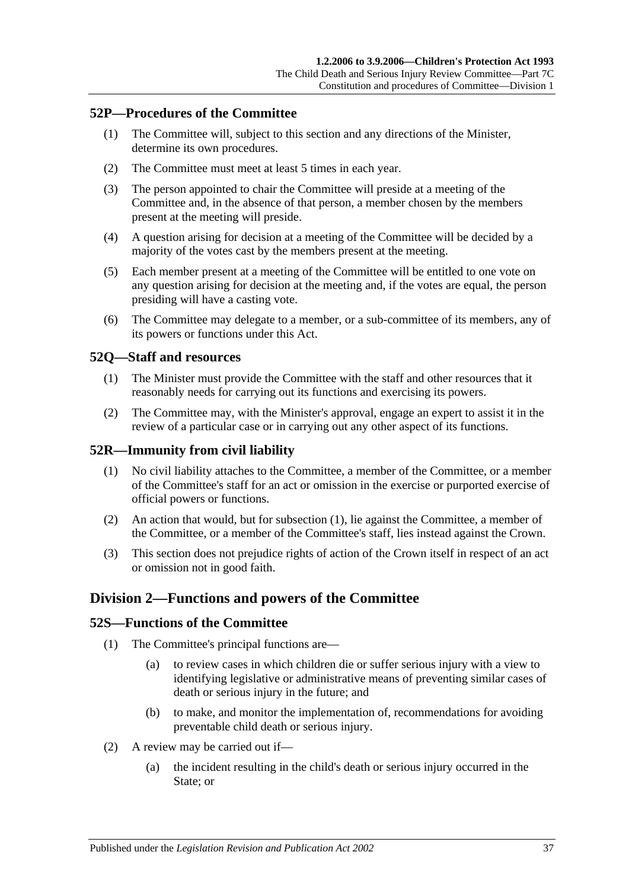## 52P—Procedures of the Committee

(1) The Committee will, subject to this section and any directions of the Minister, determine its own procedures.

(2) The Committee must meet at least 5 times in each year.

(3) The person appointed to chair the Committee will preside at a meeting of the Committee and, in the absence of that person, a member chosen by the members present at the meeting will preside.

(4) A question arising for decision at a meeting of the Committee will be decided by a majority of the votes cast by the members present at the meeting.

(5) Each member present at a meeting of the Committee will be entitled to one vote on any question arising for decision at the meeting and, if the votes are equal, the person presiding will have a casting vote.

(6) The Committee may delegate to a member, or a sub-committee of its members, any of its powers or functions under this Act.

## 52Q—Staff and resources

(1) The Minister must provide the Committee with the staff and other resources that it reasonably needs for carrying out its functions and exercising its powers.

(2) The Committee may, with the Minister's approval, engage an expert to assist it in the review of a particular case or in carrying out any other aspect of its functions.

## 52R—Immunity from civil liability

(1) No civil liability attaches to the Committee, a member of the Committee, or a member of the Committee's staff for an act or omission in the exercise or purported exercise of official powers or functions.

(2) An action that would, but for subsection (1), lie against the Committee, a member of the Committee, or a member of the Committee's staff, lies instead against the Crown.

(3) This section does not prejudice rights of action of the Crown itself in respect of an act or omission not in good faith.

# Division 2—Functions and powers of the Committee

## 52S—Functions of the Committee

(1) The Committee's principal functions are—

(a) to review cases in which children die or suffer serious injury with a view to identifying legislative or administrative means of preventing similar cases of death or serious injury in the future; and

(b) to make, and monitor the implementation of, recommendations for avoiding preventable child death or serious injury.

(2) A review may be carried out if—

(a) the incident resulting in the child's death or serious injury occurred in the State; or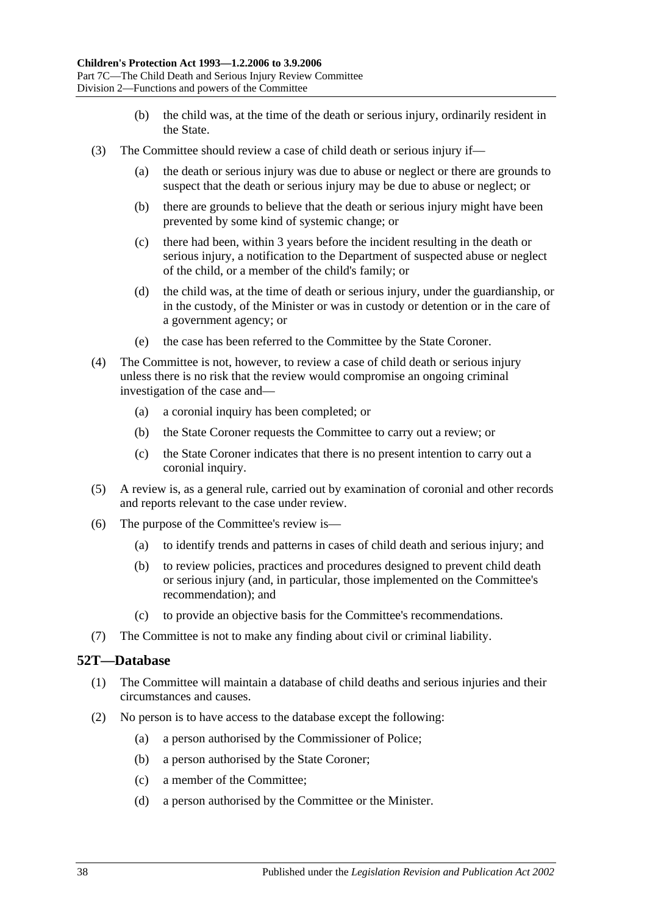(b) the child was, at the time of the death or serious injury, ordinarily resident in the State.

(3) The Committee should review a case of child death or serious injury if—

(a) the death or serious injury was due to abuse or neglect or there are grounds to suspect that the death or serious injury may be due to abuse or neglect; or

(b) there are grounds to believe that the death or serious injury might have been prevented by some kind of systemic change; or

(c) there had been, within 3 years before the incident resulting in the death or serious injury, a notification to the Department of suspected abuse or neglect of the child, or a member of the child's family; or

(d) the child was, at the time of death or serious injury, under the guardianship, or in the custody, of the Minister or was in custody or detention or in the care of a government agency; or

(e) the case has been referred to the Committee by the State Coroner.

(4) The Committee is not, however, to review a case of child death or serious injury unless there is no risk that the review would compromise an ongoing criminal investigation of the case and—

(a) a coronial inquiry has been completed; or

(b) the State Coroner requests the Committee to carry out a review; or

(c) the State Coroner indicates that there is no present intention to carry out a coronial inquiry.

(5) A review is, as a general rule, carried out by examination of coronial and other records and reports relevant to the case under review.

(6) The purpose of the Committee's review is—

(a) to identify trends and patterns in cases of child death and serious injury; and

(b) to review policies, practices and procedures designed to prevent child death or serious injury (and, in particular, those implemented on the Committee's recommendation); and

(c) to provide an objective basis for the Committee's recommendations.

(7) The Committee is not to make any finding about civil or criminal liability.

## 52T—Database

(1) The Committee will maintain a database of child deaths and serious injuries and their circumstances and causes.

(2) No person is to have access to the database except the following:

(a) a person authorised by the Commissioner of Police;

(b) a person authorised by the State Coroner;

(c) a member of the Committee;

(d) a person authorised by the Committee or the Minister.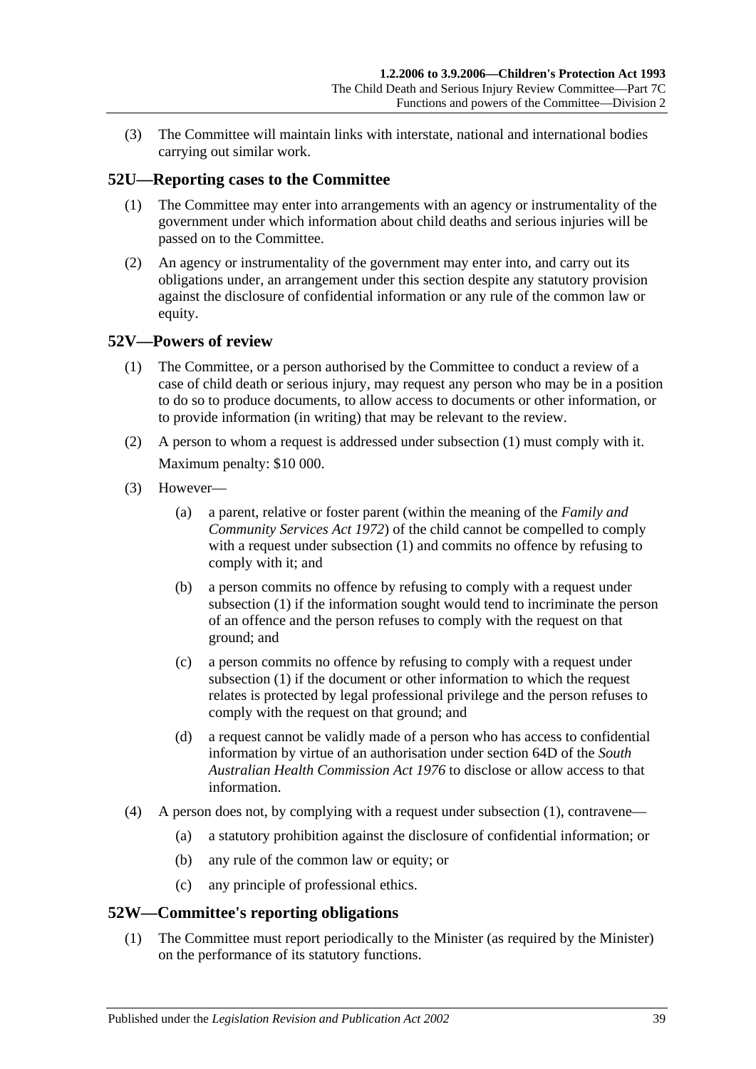(3) The Committee will maintain links with interstate, national and international bodies carrying out similar work.

## 52U—Reporting cases to the Committee

(1) The Committee may enter into arrangements with an agency or instrumentality of the government under which information about child deaths and serious injuries will be passed on to the Committee.

(2) An agency or instrumentality of the government may enter into, and carry out its obligations under, an arrangement under this section despite any statutory provision against the disclosure of confidential information or any rule of the common law or equity.

## 52V—Powers of review

(1) The Committee, or a person authorised by the Committee to conduct a review of a case of child death or serious injury, may request any person who may be in a position to do so to produce documents, to allow access to documents or other information, or to provide information (in writing) that may be relevant to the review.

(2) A person to whom a request is addressed under subsection (1) must comply with it.

Maximum penalty: $10 000.

(3) However—

(a) a parent, relative or foster parent (within the meaning of the *Family and Community Services Act 1972*) of the child cannot be compelled to comply with a request under subsection (1) and commits no offence by refusing to comply with it; and

(b) a person commits no offence by refusing to comply with a request under subsection (1) if the information sought would tend to incriminate the person of an offence and the person refuses to comply with the request on that ground; and

(c) a person commits no offence by refusing to comply with a request under subsection (1) if the document or other information to which the request relates is protected by legal professional privilege and the person refuses to comply with the request on that ground; and

(d) a request cannot be validly made of a person who has access to confidential information by virtue of an authorisation under section 64D of the *South Australian Health Commission Act 1976* to disclose or allow access to that information.

(4) A person does not, by complying with a request under subsection (1), contravene—

(a) a statutory prohibition against the disclosure of confidential information; or

(b) any rule of the common law or equity; or

(c) any principle of professional ethics.

## 52W—Committee's reporting obligations

(1) The Committee must report periodically to the Minister (as required by the Minister) on the performance of its statutory functions.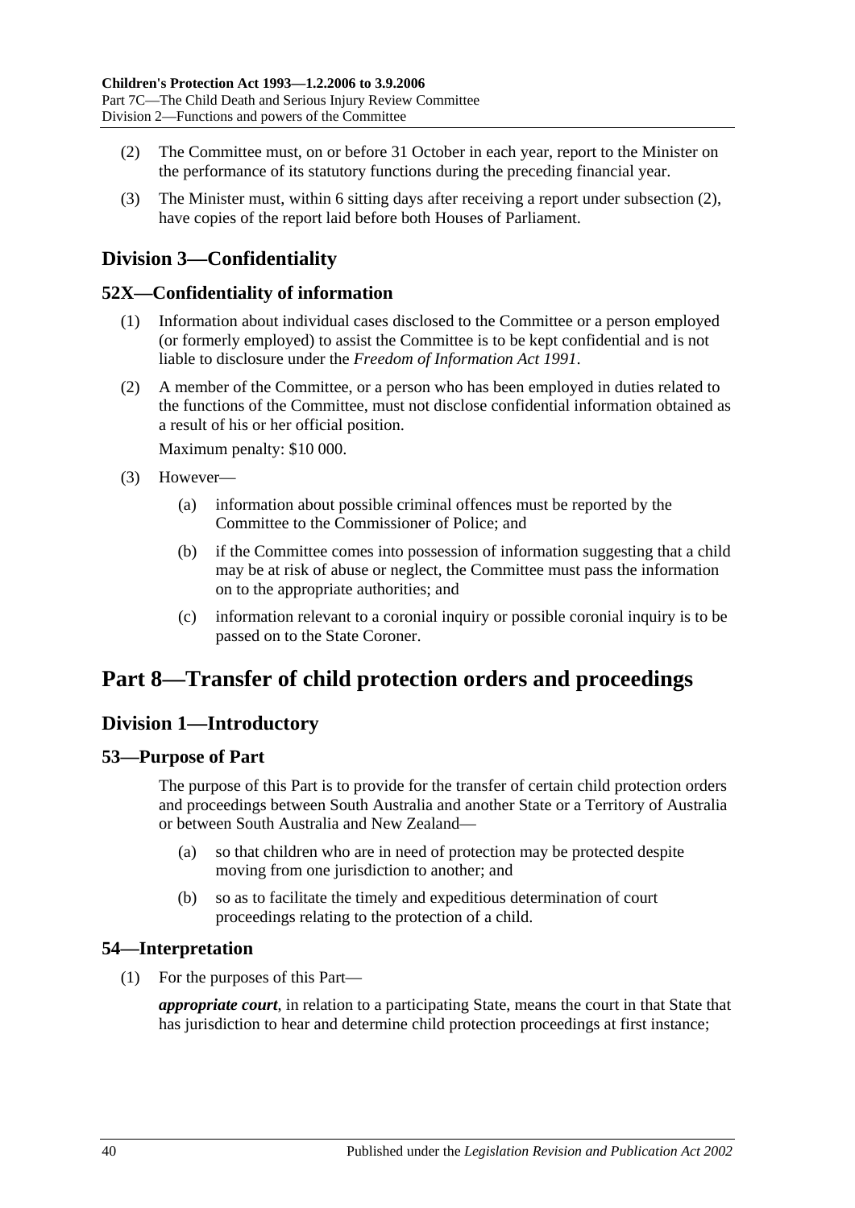(2) The Committee must, on or before 31 October in each year, report to the Minister on the performance of its statutory functions during the preceding financial year.

(3) The Minister must, within 6 sitting days after receiving a report under subsection (2), have copies of the report laid before both Houses of Parliament.

## Division 3—Confidentiality

### 52X—Confidentiality of information

(1) Information about individual cases disclosed to the Committee or a person employed (or formerly employed) to assist the Committee is to be kept confidential and is not liable to disclosure under the *Freedom of Information Act 1991*.

(2) A member of the Committee, or a person who has been employed in duties related to the functions of the Committee, must not disclose confidential information obtained as a result of his or her official position.

Maximum penalty: $10 000.

(3) However—

(a) information about possible criminal offences must be reported by the Committee to the Commissioner of Police; and

(b) if the Committee comes into possession of information suggesting that a child may be at risk of abuse or neglect, the Committee must pass the information on to the appropriate authorities; and

(c) information relevant to a coronial inquiry or possible coronial inquiry is to be passed on to the State Coroner.

# Part 8—Transfer of child protection orders and proceedings

## Division 1—Introductory

### 53—Purpose of Part

The purpose of this Part is to provide for the transfer of certain child protection orders and proceedings between South Australia and another State or a Territory of Australia or between South Australia and New Zealand—

(a) so that children who are in need of protection may be protected despite moving from one jurisdiction to another; and

(b) so as to facilitate the timely and expeditious determination of court proceedings relating to the protection of a child.

### 54—Interpretation

(1) For the purposes of this Part—

***appropriate court***, in relation to a participating State, means the court in that State that has jurisdiction to hear and determine child protection proceedings at first instance;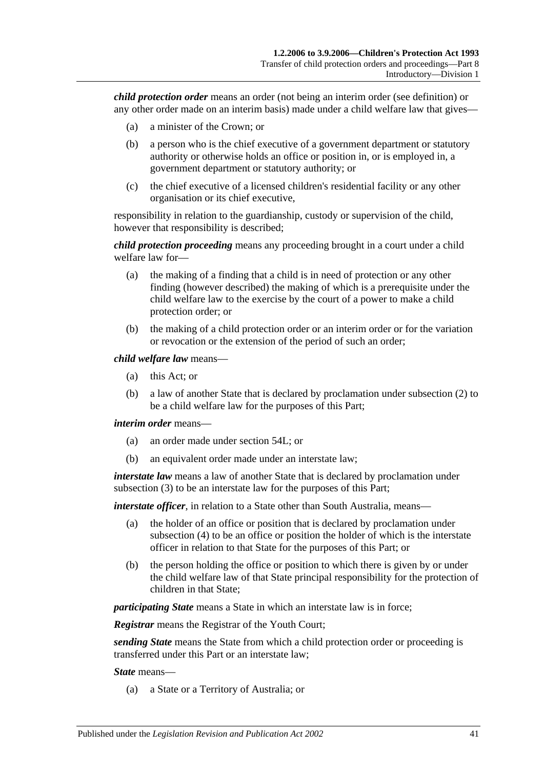***child protection order*** means an order (not being an interim order (see definition) or any other order made on an interim basis) made under a child welfare law that gives—

(a) a minister of the Crown; or

(b) a person who is the chief executive of a government department or statutory authority or otherwise holds an office or position in, or is employed in, a government department or statutory authority; or

(c) the chief executive of a licensed children's residential facility or any other organisation or its chief executive,

responsibility in relation to the guardianship, custody or supervision of the child, however that responsibility is described;

***child protection proceeding*** means any proceeding brought in a court under a child welfare law for—

(a) the making of a finding that a child is in need of protection or any other finding (however described) the making of which is a prerequisite under the child welfare law to the exercise by the court of a power to make a child protection order; or

(b) the making of a child protection order or an interim order or for the variation or revocation or the extension of the period of such an order;

***child welfare law*** means—

(a) this Act; or

(b) a law of another State that is declared by proclamation under subsection (2) to be a child welfare law for the purposes of this Part;

***interim order*** means—

(a) an order made under section 54L; or

(b) an equivalent order made under an interstate law;

***interstate law*** means a law of another State that is declared by proclamation under subsection (3) to be an interstate law for the purposes of this Part;

***interstate officer***, in relation to a State other than South Australia, means—

(a) the holder of an office or position that is declared by proclamation under subsection (4) to be an office or position the holder of which is the interstate officer in relation to that State for the purposes of this Part; or

(b) the person holding the office or position to which there is given by or under the child welfare law of that State principal responsibility for the protection of children in that State;

***participating State*** means a State in which an interstate law is in force;

***Registrar*** means the Registrar of the Youth Court;

***sending State*** means the State from which a child protection order or proceeding is transferred under this Part or an interstate law;

***State*** means—

(a) a State or a Territory of Australia; or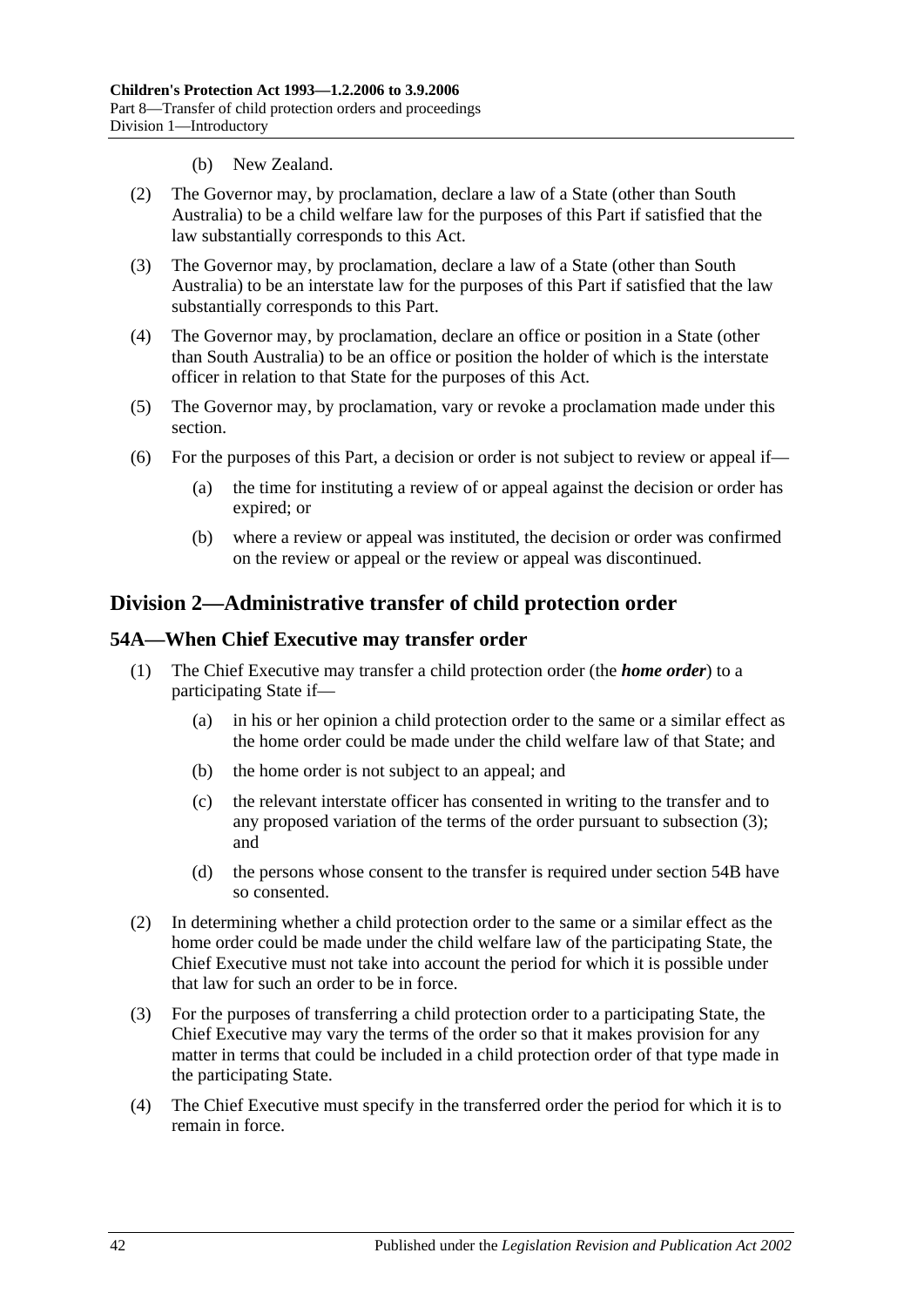(b) New Zealand.

(2) The Governor may, by proclamation, declare a law of a State (other than South Australia) to be a child welfare law for the purposes of this Part if satisfied that the law substantially corresponds to this Act.

(3) The Governor may, by proclamation, declare a law of a State (other than South Australia) to be an interstate law for the purposes of this Part if satisfied that the law substantially corresponds to this Part.

(4) The Governor may, by proclamation, declare an office or position in a State (other than South Australia) to be an office or position the holder of which is the interstate officer in relation to that State for the purposes of this Act.

(5) The Governor may, by proclamation, vary or revoke a proclamation made under this section.

(6) For the purposes of this Part, a decision or order is not subject to review or appeal if—

(a) the time for instituting a review of or appeal against the decision or order has expired; or

(b) where a review or appeal was instituted, the decision or order was confirmed on the review or appeal or the review or appeal was discontinued.

## Division 2—Administrative transfer of child protection order

### 54A—When Chief Executive may transfer order

(1) The Chief Executive may transfer a child protection order (the ***home order***) to a participating State if—

(a) in his or her opinion a child protection order to the same or a similar effect as the home order could be made under the child welfare law of that State; and

(b) the home order is not subject to an appeal; and

(c) the relevant interstate officer has consented in writing to the transfer and to any proposed variation of the terms of the order pursuant to subsection (3); and

(d) the persons whose consent to the transfer is required under section 54B have so consented.

(2) In determining whether a child protection order to the same or a similar effect as the home order could be made under the child welfare law of the participating State, the Chief Executive must not take into account the period for which it is possible under that law for such an order to be in force.

(3) For the purposes of transferring a child protection order to a participating State, the Chief Executive may vary the terms of the order so that it makes provision for any matter in terms that could be included in a child protection order of that type made in the participating State.

(4) The Chief Executive must specify in the transferred order the period for which it is to remain in force.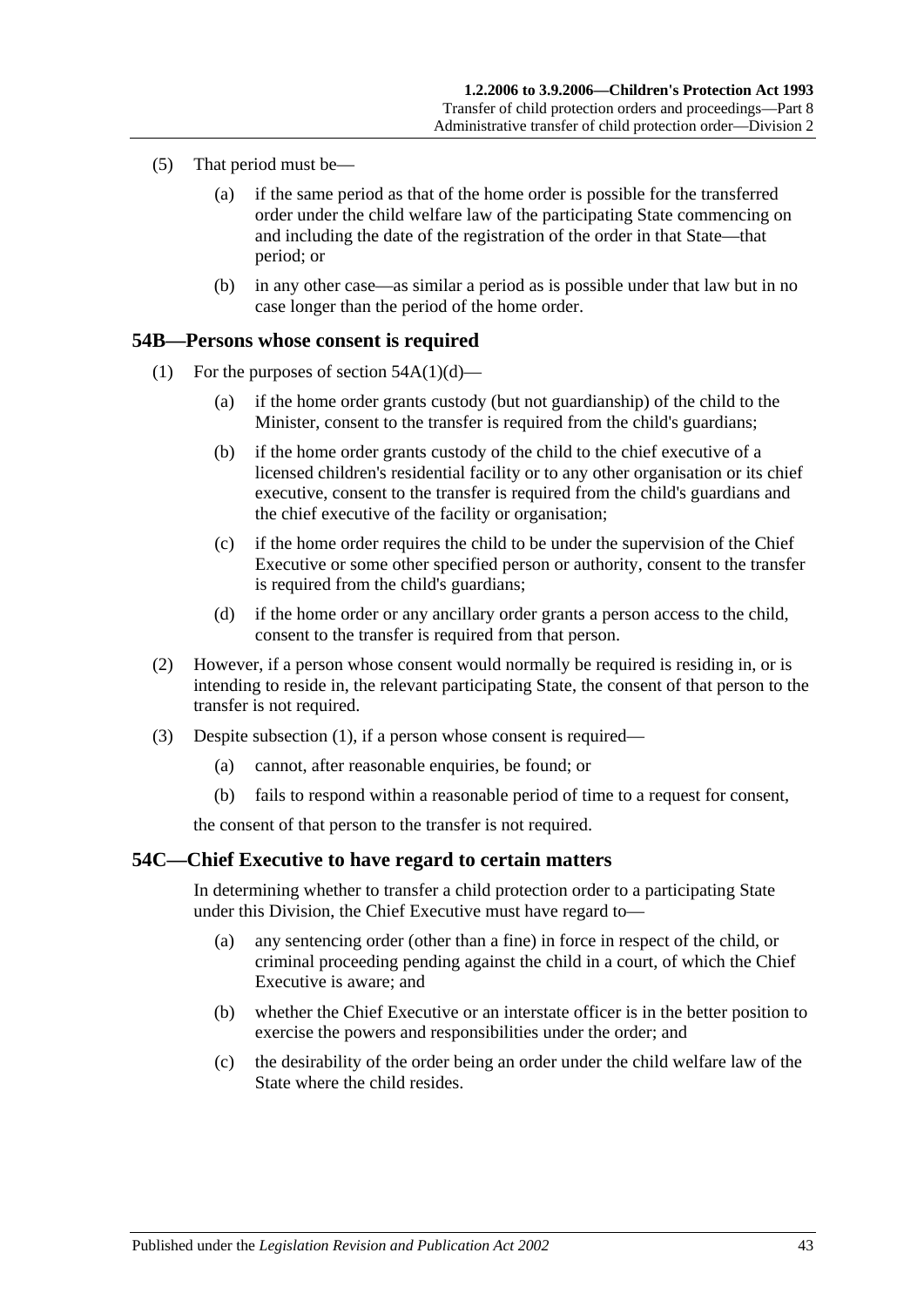(5) That period must be—

(a) if the same period as that of the home order is possible for the transferred order under the child welfare law of the participating State commencing on and including the date of the registration of the order in that State—that period; or

(b) in any other case—as similar a period as is possible under that law but in no case longer than the period of the home order.

## 54B—Persons whose consent is required

(1) For the purposes of section 54A(1)(d)—

(a) if the home order grants custody (but not guardianship) of the child to the Minister, consent to the transfer is required from the child's guardians;

(b) if the home order grants custody of the child to the chief executive of a licensed children's residential facility or to any other organisation or its chief executive, consent to the transfer is required from the child's guardians and the chief executive of the facility or organisation;

(c) if the home order requires the child to be under the supervision of the Chief Executive or some other specified person or authority, consent to the transfer is required from the child's guardians;

(d) if the home order or any ancillary order grants a person access to the child, consent to the transfer is required from that person.

(2) However, if a person whose consent would normally be required is residing in, or is intending to reside in, the relevant participating State, the consent of that person to the transfer is not required.

(3) Despite subsection (1), if a person whose consent is required—

(a) cannot, after reasonable enquiries, be found; or

(b) fails to respond within a reasonable period of time to a request for consent,

the consent of that person to the transfer is not required.

## 54C—Chief Executive to have regard to certain matters

In determining whether to transfer a child protection order to a participating State under this Division, the Chief Executive must have regard to—

(a) any sentencing order (other than a fine) in force in respect of the child, or criminal proceeding pending against the child in a court, of which the Chief Executive is aware; and

(b) whether the Chief Executive or an interstate officer is in the better position to exercise the powers and responsibilities under the order; and

(c) the desirability of the order being an order under the child welfare law of the State where the child resides.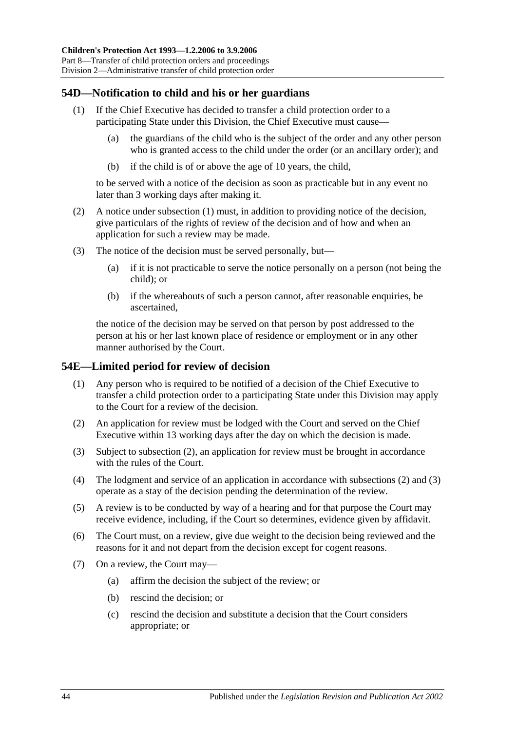## 54D—Notification to child and his or her guardians

(1) If the Chief Executive has decided to transfer a child protection order to a participating State under this Division, the Chief Executive must cause—

(a) the guardians of the child who is the subject of the order and any other person who is granted access to the child under the order (or an ancillary order); and

(b) if the child is of or above the age of 10 years, the child,

to be served with a notice of the decision as soon as practicable but in any event no later than 3 working days after making it.

(2) A notice under subsection (1) must, in addition to providing notice of the decision, give particulars of the rights of review of the decision and of how and when an application for such a review may be made.

(3) The notice of the decision must be served personally, but—

(a) if it is not practicable to serve the notice personally on a person (not being the child); or

(b) if the whereabouts of such a person cannot, after reasonable enquiries, be ascertained,

the notice of the decision may be served on that person by post addressed to the person at his or her last known place of residence or employment or in any other manner authorised by the Court.

## 54E—Limited period for review of decision

(1) Any person who is required to be notified of a decision of the Chief Executive to transfer a child protection order to a participating State under this Division may apply to the Court for a review of the decision.

(2) An application for review must be lodged with the Court and served on the Chief Executive within 13 working days after the day on which the decision is made.

(3) Subject to subsection (2), an application for review must be brought in accordance with the rules of the Court.

(4) The lodgment and service of an application in accordance with subsections (2) and (3) operate as a stay of the decision pending the determination of the review.

(5) A review is to be conducted by way of a hearing and for that purpose the Court may receive evidence, including, if the Court so determines, evidence given by affidavit.

(6) The Court must, on a review, give due weight to the decision being reviewed and the reasons for it and not depart from the decision except for cogent reasons.

(7) On a review, the Court may—

(a) affirm the decision the subject of the review; or

(b) rescind the decision; or

(c) rescind the decision and substitute a decision that the Court considers appropriate; or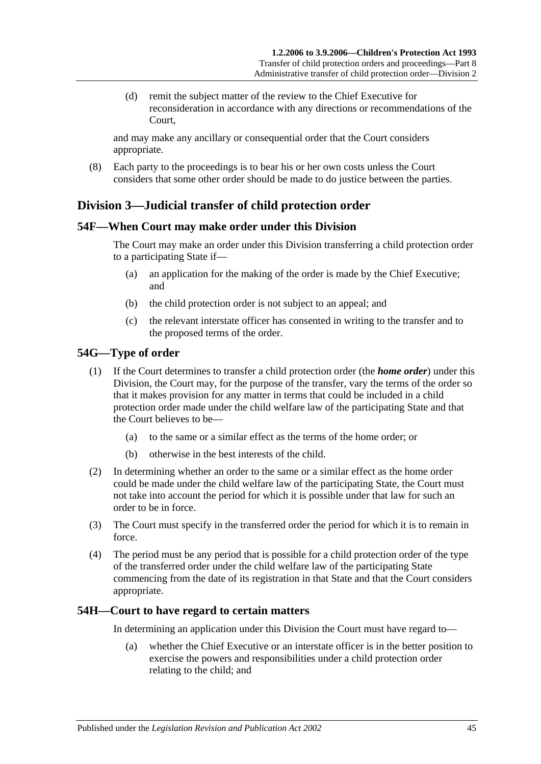(d) remit the subject matter of the review to the Chief Executive for reconsideration in accordance with any directions or recommendations of the Court,

and may make any ancillary or consequential order that the Court considers appropriate.

(8) Each party to the proceedings is to bear his or her own costs unless the Court considers that some other order should be made to do justice between the parties.

## Division 3—Judicial transfer of child protection order

### 54F—When Court may make order under this Division

The Court may make an order under this Division transferring a child protection order to a participating State if—

(a) an application for the making of the order is made by the Chief Executive; and

(b) the child protection order is not subject to an appeal; and

(c) the relevant interstate officer has consented in writing to the transfer and to the proposed terms of the order.

### 54G—Type of order

(1) If the Court determines to transfer a child protection order (the ***home order***) under this Division, the Court may, for the purpose of the transfer, vary the terms of the order so that it makes provision for any matter in terms that could be included in a child protection order made under the child welfare law of the participating State and that the Court believes to be—

(a) to the same or a similar effect as the terms of the home order; or

(b) otherwise in the best interests of the child.

(2) In determining whether an order to the same or a similar effect as the home order could be made under the child welfare law of the participating State, the Court must not take into account the period for which it is possible under that law for such an order to be in force.

(3) The Court must specify in the transferred order the period for which it is to remain in force.

(4) The period must be any period that is possible for a child protection order of the type of the transferred order under the child welfare law of the participating State commencing from the date of its registration in that State and that the Court considers appropriate.

### 54H—Court to have regard to certain matters

In determining an application under this Division the Court must have regard to—

(a) whether the Chief Executive or an interstate officer is in the better position to exercise the powers and responsibilities under a child protection order relating to the child; and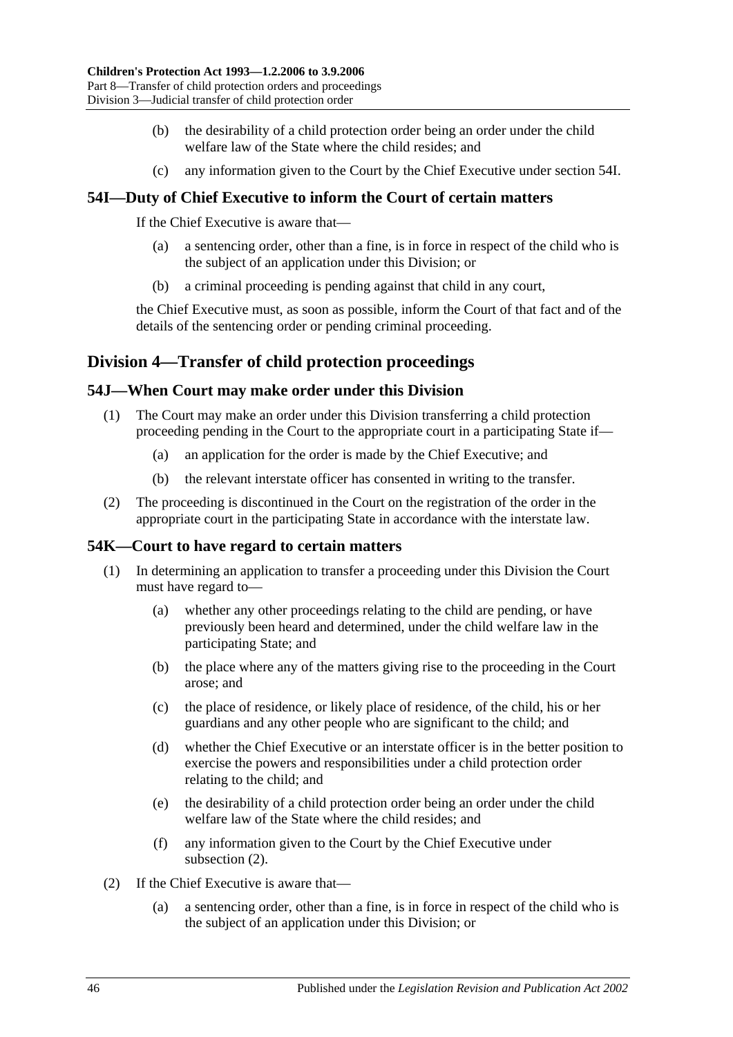(b) the desirability of a child protection order being an order under the child welfare law of the State where the child resides; and

(c) any information given to the Court by the Chief Executive under section 54I.

### 54I—Duty of Chief Executive to inform the Court of certain matters

If the Chief Executive is aware that—

(a) a sentencing order, other than a fine, is in force in respect of the child who is the subject of an application under this Division; or

(b) a criminal proceeding is pending against that child in any court,

the Chief Executive must, as soon as possible, inform the Court of that fact and of the details of the sentencing order or pending criminal proceeding.

## Division 4—Transfer of child protection proceedings

### 54J—When Court may make order under this Division

(1) The Court may make an order under this Division transferring a child protection proceeding pending in the Court to the appropriate court in a participating State if—

(a) an application for the order is made by the Chief Executive; and

(b) the relevant interstate officer has consented in writing to the transfer.

(2) The proceeding is discontinued in the Court on the registration of the order in the appropriate court in the participating State in accordance with the interstate law.

### 54K—Court to have regard to certain matters

(1) In determining an application to transfer a proceeding under this Division the Court must have regard to—

(a) whether any other proceedings relating to the child are pending, or have previously been heard and determined, under the child welfare law in the participating State; and

(b) the place where any of the matters giving rise to the proceeding in the Court arose; and

(c) the place of residence, or likely place of residence, of the child, his or her guardians and any other people who are significant to the child; and

(d) whether the Chief Executive or an interstate officer is in the better position to exercise the powers and responsibilities under a child protection order relating to the child; and

(e) the desirability of a child protection order being an order under the child welfare law of the State where the child resides; and

(f) any information given to the Court by the Chief Executive under subsection (2).

(2) If the Chief Executive is aware that—

(a) a sentencing order, other than a fine, is in force in respect of the child who is the subject of an application under this Division; or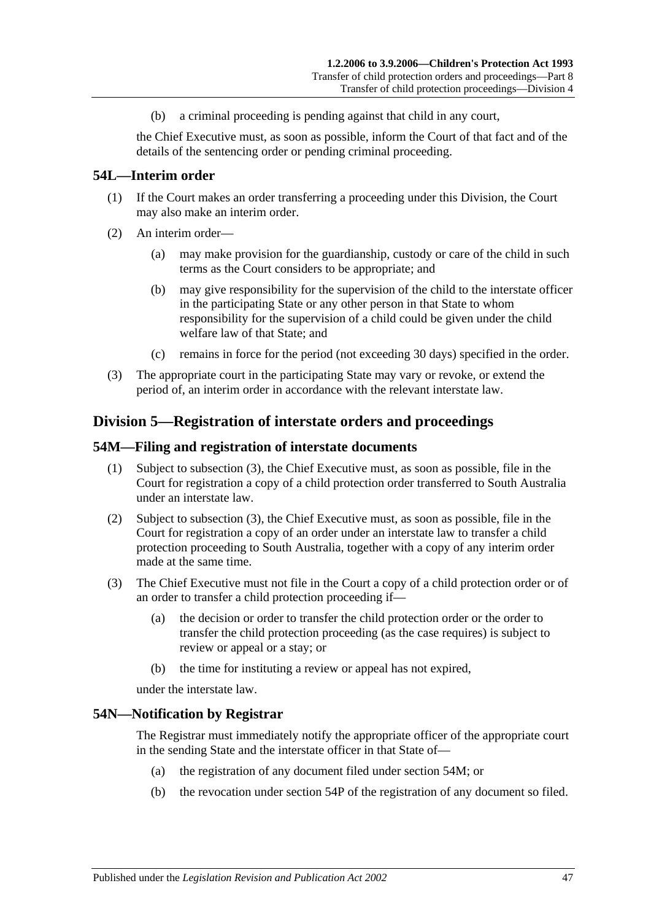(b) a criminal proceeding is pending against that child in any court,

the Chief Executive must, as soon as possible, inform the Court of that fact and of the details of the sentencing order or pending criminal proceeding.

### 54L—Interim order

(1) If the Court makes an order transferring a proceeding under this Division, the Court may also make an interim order.

(2) An interim order—

(a) may make provision for the guardianship, custody or care of the child in such terms as the Court considers to be appropriate; and

(b) may give responsibility for the supervision of the child to the interstate officer in the participating State or any other person in that State to whom responsibility for the supervision of a child could be given under the child welfare law of that State; and

(c) remains in force for the period (not exceeding 30 days) specified in the order.

(3) The appropriate court in the participating State may vary or revoke, or extend the period of, an interim order in accordance with the relevant interstate law.

## Division 5—Registration of interstate orders and proceedings

### 54M—Filing and registration of interstate documents

(1) Subject to subsection (3), the Chief Executive must, as soon as possible, file in the Court for registration a copy of a child protection order transferred to South Australia under an interstate law.

(2) Subject to subsection (3), the Chief Executive must, as soon as possible, file in the Court for registration a copy of an order under an interstate law to transfer a child protection proceeding to South Australia, together with a copy of any interim order made at the same time.

(3) The Chief Executive must not file in the Court a copy of a child protection order or of an order to transfer a child protection proceeding if—

(a) the decision or order to transfer the child protection order or the order to transfer the child protection proceeding (as the case requires) is subject to review or appeal or a stay; or

(b) the time for instituting a review or appeal has not expired,

under the interstate law.

### 54N—Notification by Registrar

The Registrar must immediately notify the appropriate officer of the appropriate court in the sending State and the interstate officer in that State of—

(a) the registration of any document filed under section 54M; or

(b) the revocation under section 54P of the registration of any document so filed.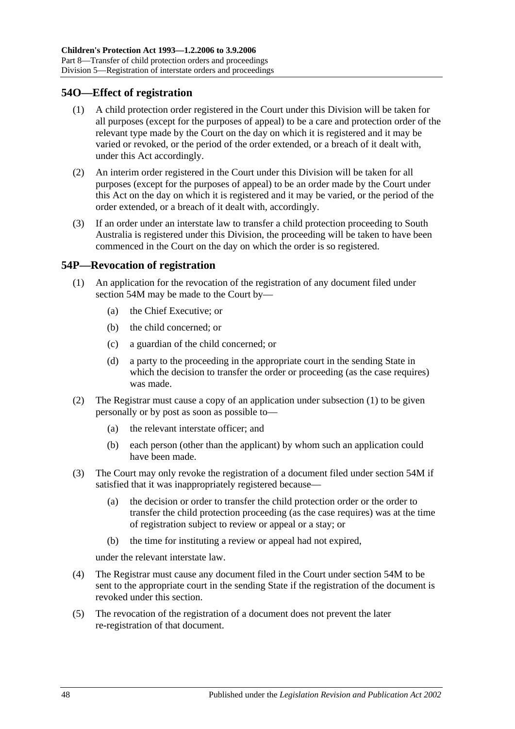## 54O—Effect of registration

(1) A child protection order registered in the Court under this Division will be taken for all purposes (except for the purposes of appeal) to be a care and protection order of the relevant type made by the Court on the day on which it is registered and it may be varied or revoked, or the period of the order extended, or a breach of it dealt with, under this Act accordingly.

(2) An interim order registered in the Court under this Division will be taken for all purposes (except for the purposes of appeal) to be an order made by the Court under this Act on the day on which it is registered and it may be varied, or the period of the order extended, or a breach of it dealt with, accordingly.

(3) If an order under an interstate law to transfer a child protection proceeding to South Australia is registered under this Division, the proceeding will be taken to have been commenced in the Court on the day on which the order is so registered.

## 54P—Revocation of registration

(1) An application for the revocation of the registration of any document filed under section 54M may be made to the Court by—

- (a) the Chief Executive; or
- (b) the child concerned; or
- (c) a guardian of the child concerned; or
- (d) a party to the proceeding in the appropriate court in the sending State in which the decision to transfer the order or proceeding (as the case requires) was made.

(2) The Registrar must cause a copy of an application under subsection (1) to be given personally or by post as soon as possible to—

- (a) the relevant interstate officer; and
- (b) each person (other than the applicant) by whom such an application could have been made.

(3) The Court may only revoke the registration of a document filed under section 54M if satisfied that it was inappropriately registered because—

- (a) the decision or order to transfer the child protection order or the order to transfer the child protection proceeding (as the case requires) was at the time of registration subject to review or appeal or a stay; or
- (b) the time for instituting a review or appeal had not expired,

under the relevant interstate law.

(4) The Registrar must cause any document filed in the Court under section 54M to be sent to the appropriate court in the sending State if the registration of the document is revoked under this section.

(5) The revocation of the registration of a document does not prevent the later re-registration of that document.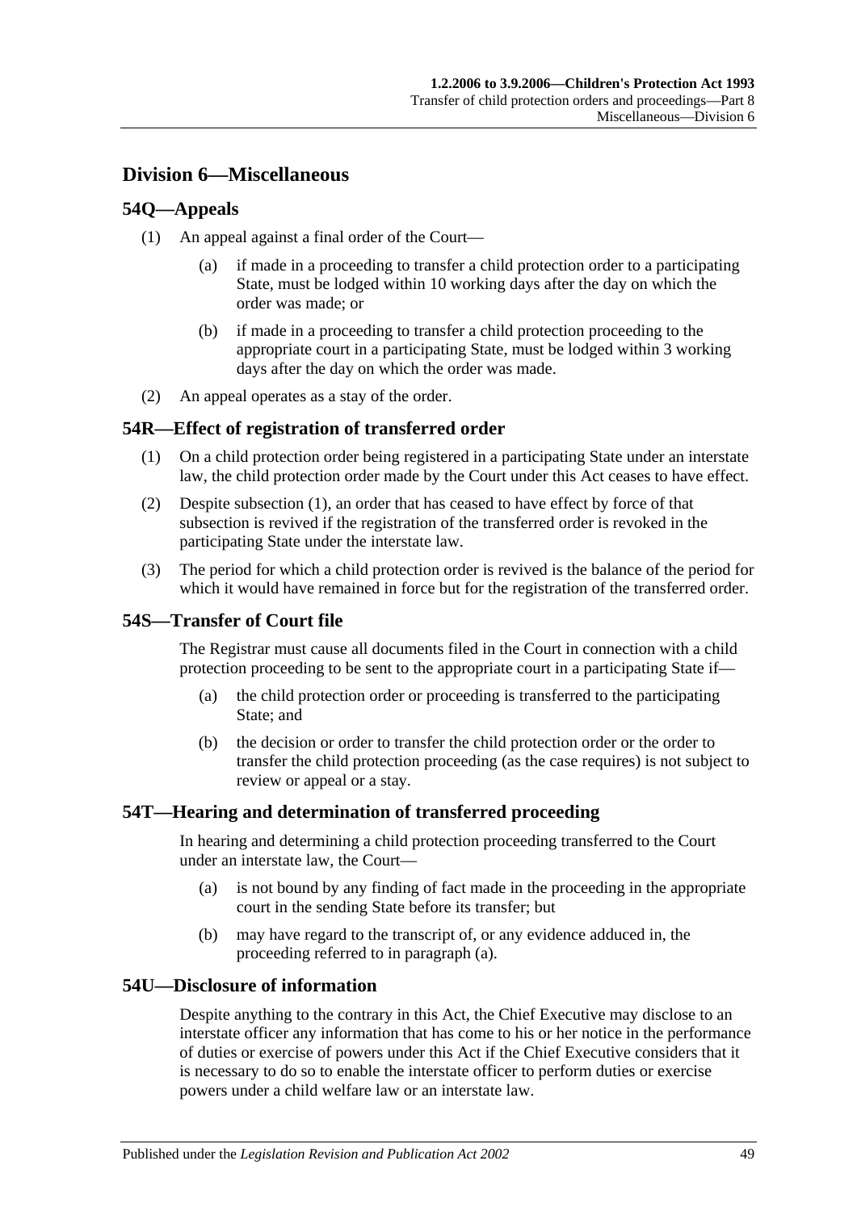## Division 6—Miscellaneous

### 54Q—Appeals

(1) An appeal against a final order of the Court—

(a) if made in a proceeding to transfer a child protection order to a participating State, must be lodged within 10 working days after the day on which the order was made; or

(b) if made in a proceeding to transfer a child protection proceeding to the appropriate court in a participating State, must be lodged within 3 working days after the day on which the order was made.

(2) An appeal operates as a stay of the order.

### 54R—Effect of registration of transferred order

(1) On a child protection order being registered in a participating State under an interstate law, the child protection order made by the Court under this Act ceases to have effect.

(2) Despite subsection (1), an order that has ceased to have effect by force of that subsection is revived if the registration of the transferred order is revoked in the participating State under the interstate law.

(3) The period for which a child protection order is revived is the balance of the period for which it would have remained in force but for the registration of the transferred order.

### 54S—Transfer of Court file

The Registrar must cause all documents filed in the Court in connection with a child protection proceeding to be sent to the appropriate court in a participating State if—

(a) the child protection order or proceeding is transferred to the participating State; and

(b) the decision or order to transfer the child protection order or the order to transfer the child protection proceeding (as the case requires) is not subject to review or appeal or a stay.

### 54T—Hearing and determination of transferred proceeding

In hearing and determining a child protection proceeding transferred to the Court under an interstate law, the Court—

(a) is not bound by any finding of fact made in the proceeding in the appropriate court in the sending State before its transfer; but

(b) may have regard to the transcript of, or any evidence adduced in, the proceeding referred to in paragraph (a).

### 54U—Disclosure of information

Despite anything to the contrary in this Act, the Chief Executive may disclose to an interstate officer any information that has come to his or her notice in the performance of duties or exercise of powers under this Act if the Chief Executive considers that it is necessary to do so to enable the interstate officer to perform duties or exercise powers under a child welfare law or an interstate law.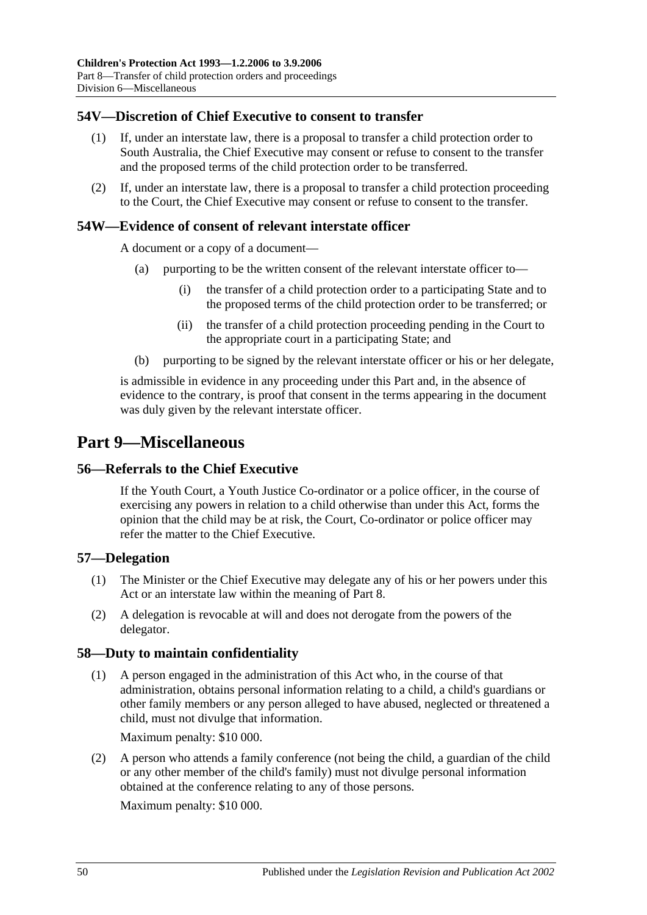### 54V—Discretion of Chief Executive to consent to transfer

(1) If, under an interstate law, there is a proposal to transfer a child protection order to South Australia, the Chief Executive may consent or refuse to consent to the transfer and the proposed terms of the child protection order to be transferred.

(2) If, under an interstate law, there is a proposal to transfer a child protection proceeding to the Court, the Chief Executive may consent or refuse to consent to the transfer.

### 54W—Evidence of consent of relevant interstate officer

A document or a copy of a document—

(a) purporting to be the written consent of the relevant interstate officer to—

(i) the transfer of a child protection order to a participating State and to the proposed terms of the child protection order to be transferred; or

(ii) the transfer of a child protection proceeding pending in the Court to the appropriate court in a participating State; and

(b) purporting to be signed by the relevant interstate officer or his or her delegate,

is admissible in evidence in any proceeding under this Part and, in the absence of evidence to the contrary, is proof that consent in the terms appearing in the document was duly given by the relevant interstate officer.

## Part 9—Miscellaneous

### 56—Referrals to the Chief Executive

If the Youth Court, a Youth Justice Co-ordinator or a police officer, in the course of exercising any powers in relation to a child otherwise than under this Act, forms the opinion that the child may be at risk, the Court, Co-ordinator or police officer may refer the matter to the Chief Executive.

### 57—Delegation

(1) The Minister or the Chief Executive may delegate any of his or her powers under this Act or an interstate law within the meaning of Part 8.

(2) A delegation is revocable at will and does not derogate from the powers of the delegator.

### 58—Duty to maintain confidentiality

(1) A person engaged in the administration of this Act who, in the course of that administration, obtains personal information relating to a child, a child's guardians or other family members or any person alleged to have abused, neglected or threatened a child, must not divulge that information.

Maximum penalty: $10 000.

(2) A person who attends a family conference (not being the child, a guardian of the child or any other member of the child's family) must not divulge personal information obtained at the conference relating to any of those persons.

Maximum penalty: $10 000.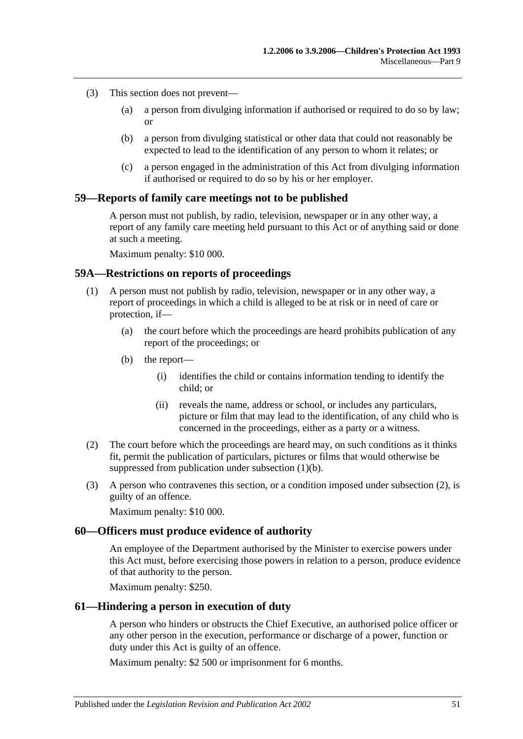(3) This section does not prevent—

(a) a person from divulging information if authorised or required to do so by law; or

(b) a person from divulging statistical or other data that could not reasonably be expected to lead to the identification of any person to whom it relates; or

(c) a person engaged in the administration of this Act from divulging information if authorised or required to do so by his or her employer.

## 59—Reports of family care meetings not to be published

A person must not publish, by radio, television, newspaper or in any other way, a report of any family care meeting held pursuant to this Act or of anything said or done at such a meeting.

Maximum penalty: $10 000.

## 59A—Restrictions on reports of proceedings

(1) A person must not publish by radio, television, newspaper or in any other way, a report of proceedings in which a child is alleged to be at risk or in need of care or protection, if—

(a) the court before which the proceedings are heard prohibits publication of any report of the proceedings; or

(b) the report—

(i) identifies the child or contains information tending to identify the child; or

(ii) reveals the name, address or school, or includes any particulars, picture or film that may lead to the identification, of any child who is concerned in the proceedings, either as a party or a witness.

(2) The court before which the proceedings are heard may, on such conditions as it thinks fit, permit the publication of particulars, pictures or films that would otherwise be suppressed from publication under subsection (1)(b).

(3) A person who contravenes this section, or a condition imposed under subsection (2), is guilty of an offence.

Maximum penalty: $10 000.

## 60—Officers must produce evidence of authority

An employee of the Department authorised by the Minister to exercise powers under this Act must, before exercising those powers in relation to a person, produce evidence of that authority to the person.

Maximum penalty: $250.

## 61—Hindering a person in execution of duty

A person who hinders or obstructs the Chief Executive, an authorised police officer or any other person in the execution, performance or discharge of a power, function or duty under this Act is guilty of an offence.

Maximum penalty: $2 500 or imprisonment for 6 months.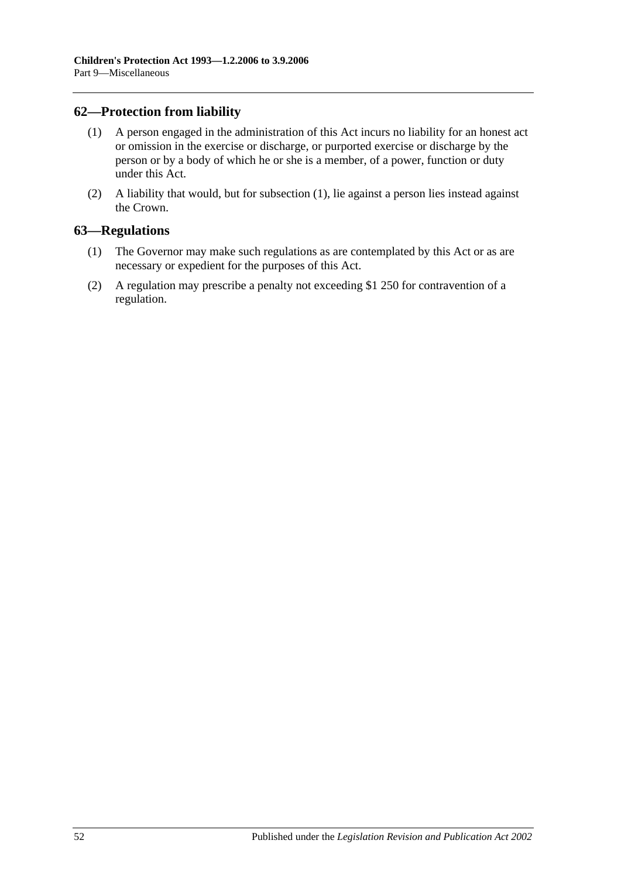## 62—Protection from liability

(1) A person engaged in the administration of this Act incurs no liability for an honest act or omission in the exercise or discharge, or purported exercise or discharge by the person or by a body of which he or she is a member, of a power, function or duty under this Act.

(2) A liability that would, but for subsection (1), lie against a person lies instead against the Crown.

## 63—Regulations

(1) The Governor may make such regulations as are contemplated by this Act or as are necessary or expedient for the purposes of this Act.

(2) A regulation may prescribe a penalty not exceeding $1 250 for contravention of a regulation.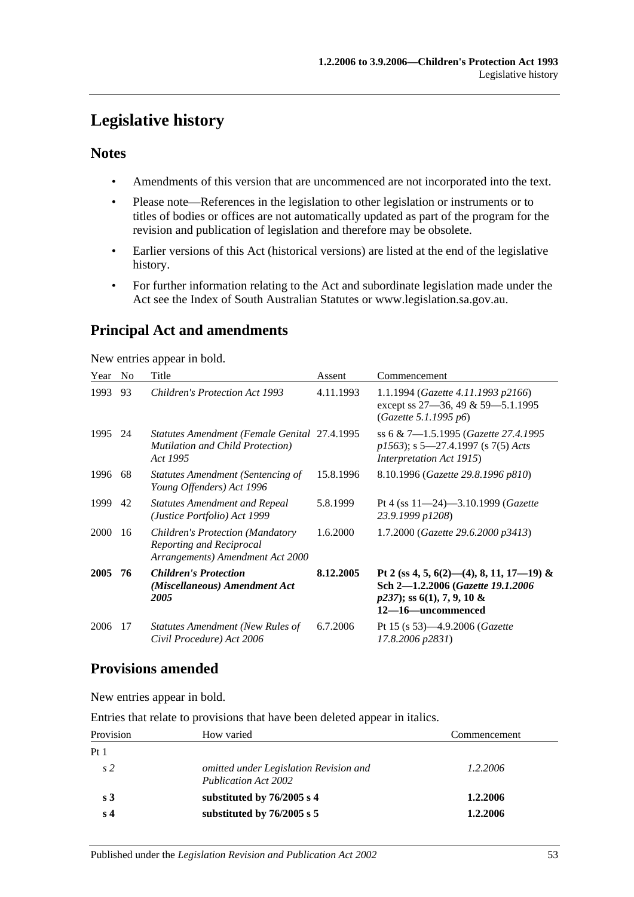# Legislative history

## Notes

- Amendments of this version that are uncommenced are not incorporated into the text.
- Please note—References in the legislation to other legislation or instruments or to titles of bodies or offices are not automatically updated as part of the program for the revision and publication of legislation and therefore may be obsolete.
- Earlier versions of this Act (historical versions) are listed at the end of the legislative history.
- For further information relating to the Act and subordinate legislation made under the Act see the Index of South Australian Statutes or www.legislation.sa.gov.au.

## Principal Act and amendments

New entries appear in bold.

| Year | No | Title | Assent | Commencement |
|---|---|---|---|---|
| 1993 | 93 | *Children's Protection Act 1993* | 4.11.1993 | 1.1.1994 (*Gazette 4.11.1993 p2166*) except ss 27—36, 49 & 59—5.1.1995 (*Gazette 5.1.1995 p6*) |
| 1995 | 24 | *Statutes Amendment (Female Genital Mutilation and Child Protection) Act 1995* | 27.4.1995 | ss 6 & 7—1.5.1995 (*Gazette 27.4.1995 p1563*); s 5—27.4.1997 (s 7(5) *Acts Interpretation Act 1915*) |
| 1996 | 68 | *Statutes Amendment (Sentencing of Young Offenders) Act 1996* | 15.8.1996 | 8.10.1996 (*Gazette 29.8.1996 p810*) |
| 1999 | 42 | *Statutes Amendment and Repeal (Justice Portfolio) Act 1999* | 5.8.1999 | Pt 4 (ss 11—24)—3.10.1999 (*Gazette 23.9.1999 p1208*) |
| 2000 | 16 | *Children's Protection (Mandatory Reporting and Reciprocal Arrangements) Amendment Act 2000* | 1.6.2000 | 1.7.2000 (*Gazette 29.6.2000 p3413*) |
| **2005** | **76** | ***Children's Protection (Miscellaneous) Amendment Act 2005*** | **8.12.2005** | **Pt 2 (ss 4, 5, 6(2)—(4), 8, 11, 17—19) & Sch 2—1.2.2006 (*Gazette 19.1.2006 p237*); ss 6(1), 7, 9, 10 & 12—16—uncommenced** |
| 2006 | 17 | *Statutes Amendment (New Rules of Civil Procedure) Act 2006* | 6.7.2006 | Pt 15 (s 53)—4.9.2006 (*Gazette 17.8.2006 p2831*) |

## Provisions amended

New entries appear in bold.

Entries that relate to provisions that have been deleted appear in italics.

| Provision | How varied | Commencement |
|---|---|---|
| Pt 1 | | |
| *s 2* | *omitted under Legislation Revision and Publication Act 2002* | *1.2.2006* |
| **s 3** | **substituted by 76/2005 s 4** | **1.2.2006** |
| **s 4** | **substituted by 76/2005 s 5** | **1.2.2006** |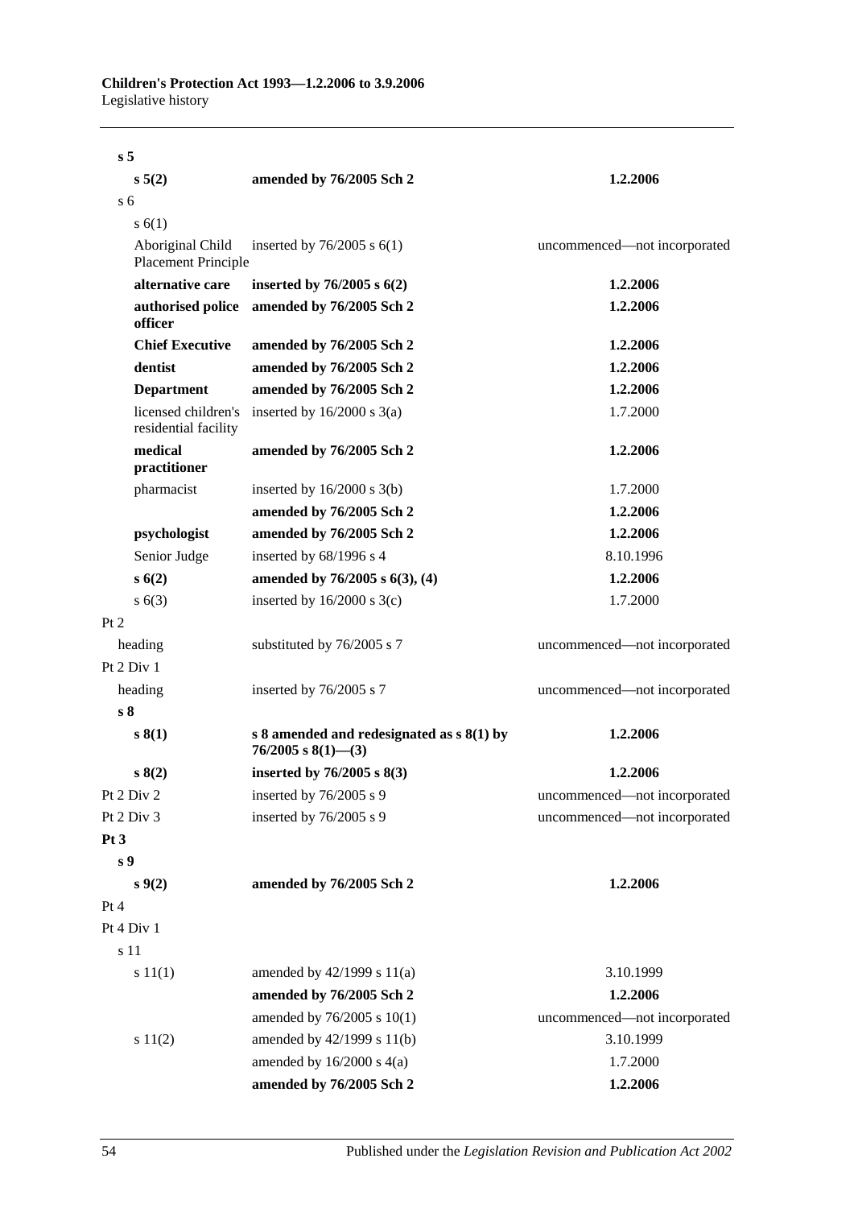| | | |
|---|---|---|
| **s 5** | | |
| **s 5(2)** | **amended by 76/2005 Sch 2** | **1.2.2006** |
| s 6 | | |
| s 6(1) | | |
| Aboriginal Child Placement Principle | inserted by 76/2005 s 6(1) | uncommenced—not incorporated |
| **alternative care** | **inserted by 76/2005 s 6(2)** | **1.2.2006** |
| **authorised police officer** | **amended by 76/2005 Sch 2** | **1.2.2006** |
| **Chief Executive** | **amended by 76/2005 Sch 2** | **1.2.2006** |
| **dentist** | **amended by 76/2005 Sch 2** | **1.2.2006** |
| **Department** | **amended by 76/2005 Sch 2** | **1.2.2006** |
| licensed children's residential facility | inserted by 16/2000 s 3(a) | 1.7.2000 |
| **medical practitioner** | **amended by 76/2005 Sch 2** | **1.2.2006** |
| pharmacist | inserted by 16/2000 s 3(b) | 1.7.2000 |
| | **amended by 76/2005 Sch 2** | **1.2.2006** |
| **psychologist** | **amended by 76/2005 Sch 2** | **1.2.2006** |
| Senior Judge | inserted by 68/1996 s 4 | 8.10.1996 |
| **s 6(2)** | **amended by 76/2005 s 6(3), (4)** | **1.2.2006** |
| s 6(3) | inserted by 16/2000 s 3(c) | 1.7.2000 |
| Pt 2 | | |
| heading | substituted by 76/2005 s 7 | uncommenced—not incorporated |
| Pt 2 Div 1 | | |
| heading | inserted by 76/2005 s 7 | uncommenced—not incorporated |
| **s 8** | | |
| **s 8(1)** | **s 8 amended and redesignated as s 8(1) by 76/2005 s 8(1)—(3)** | **1.2.2006** |
| **s 8(2)** | **inserted by 76/2005 s 8(3)** | **1.2.2006** |
| Pt 2 Div 2 | inserted by 76/2005 s 9 | uncommenced—not incorporated |
| Pt 2 Div 3 | inserted by 76/2005 s 9 | uncommenced—not incorporated |
| **Pt 3** | | |
| **s 9** | | |
| **s 9(2)** | **amended by 76/2005 Sch 2** | **1.2.2006** |
| Pt 4 | | |
| Pt 4 Div 1 | | |
| s 11 | | |
| s 11(1) | amended by 42/1999 s 11(a) | 3.10.1999 |
| | **amended by 76/2005 Sch 2** | **1.2.2006** |
| | amended by 76/2005 s 10(1) | uncommenced—not incorporated |
| s 11(2) | amended by 42/1999 s 11(b) | 3.10.1999 |
| | amended by 16/2000 s 4(a) | 1.7.2000 |
| | **amended by 76/2005 Sch 2** | **1.2.2006** |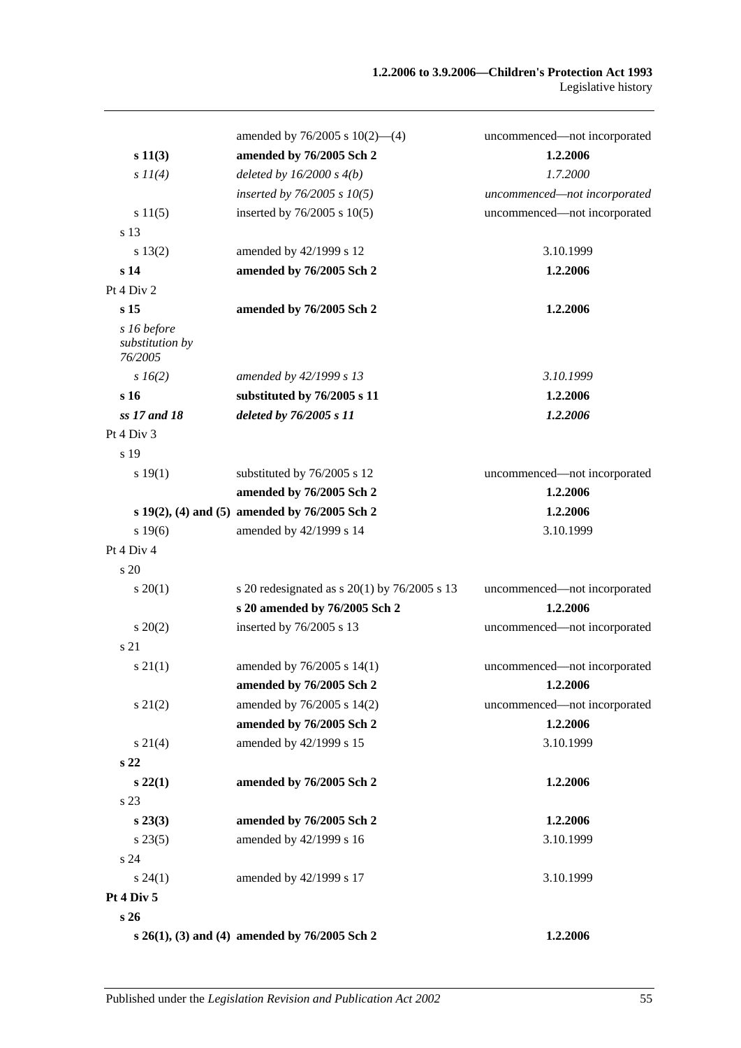| | | |
|---|---|---|
| | amended by 76/2005 s 10(2)—(4) | uncommenced—not incorporated |
| **s 11(3)** | **amended by 76/2005 Sch 2** | **1.2.2006** |
| *s 11(4)* | *deleted by 16/2000 s 4(b)* | *1.7.2000* |
| | *inserted by 76/2005 s 10(5)* | *uncommenced—not incorporated* |
| s 11(5) | inserted by 76/2005 s 10(5) | uncommenced—not incorporated |
| s 13 | | |
| s 13(2) | amended by 42/1999 s 12 | 3.10.1999 |
| **s 14** | **amended by 76/2005 Sch 2** | **1.2.2006** |
| Pt 4 Div 2 | | |
| **s 15** | **amended by 76/2005 Sch 2** | **1.2.2006** |
| *s 16 before substitution by 76/2005* | | |
| *s 16(2)* | *amended by 42/1999 s 13* | *3.10.1999* |
| **s 16** | **substituted by 76/2005 s 11** | **1.2.2006** |
| ***ss 17 and 18*** | ***deleted by 76/2005 s 11*** | ***1.2.2006*** |
| Pt 4 Div 3 | | |
| s 19 | | |
| s 19(1) | substituted by 76/2005 s 12 | uncommenced—not incorporated |
| | **amended by 76/2005 Sch 2** | **1.2.2006** |
| **s 19(2), (4) and (5)** | **amended by 76/2005 Sch 2** | **1.2.2006** |
| s 19(6) | amended by 42/1999 s 14 | 3.10.1999 |
| Pt 4 Div 4 | | |
| s 20 | | |
| s 20(1) | s 20 redesignated as s 20(1) by 76/2005 s 13 | uncommenced—not incorporated |
| | **s 20 amended by 76/2005 Sch 2** | **1.2.2006** |
| s 20(2) | inserted by 76/2005 s 13 | uncommenced—not incorporated |
| s 21 | | |
| s 21(1) | amended by 76/2005 s 14(1) | uncommenced—not incorporated |
| | **amended by 76/2005 Sch 2** | **1.2.2006** |
| s 21(2) | amended by 76/2005 s 14(2) | uncommenced—not incorporated |
| | **amended by 76/2005 Sch 2** | **1.2.2006** |
| s 21(4) | amended by 42/1999 s 15 | 3.10.1999 |
| **s 22** | | |
| **s 22(1)** | **amended by 76/2005 Sch 2** | **1.2.2006** |
| s 23 | | |
| **s 23(3)** | **amended by 76/2005 Sch 2** | **1.2.2006** |
| s 23(5) | amended by 42/1999 s 16 | 3.10.1999 |
| s 24 | | |
| s 24(1) | amended by 42/1999 s 17 | 3.10.1999 |
| **Pt 4 Div 5** | | |
| **s 26** | | |
| **s 26(1), (3) and (4)** | **amended by 76/2005 Sch 2** | **1.2.2006** |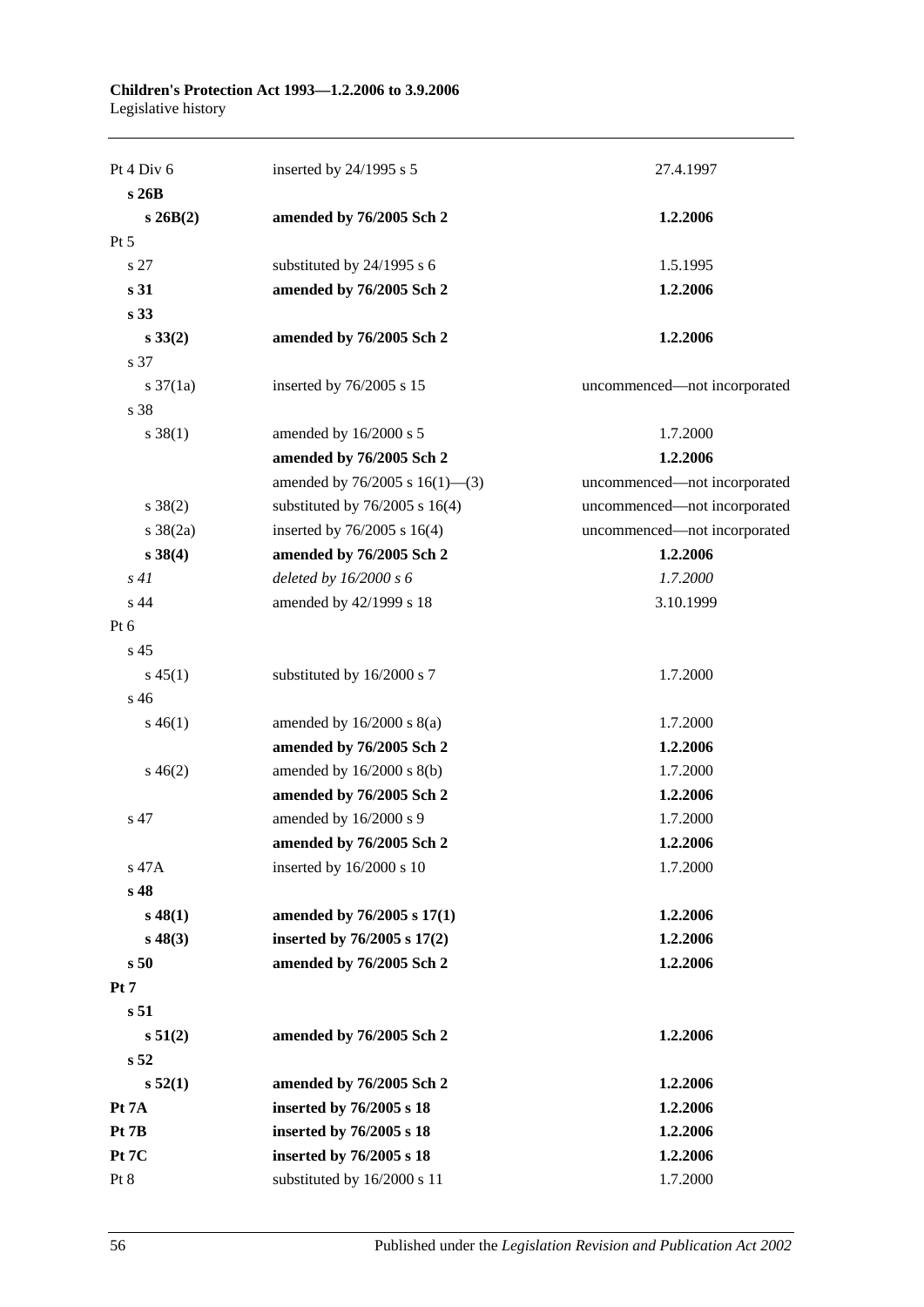| | | |
|---|---|---|
| Pt 4 Div 6 | inserted by 24/1995 s 5 | 27.4.1997 |
| **s 26B** | | |
| **s 26B(2)** | **amended by 76/2005 Sch 2** | **1.2.2006** |
| Pt 5 | | |
| s 27 | substituted by 24/1995 s 6 | 1.5.1995 |
| **s 31** | **amended by 76/2005 Sch 2** | **1.2.2006** |
| **s 33** | | |
| **s 33(2)** | **amended by 76/2005 Sch 2** | **1.2.2006** |
| s 37 | | |
| s 37(1a) | inserted by 76/2005 s 15 | uncommenced—not incorporated |
| s 38 | | |
| s 38(1) | amended by 16/2000 s 5 | 1.7.2000 |
| | **amended by 76/2005 Sch 2** | **1.2.2006** |
| | amended by 76/2005 s 16(1)—(3) | uncommenced—not incorporated |
| s 38(2) | substituted by 76/2005 s 16(4) | uncommenced—not incorporated |
| s 38(2a) | inserted by 76/2005 s 16(4) | uncommenced—not incorporated |
| **s 38(4)** | **amended by 76/2005 Sch 2** | **1.2.2006** |
| *s 41* | *deleted by 16/2000 s 6* | *1.7.2000* |
| s 44 | amended by 42/1999 s 18 | 3.10.1999 |
| Pt 6 | | |
| s 45 | | |
| s 45(1) | substituted by 16/2000 s 7 | 1.7.2000 |
| s 46 | | |
| s 46(1) | amended by 16/2000 s 8(a) | 1.7.2000 |
| | **amended by 76/2005 Sch 2** | **1.2.2006** |
| s 46(2) | amended by 16/2000 s 8(b) | 1.7.2000 |
| | **amended by 76/2005 Sch 2** | **1.2.2006** |
| s 47 | amended by 16/2000 s 9 | 1.7.2000 |
| | **amended by 76/2005 Sch 2** | **1.2.2006** |
| s 47A | inserted by 16/2000 s 10 | 1.7.2000 |
| **s 48** | | |
| **s 48(1)** | **amended by 76/2005 s 17(1)** | **1.2.2006** |
| **s 48(3)** | **inserted by 76/2005 s 17(2)** | **1.2.2006** |
| **s 50** | **amended by 76/2005 Sch 2** | **1.2.2006** |
| **Pt 7** | | |
| **s 51** | | |
| **s 51(2)** | **amended by 76/2005 Sch 2** | **1.2.2006** |
| **s 52** | | |
| **s 52(1)** | **amended by 76/2005 Sch 2** | **1.2.2006** |
| **Pt 7A** | **inserted by 76/2005 s 18** | **1.2.2006** |
| **Pt 7B** | **inserted by 76/2005 s 18** | **1.2.2006** |
| **Pt 7C** | **inserted by 76/2005 s 18** | **1.2.2006** |
| Pt 8 | substituted by 16/2000 s 11 | 1.7.2000 |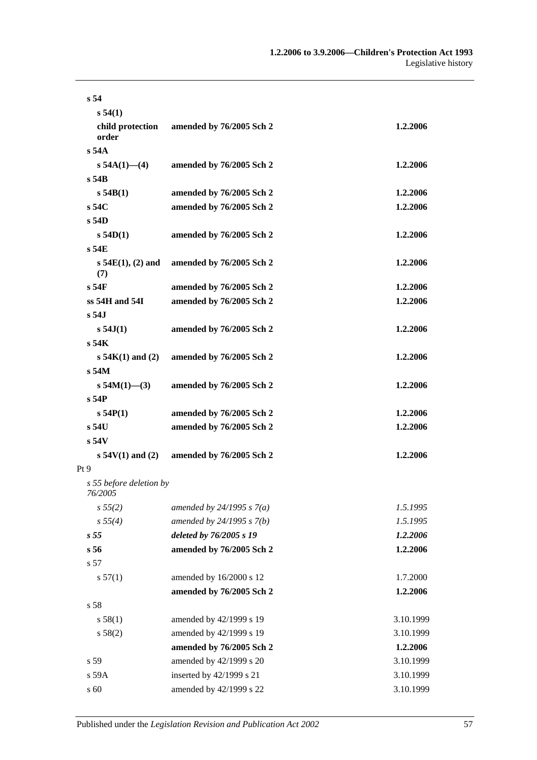| | | |
|---|---|---|
| **s 54** | | |
| **s 54(1)** | | |
| **child protection order** | **amended by 76/2005 Sch 2** | **1.2.2006** |
| **s 54A** | | |
| **s 54A(1)—(4)** | **amended by 76/2005 Sch 2** | **1.2.2006** |
| **s 54B** | | |
| **s 54B(1)** | **amended by 76/2005 Sch 2** | **1.2.2006** |
| **s 54C** | **amended by 76/2005 Sch 2** | **1.2.2006** |
| **s 54D** | | |
| **s 54D(1)** | **amended by 76/2005 Sch 2** | **1.2.2006** |
| **s 54E** | | |
| **s 54E(1), (2) and (7)** | **amended by 76/2005 Sch 2** | **1.2.2006** |
| **s 54F** | **amended by 76/2005 Sch 2** | **1.2.2006** |
| **ss 54H and 54I** | **amended by 76/2005 Sch 2** | **1.2.2006** |
| **s 54J** | | |
| **s 54J(1)** | **amended by 76/2005 Sch 2** | **1.2.2006** |
| **s 54K** | | |
| **s 54K(1) and (2)** | **amended by 76/2005 Sch 2** | **1.2.2006** |
| **s 54M** | | |
| **s 54M(1)—(3)** | **amended by 76/2005 Sch 2** | **1.2.2006** |
| **s 54P** | | |
| **s 54P(1)** | **amended by 76/2005 Sch 2** | **1.2.2006** |
| **s 54U** | **amended by 76/2005 Sch 2** | **1.2.2006** |
| **s 54V** | | |
| **s 54V(1) and (2)** | **amended by 76/2005 Sch 2** | **1.2.2006** |
| Pt 9 | | |
| *s 55 before deletion by 76/2005* | | |
| *s 55(2)* | *amended by 24/1995 s 7(a)* | *1.5.1995* |
| *s 55(4)* | *amended by 24/1995 s 7(b)* | *1.5.1995* |
| ***s 55*** | ***deleted by 76/2005 s 19*** | ***1.2.2006*** |
| **s 56** | **amended by 76/2005 Sch 2** | **1.2.2006** |
| s 57 | | |
| s 57(1) | amended by 16/2000 s 12 | 1.7.2000 |
| | **amended by 76/2005 Sch 2** | **1.2.2006** |
| s 58 | | |
| s 58(1) | amended by 42/1999 s 19 | 3.10.1999 |
| s 58(2) | amended by 42/1999 s 19 | 3.10.1999 |
| | **amended by 76/2005 Sch 2** | **1.2.2006** |
| s 59 | amended by 42/1999 s 20 | 3.10.1999 |
| s 59A | inserted by 42/1999 s 21 | 3.10.1999 |
| s 60 | amended by 42/1999 s 22 | 3.10.1999 |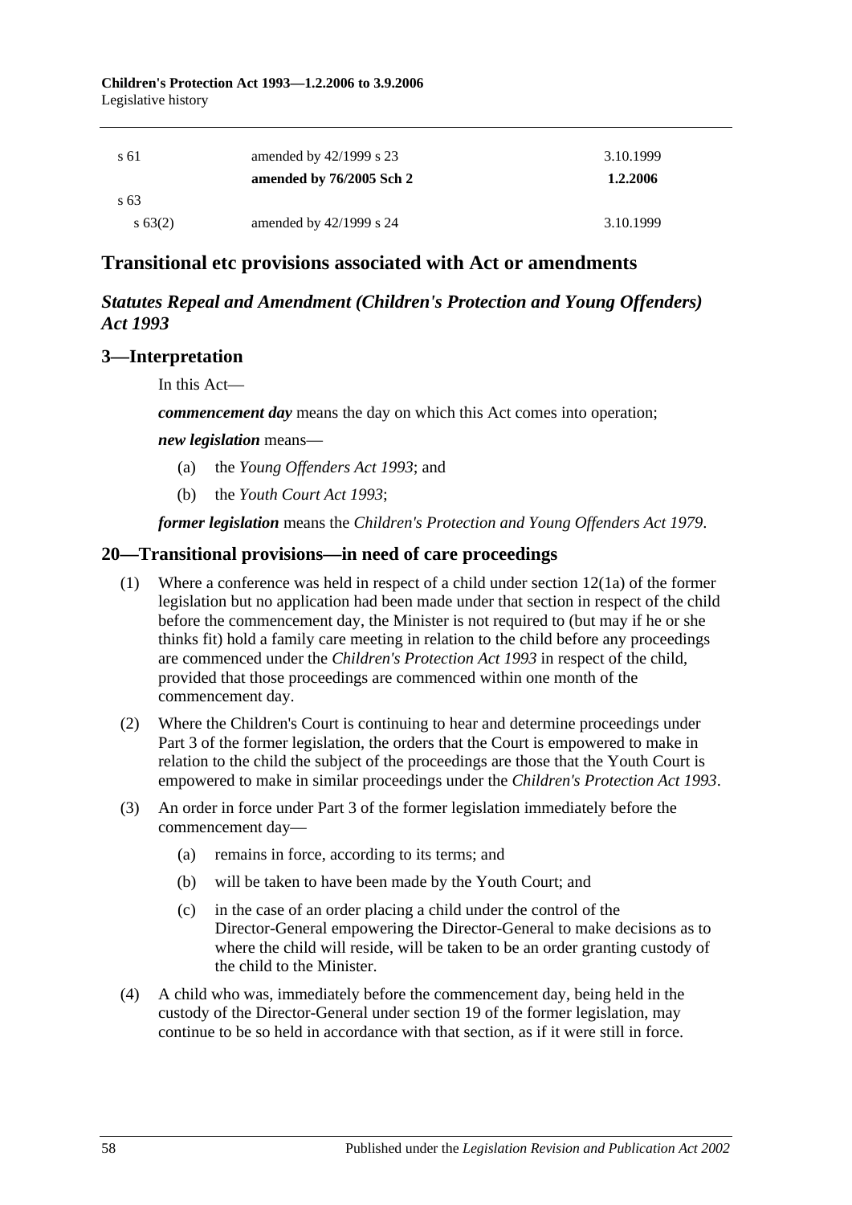| | | |
|---|---|---|
| s 61 | amended by 42/1999 s 23 | 3.10.1999 |
| | **amended by 76/2005 Sch 2** | **1.2.2006** |
| s 63 | | |
| s 63(2) | amended by 42/1999 s 24 | 3.10.1999 |

## Transitional etc provisions associated with Act or amendments

### *Statutes Repeal and Amendment (Children's Protection and Young Offenders) Act 1993*

### 3—Interpretation

In this Act—

***commencement day*** means the day on which this Act comes into operation;

***new legislation*** means—

(a) the *Young Offenders Act 1993*; and

(b) the *Youth Court Act 1993*;

***former legislation*** means the *Children's Protection and Young Offenders Act 1979*.

### 20—Transitional provisions—in need of care proceedings

(1) Where a conference was held in respect of a child under section 12(1a) of the former legislation but no application had been made under that section in respect of the child before the commencement day, the Minister is not required to (but may if he or she thinks fit) hold a family care meeting in relation to the child before any proceedings are commenced under the *Children's Protection Act 1993* in respect of the child, provided that those proceedings are commenced within one month of the commencement day.

(2) Where the Children's Court is continuing to hear and determine proceedings under Part 3 of the former legislation, the orders that the Court is empowered to make in relation to the child the subject of the proceedings are those that the Youth Court is empowered to make in similar proceedings under the *Children's Protection Act 1993*.

(3) An order in force under Part 3 of the former legislation immediately before the commencement day—

(a) remains in force, according to its terms; and

(b) will be taken to have been made by the Youth Court; and

(c) in the case of an order placing a child under the control of the Director-General empowering the Director-General to make decisions as to where the child will reside, will be taken to be an order granting custody of the child to the Minister.

(4) A child who was, immediately before the commencement day, being held in the custody of the Director-General under section 19 of the former legislation, may continue to be so held in accordance with that section, as if it were still in force.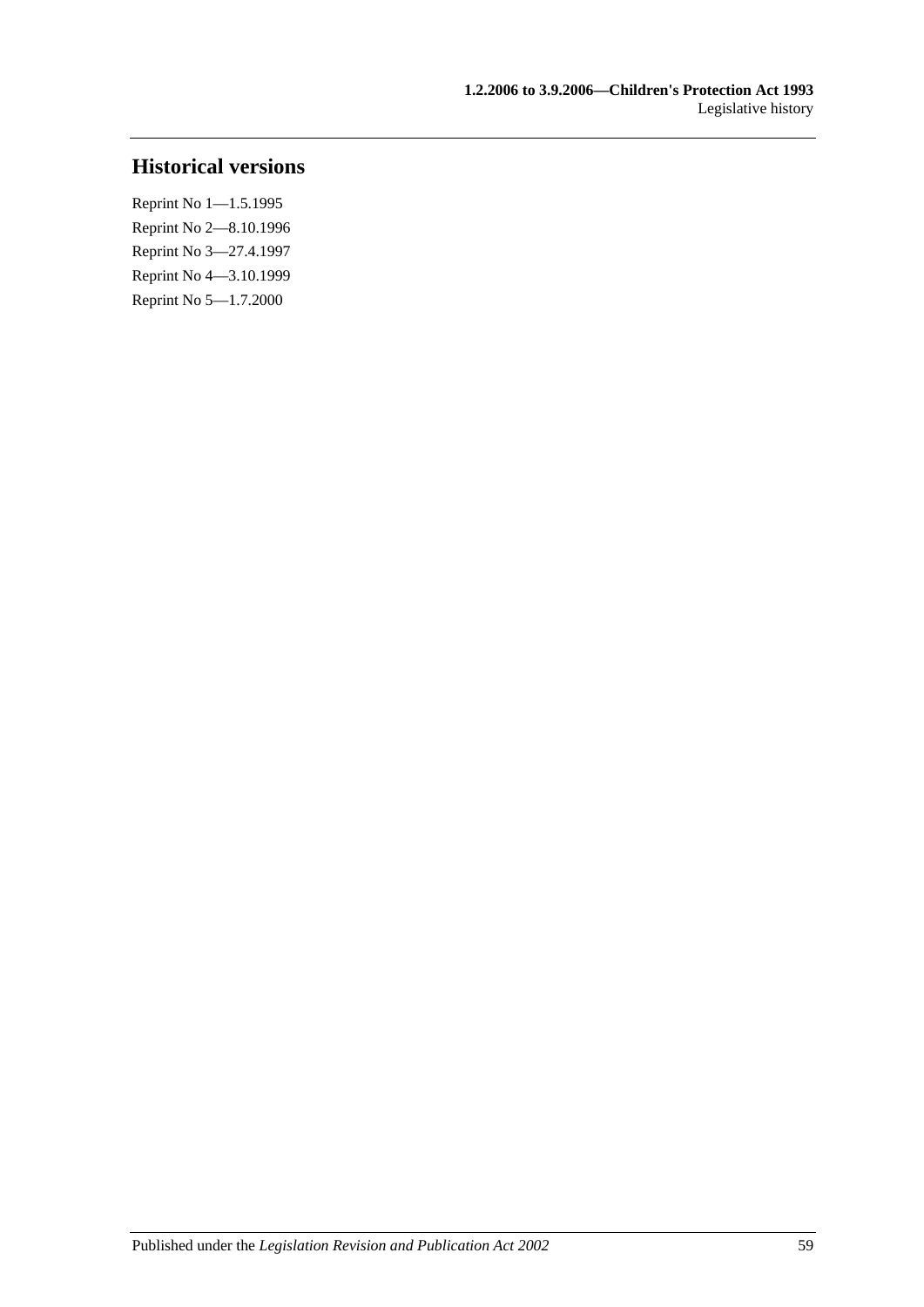## Historical versions

Reprint No 1—1.5.1995

Reprint No 2—8.10.1996

Reprint No 3—27.4.1997

Reprint No 4—3.10.1999

Reprint No 5—1.7.2000